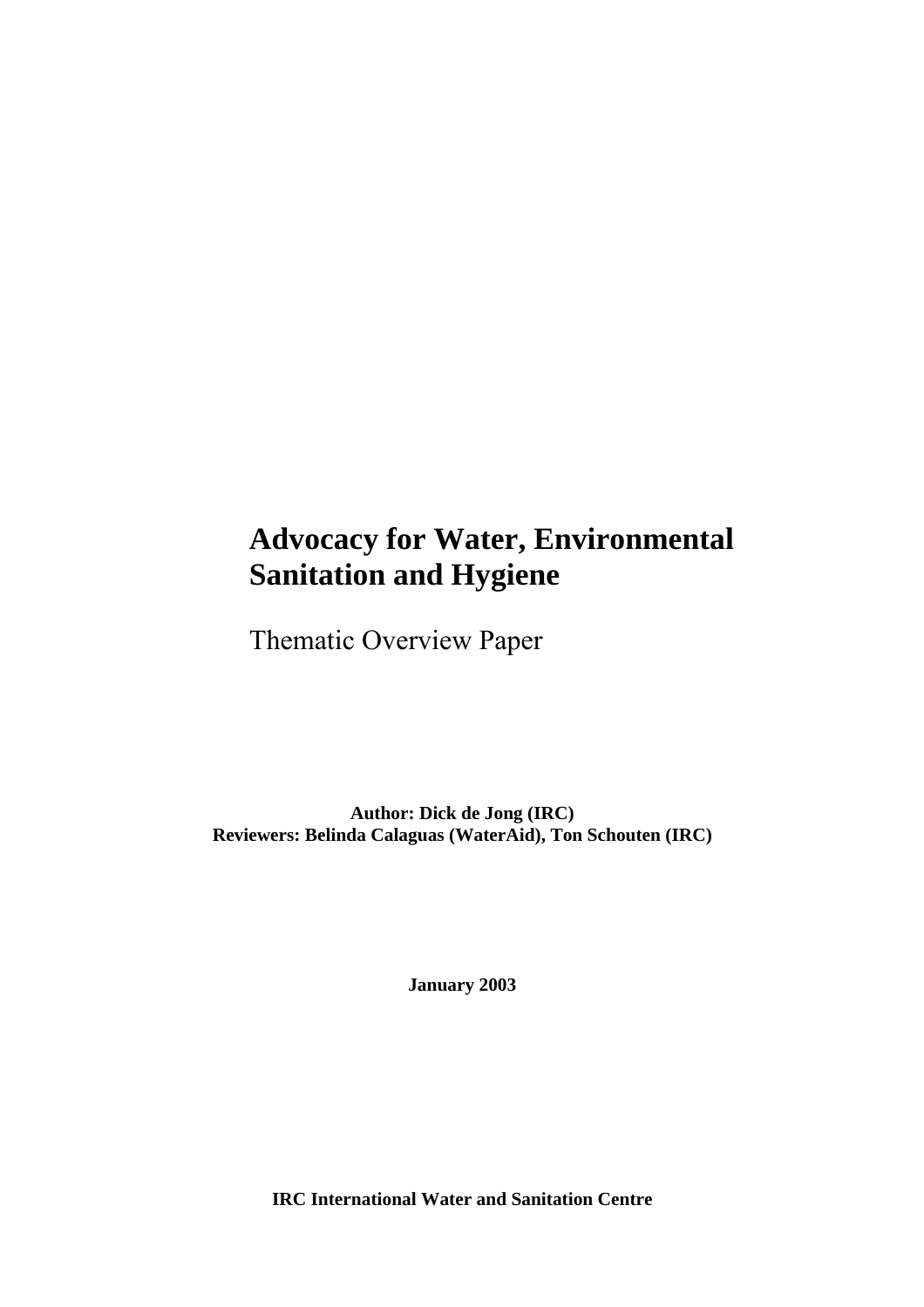# Advocacy for Water, Environmental Sanitation and Hygiene

Thematic Overview Paper

**Author: Dick de Jong (IRC)**
**Reviewers: Belinda Calaguas (WaterAid), Ton Schouten (IRC)**

**January 2003**

**IRC International Water and Sanitation Centre**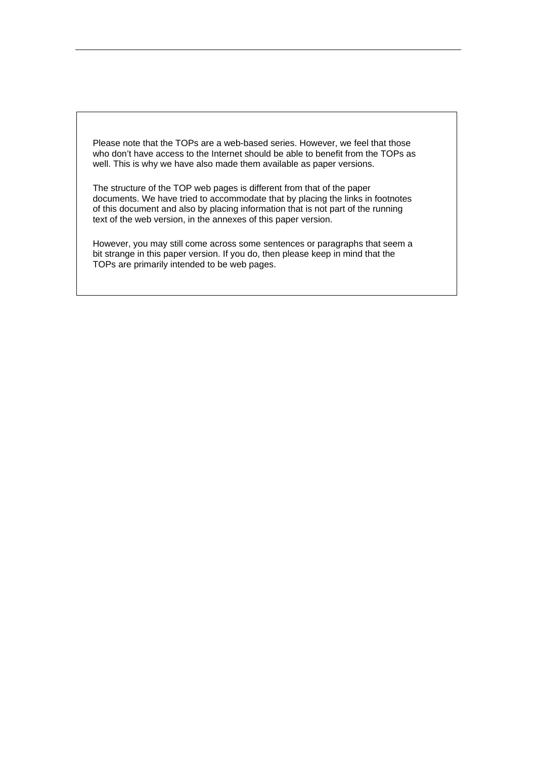Please note that the TOPs are a web-based series. However, we feel that those who don't have access to the Internet should be able to benefit from the TOPs as well. This is why we have also made them available as paper versions.

The structure of the TOP web pages is different from that of the paper documents. We have tried to accommodate that by placing the links in footnotes of this document and also by placing information that is not part of the running text of the web version, in the annexes of this paper version.

However, you may still come across some sentences or paragraphs that seem a bit strange in this paper version. If you do, then please keep in mind that the TOPs are primarily intended to be web pages.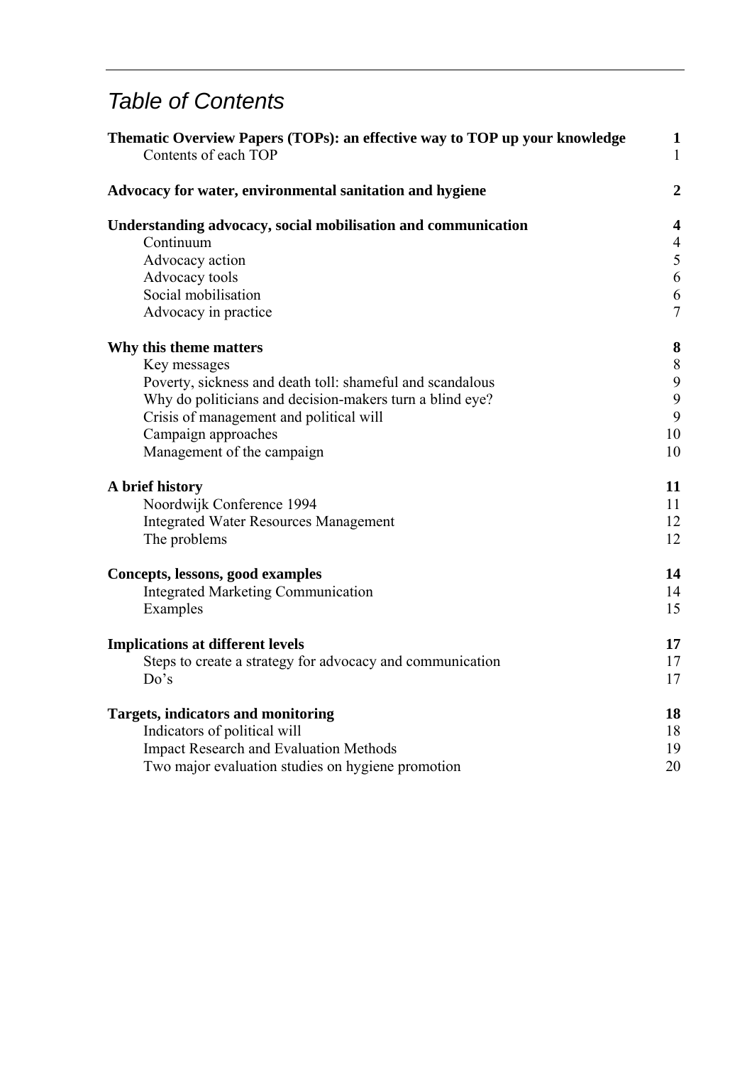# Table of Contents

| | |
|---|---|
| **Thematic Overview Papers (TOPs): an effective way to TOP up your knowledge** | **1** |
| Contents of each TOP | 1 |
| **Advocacy for water, environmental sanitation and hygiene** | **2** |
| **Understanding advocacy, social mobilisation and communication** | **4** |
| Continuum | 4 |
| Advocacy action | 5 |
| Advocacy tools | 6 |
| Social mobilisation | 6 |
| Advocacy in practice | 7 |
| **Why this theme matters** | **8** |
| Key messages | 8 |
| Poverty, sickness and death toll: shameful and scandalous | 9 |
| Why do politicians and decision-makers turn a blind eye? | 9 |
| Crisis of management and political will | 9 |
| Campaign approaches | 10 |
| Management of the campaign | 10 |
| **A brief history** | **11** |
| Noordwijk Conference 1994 | 11 |
| Integrated Water Resources Management | 12 |
| The problems | 12 |
| **Concepts, lessons, good examples** | **14** |
| Integrated Marketing Communication | 14 |
| Examples | 15 |
| **Implications at different levels** | **17** |
| Steps to create a strategy for advocacy and communication | 17 |
| Do's | 17 |
| **Targets, indicators and monitoring** | **18** |
| Indicators of political will | 18 |
| Impact Research and Evaluation Methods | 19 |
| Two major evaluation studies on hygiene promotion | 20 |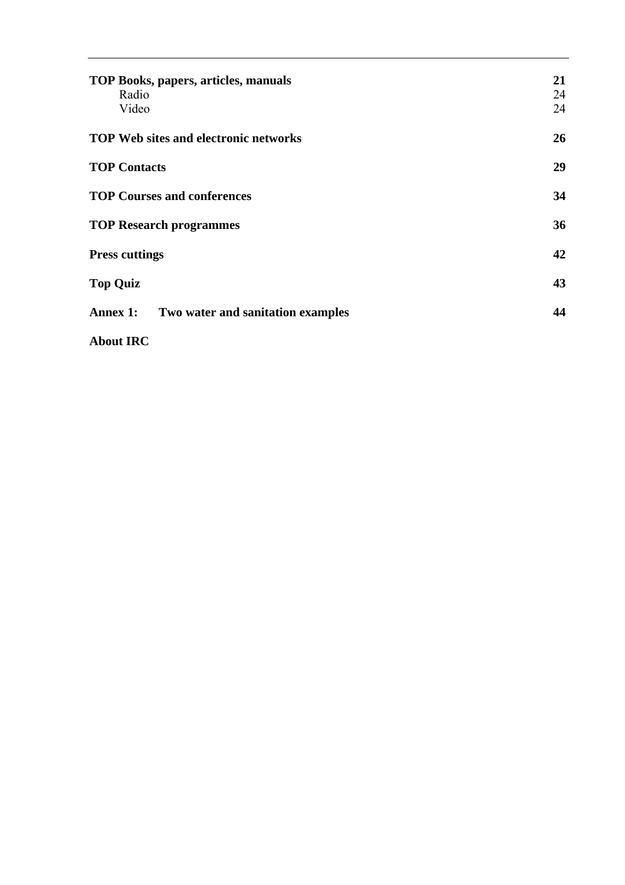| | |
|---|---|
| **TOP Books, papers, articles, manuals** | **21** |
| Radio | 24 |
| Video | 24 |
| **TOP Web sites and electronic networks** | **26** |
| **TOP Contacts** | **29** |
| **TOP Courses and conferences** | **34** |
| **TOP Research programmes** | **36** |
| **Press cuttings** | **42** |
| **Top Quiz** | **43** |
| **Annex 1: Two water and sanitation examples** | **44** |
| **About IRC** | |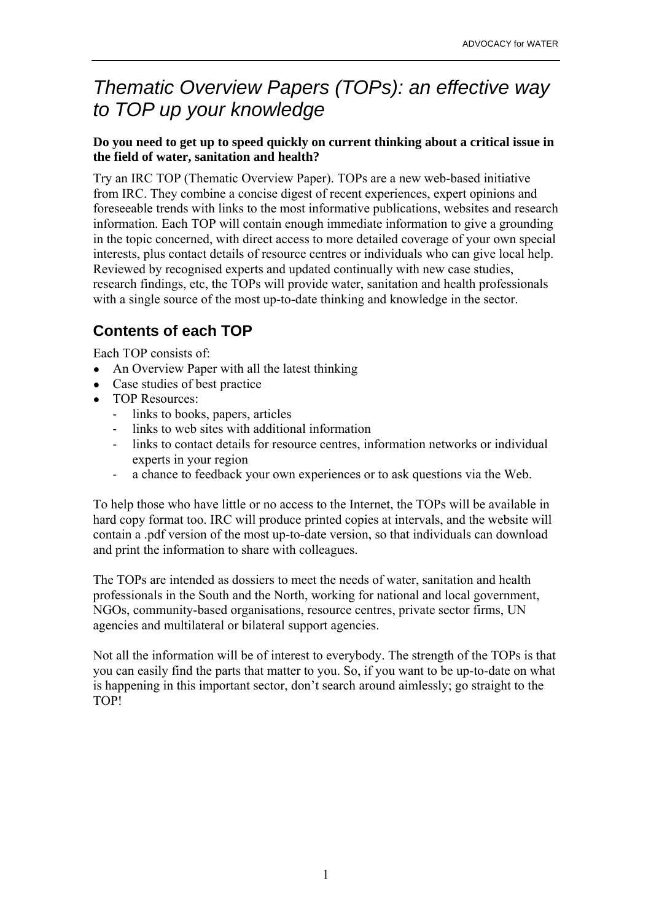# *Thematic Overview Papers (TOPs): an effective way to TOP up your knowledge*

**Do you need to get up to speed quickly on current thinking about a critical issue in the field of water, sanitation and health?**

Try an IRC TOP (Thematic Overview Paper). TOPs are a new web-based initiative from IRC. They combine a concise digest of recent experiences, expert opinions and foreseeable trends with links to the most informative publications, websites and research information. Each TOP will contain enough immediate information to give a grounding in the topic concerned, with direct access to more detailed coverage of your own special interests, plus contact details of resource centres or individuals who can give local help. Reviewed by recognised experts and updated continually with new case studies, research findings, etc, the TOPs will provide water, sanitation and health professionals with a single source of the most up-to-date thinking and knowledge in the sector.

## Contents of each TOP

Each TOP consists of:

- An Overview Paper with all the latest thinking
- Case studies of best practice
- TOP Resources:
  - links to books, papers, articles
  - links to web sites with additional information
  - links to contact details for resource centres, information networks or individual experts in your region
  - a chance to feedback your own experiences or to ask questions via the Web.

To help those who have little or no access to the Internet, the TOPs will be available in hard copy format too. IRC will produce printed copies at intervals, and the website will contain a .pdf version of the most up-to-date version, so that individuals can download and print the information to share with colleagues.

The TOPs are intended as dossiers to meet the needs of water, sanitation and health professionals in the South and the North, working for national and local government, NGOs, community-based organisations, resource centres, private sector firms, UN agencies and multilateral or bilateral support agencies.

Not all the information will be of interest to everybody. The strength of the TOPs is that you can easily find the parts that matter to you. So, if you want to be up-to-date on what is happening in this important sector, don't search around aimlessly; go straight to the TOP!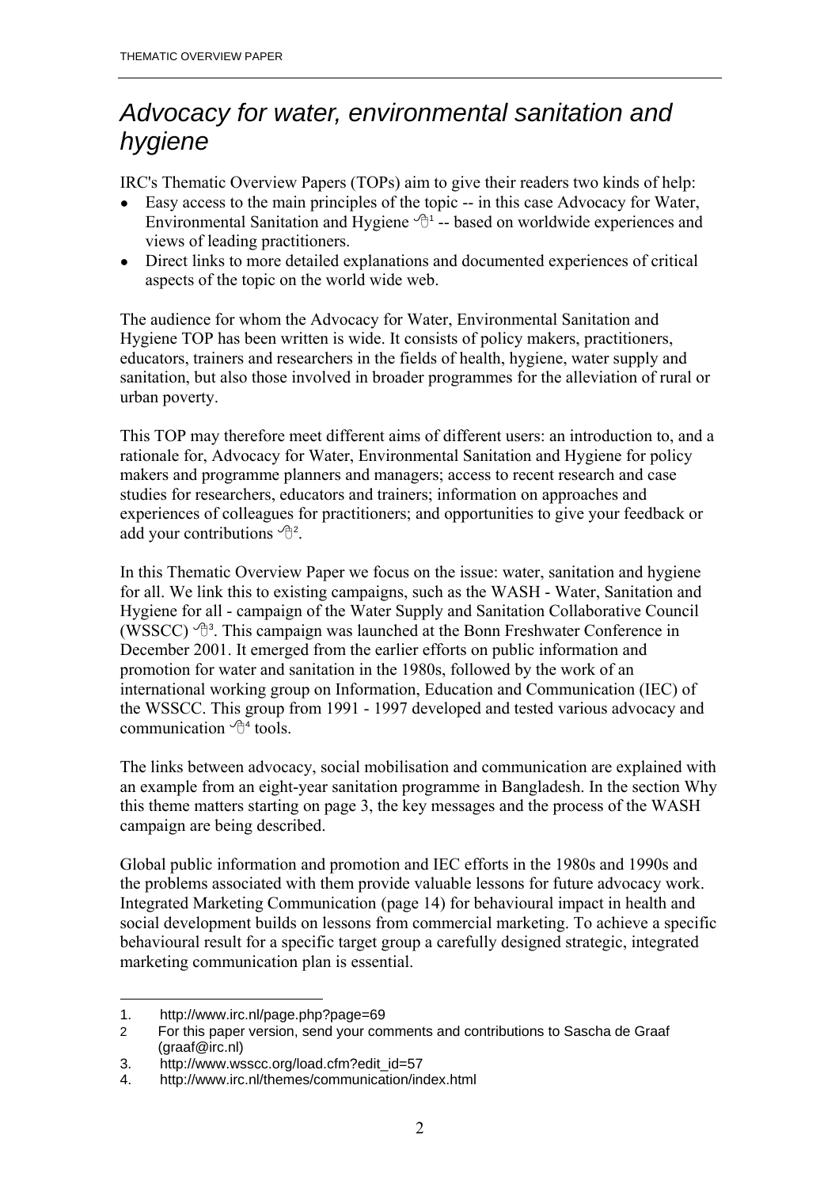# *Advocacy for water, environmental sanitation and hygiene*

IRC's Thematic Overview Papers (TOPs) aim to give their readers two kinds of help:

- Easy access to the main principles of the topic -- in this case Advocacy for Water, Environmental Sanitation and Hygiene [1] -- based on worldwide experiences and views of leading practitioners.
- Direct links to more detailed explanations and documented experiences of critical aspects of the topic on the world wide web.

The audience for whom the Advocacy for Water, Environmental Sanitation and Hygiene TOP has been written is wide. It consists of policy makers, practitioners, educators, trainers and researchers in the fields of health, hygiene, water supply and sanitation, but also those involved in broader programmes for the alleviation of rural or urban poverty.

This TOP may therefore meet different aims of different users: an introduction to, and a rationale for, Advocacy for Water, Environmental Sanitation and Hygiene for policy makers and programme planners and managers; access to recent research and case studies for researchers, educators and trainers; information on approaches and experiences of colleagues for practitioners; and opportunities to give your feedback or add your contributions [2].

In this Thematic Overview Paper we focus on the issue: water, sanitation and hygiene for all. We link this to existing campaigns, such as the WASH - Water, Sanitation and Hygiene for all - campaign of the Water Supply and Sanitation Collaborative Council (WSSCC) [3]. This campaign was launched at the Bonn Freshwater Conference in December 2001. It emerged from the earlier efforts on public information and promotion for water and sanitation in the 1980s, followed by the work of an international working group on Information, Education and Communication (IEC) of the WSSCC. This group from 1991 - 1997 developed and tested various advocacy and communication [4] tools.

The links between advocacy, social mobilisation and communication are explained with an example from an eight-year sanitation programme in Bangladesh. In the section Why this theme matters starting on page 3, the key messages and the process of the WASH campaign are being described.

Global public information and promotion and IEC efforts in the 1980s and 1990s and the problems associated with them provide valuable lessons for future advocacy work. Integrated Marketing Communication (page 14) for behavioural impact in health and social development builds on lessons from commercial marketing. To achieve a specific behavioural result for a specific target group a carefully designed strategic, integrated marketing communication plan is essential.

---

1. http://www.irc.nl/page.php?page=69
2. For this paper version, send your comments and contributions to Sascha de Graaf (graaf@irc.nl)
3. http://www.wsscc.org/load.cfm?edit_id=57
4. http://www.irc.nl/themes/communication/index.html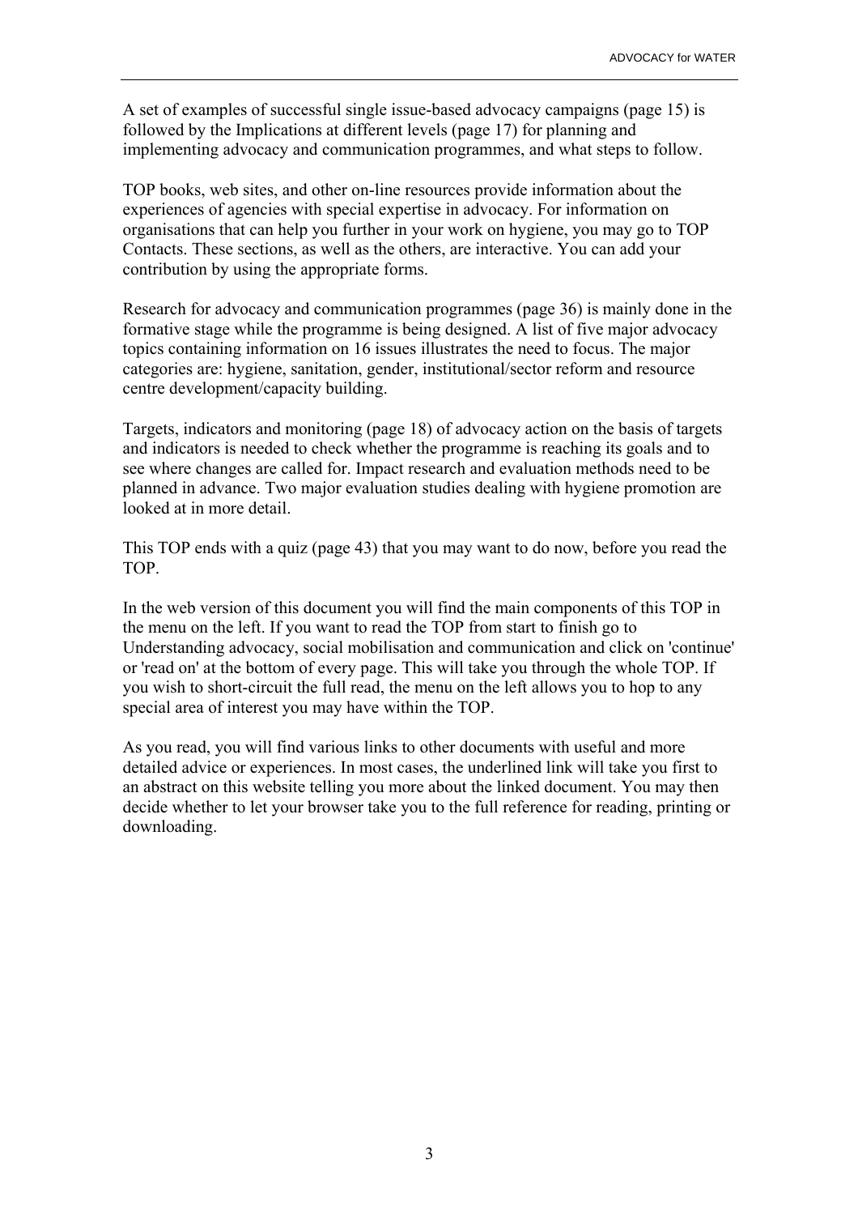A set of examples of successful single issue-based advocacy campaigns (page 15) is followed by the Implications at different levels (page 17) for planning and implementing advocacy and communication programmes, and what steps to follow.

TOP books, web sites, and other on-line resources provide information about the experiences of agencies with special expertise in advocacy. For information on organisations that can help you further in your work on hygiene, you may go to TOP Contacts. These sections, as well as the others, are interactive. You can add your contribution by using the appropriate forms.

Research for advocacy and communication programmes (page 36) is mainly done in the formative stage while the programme is being designed. A list of five major advocacy topics containing information on 16 issues illustrates the need to focus. The major categories are: hygiene, sanitation, gender, institutional/sector reform and resource centre development/capacity building.

Targets, indicators and monitoring (page 18) of advocacy action on the basis of targets and indicators is needed to check whether the programme is reaching its goals and to see where changes are called for. Impact research and evaluation methods need to be planned in advance. Two major evaluation studies dealing with hygiene promotion are looked at in more detail.

This TOP ends with a quiz (page 43) that you may want to do now, before you read the TOP.

In the web version of this document you will find the main components of this TOP in the menu on the left. If you want to read the TOP from start to finish go to Understanding advocacy, social mobilisation and communication and click on 'continue' or 'read on' at the bottom of every page. This will take you through the whole TOP. If you wish to short-circuit the full read, the menu on the left allows you to hop to any special area of interest you may have within the TOP.

As you read, you will find various links to other documents with useful and more detailed advice or experiences. In most cases, the underlined link will take you first to an abstract on this website telling you more about the linked document. You may then decide whether to let your browser take you to the full reference for reading, printing or downloading.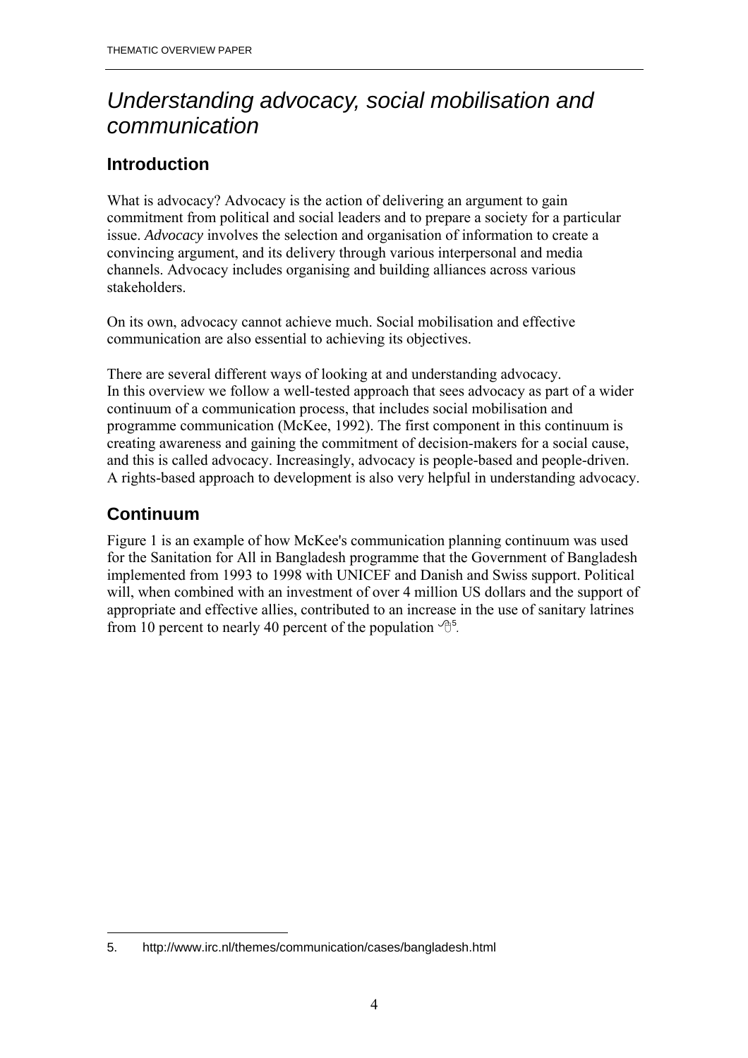# *Understanding advocacy, social mobilisation and communication*

## Introduction

What is advocacy? Advocacy is the action of delivering an argument to gain commitment from political and social leaders and to prepare a society for a particular issue. *Advocacy* involves the selection and organisation of information to create a convincing argument, and its delivery through various interpersonal and media channels. Advocacy includes organising and building alliances across various stakeholders.

On its own, advocacy cannot achieve much. Social mobilisation and effective communication are also essential to achieving its objectives.

There are several different ways of looking at and understanding advocacy. In this overview we follow a well-tested approach that sees advocacy as part of a wider continuum of a communication process, that includes social mobilisation and programme communication (McKee, 1992). The first component in this continuum is creating awareness and gaining the commitment of decision-makers for a social cause, and this is called advocacy. Increasingly, advocacy is people-based and people-driven. A rights-based approach to development is also very helpful in understanding advocacy.

## Continuum

Figure 1 is an example of how McKee's communication planning continuum was used for the Sanitation for All in Bangladesh programme that the Government of Bangladesh implemented from 1993 to 1998 with UNICEF and Danish and Swiss support. Political will, when combined with an investment of over 4 million US dollars and the support of appropriate and effective allies, contributed to an increase in the use of sanitary latrines from 10 percent to nearly 40 percent of the population [5].

5. http://www.irc.nl/themes/communication/cases/bangladesh.html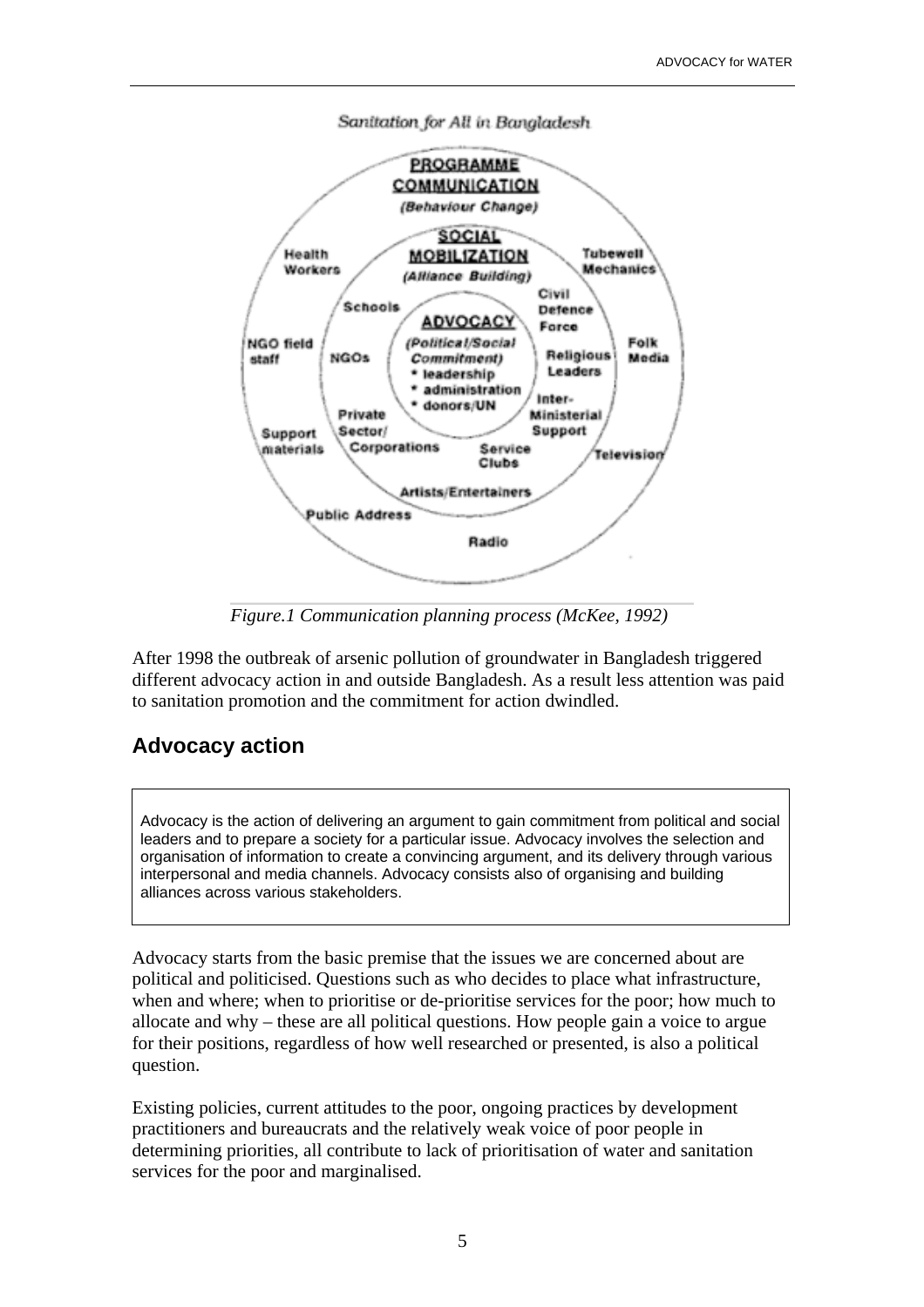Sanitation for All in Bangladesh

PROGRAMME COMMUNICATION (Behaviour Change)

SOCIAL MOBILIZATION (Alliance Building)

ADVOCACY (Political/Social Commitment)
* leadership
* administration
* donors/UN

Health Workers, Schools, Civil Defence Force, Tubewell Mechanics, NGO field staff, NGOs, Religious Leaders, Folk Media, Private Sector/Corporations, Inter-Ministerial Support, Support materials, Service Clubs, Television, Artists/Entertainers, Public Address, Radio

*Figure.1 Communication planning process (McKee, 1992)*

After 1998 the outbreak of arsenic pollution of groundwater in Bangladesh triggered different advocacy action in and outside Bangladesh. As a result less attention was paid to sanitation promotion and the commitment for action dwindled.

## Advocacy action

> Advocacy is the action of delivering an argument to gain commitment from political and social leaders and to prepare a society for a particular issue. Advocacy involves the selection and organisation of information to create a convincing argument, and its delivery through various interpersonal and media channels. Advocacy consists also of organising and building alliances across various stakeholders.

Advocacy starts from the basic premise that the issues we are concerned about are political and politicised. Questions such as who decides to place what infrastructure, when and where; when to prioritise or de-prioritise services for the poor; how much to allocate and why – these are all political questions. How people gain a voice to argue for their positions, regardless of how well researched or presented, is also a political question.

Existing policies, current attitudes to the poor, ongoing practices by development practitioners and bureaucrats and the relatively weak voice of poor people in determining priorities, all contribute to lack of prioritisation of water and sanitation services for the poor and marginalised.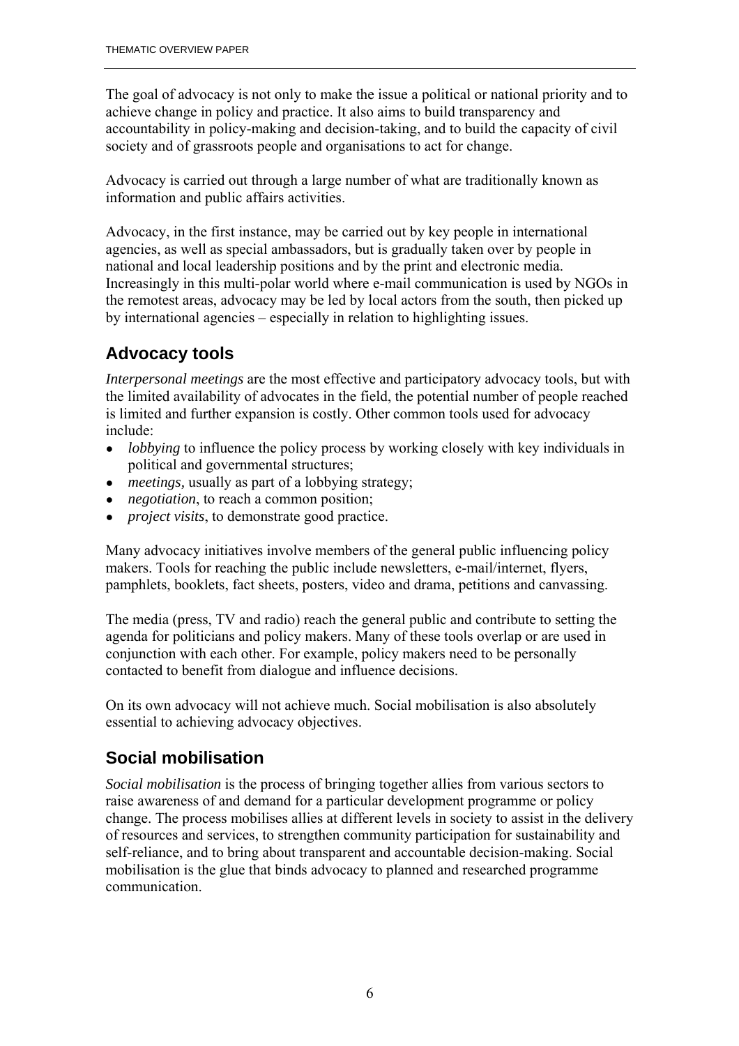The goal of advocacy is not only to make the issue a political or national priority and to achieve change in policy and practice. It also aims to build transparency and accountability in policy-making and decision-taking, and to build the capacity of civil society and of grassroots people and organisations to act for change.

Advocacy is carried out through a large number of what are traditionally known as information and public affairs activities.

Advocacy, in the first instance, may be carried out by key people in international agencies, as well as special ambassadors, but is gradually taken over by people in national and local leadership positions and by the print and electronic media. Increasingly in this multi-polar world where e-mail communication is used by NGOs in the remotest areas, advocacy may be led by local actors from the south, then picked up by international agencies – especially in relation to highlighting issues.

## Advocacy tools

*Interpersonal meetings* are the most effective and participatory advocacy tools, but with the limited availability of advocates in the field, the potential number of people reached is limited and further expansion is costly. Other common tools used for advocacy include:

- *lobbying* to influence the policy process by working closely with key individuals in political and governmental structures;
- *meetings,* usually as part of a lobbying strategy;
- *negotiation*, to reach a common position;
- *project visits*, to demonstrate good practice.

Many advocacy initiatives involve members of the general public influencing policy makers. Tools for reaching the public include newsletters, e-mail/internet, flyers, pamphlets, booklets, fact sheets, posters, video and drama, petitions and canvassing.

The media (press, TV and radio) reach the general public and contribute to setting the agenda for politicians and policy makers. Many of these tools overlap or are used in conjunction with each other. For example, policy makers need to be personally contacted to benefit from dialogue and influence decisions.

On its own advocacy will not achieve much. Social mobilisation is also absolutely essential to achieving advocacy objectives.

## Social mobilisation

*Social mobilisation* is the process of bringing together allies from various sectors to raise awareness of and demand for a particular development programme or policy change. The process mobilises allies at different levels in society to assist in the delivery of resources and services, to strengthen community participation for sustainability and self-reliance, and to bring about transparent and accountable decision-making. Social mobilisation is the glue that binds advocacy to planned and researched programme communication.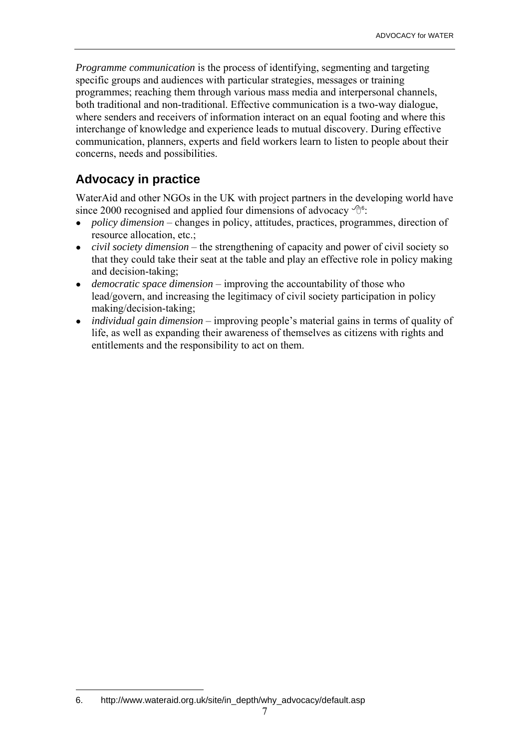*Programme communication* is the process of identifying, segmenting and targeting specific groups and audiences with particular strategies, messages or training programmes; reaching them through various mass media and interpersonal channels, both traditional and non-traditional. Effective communication is a two-way dialogue, where senders and receivers of information interact on an equal footing and where this interchange of knowledge and experience leads to mutual discovery. During effective communication, planners, experts and field workers learn to listen to people about their concerns, needs and possibilities.

## Advocacy in practice

WaterAid and other NGOs in the UK with project partners in the developing world have since 2000 recognised and applied four dimensions of advocacy [6]:

- *policy dimension* – changes in policy, attitudes, practices, programmes, direction of resource allocation, etc.;
- *civil society dimension* – the strengthening of capacity and power of civil society so that they could take their seat at the table and play an effective role in policy making and decision-taking;
- *democratic space dimension* – improving the accountability of those who lead/govern, and increasing the legitimacy of civil society participation in policy making/decision-taking;
- *individual gain dimension* – improving people's material gains in terms of quality of life, as well as expanding their awareness of themselves as citizens with rights and entitlements and the responsibility to act on them.

6. http://www.wateraid.org.uk/site/in_depth/why_advocacy/default.asp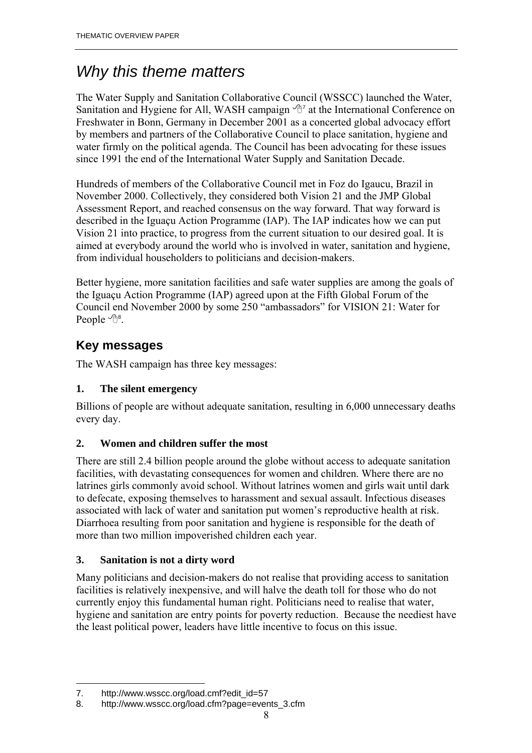# *Why this theme matters*

The Water Supply and Sanitation Collaborative Council (WSSCC) launched the Water, Sanitation and Hygiene for All, WASH campaign [7] at the International Conference on Freshwater in Bonn, Germany in December 2001 as a concerted global advocacy effort by members and partners of the Collaborative Council to place sanitation, hygiene and water firmly on the political agenda. The Council has been advocating for these issues since 1991 the end of the International Water Supply and Sanitation Decade.

Hundreds of members of the Collaborative Council met in Foz do Igaucu, Brazil in November 2000. Collectively, they considered both Vision 21 and the JMP Global Assessment Report, and reached consensus on the way forward. That way forward is described in the Iguaçu Action Programme (IAP). The IAP indicates how we can put Vision 21 into practice, to progress from the current situation to our desired goal. It is aimed at everybody around the world who is involved in water, sanitation and hygiene, from individual householders to politicians and decision-makers.

Better hygiene, more sanitation facilities and safe water supplies are among the goals of the Iguaçu Action Programme (IAP) agreed upon at the Fifth Global Forum of the Council end November 2000 by some 250 "ambassadors" for VISION 21: Water for People [8].

## Key messages

The WASH campaign has three key messages:

### 1. The silent emergency

Billions of people are without adequate sanitation, resulting in 6,000 unnecessary deaths every day.

### 2. Women and children suffer the most

There are still 2.4 billion people around the globe without access to adequate sanitation facilities, with devastating consequences for women and children. Where there are no latrines girls commonly avoid school. Without latrines women and girls wait until dark to defecate, exposing themselves to harassment and sexual assault. Infectious diseases associated with lack of water and sanitation put women's reproductive health at risk. Diarrhoea resulting from poor sanitation and hygiene is responsible for the death of more than two million impoverished children each year.

### 3. Sanitation is not a dirty word

Many politicians and decision-makers do not realise that providing access to sanitation facilities is relatively inexpensive, and will halve the death toll for those who do not currently enjoy this fundamental human right. Politicians need to realise that water, hygiene and sanitation are entry points for poverty reduction. Because the neediest have the least political power, leaders have little incentive to focus on this issue.

---

7. http://www.wsscc.org/load.cmf?edit_id=57
8. http://www.wsscc.org/load.cfm?page=events_3.cfm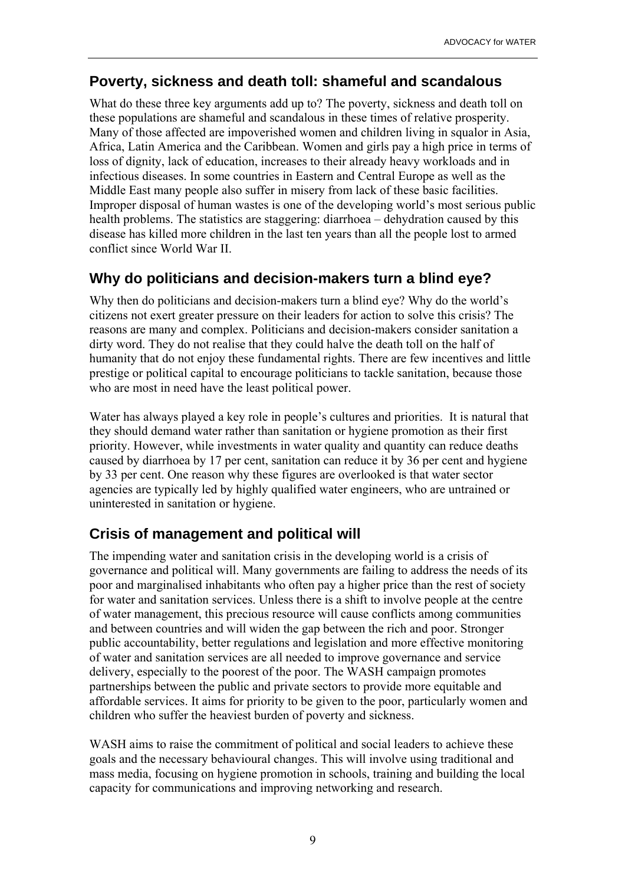## Poverty, sickness and death toll: shameful and scandalous

What do these three key arguments add up to? The poverty, sickness and death toll on these populations are shameful and scandalous in these times of relative prosperity. Many of those affected are impoverished women and children living in squalor in Asia, Africa, Latin America and the Caribbean. Women and girls pay a high price in terms of loss of dignity, lack of education, increases to their already heavy workloads and in infectious diseases. In some countries in Eastern and Central Europe as well as the Middle East many people also suffer in misery from lack of these basic facilities. Improper disposal of human wastes is one of the developing world's most serious public health problems. The statistics are staggering: diarrhoea – dehydration caused by this disease has killed more children in the last ten years than all the people lost to armed conflict since World War II.

## Why do politicians and decision-makers turn a blind eye?

Why then do politicians and decision-makers turn a blind eye? Why do the world's citizens not exert greater pressure on their leaders for action to solve this crisis? The reasons are many and complex. Politicians and decision-makers consider sanitation a dirty word. They do not realise that they could halve the death toll on the half of humanity that do not enjoy these fundamental rights. There are few incentives and little prestige or political capital to encourage politicians to tackle sanitation, because those who are most in need have the least political power.

Water has always played a key role in people's cultures and priorities. It is natural that they should demand water rather than sanitation or hygiene promotion as their first priority. However, while investments in water quality and quantity can reduce deaths caused by diarrhoea by 17 per cent, sanitation can reduce it by 36 per cent and hygiene by 33 per cent. One reason why these figures are overlooked is that water sector agencies are typically led by highly qualified water engineers, who are untrained or uninterested in sanitation or hygiene.

## Crisis of management and political will

The impending water and sanitation crisis in the developing world is a crisis of governance and political will. Many governments are failing to address the needs of its poor and marginalised inhabitants who often pay a higher price than the rest of society for water and sanitation services. Unless there is a shift to involve people at the centre of water management, this precious resource will cause conflicts among communities and between countries and will widen the gap between the rich and poor. Stronger public accountability, better regulations and legislation and more effective monitoring of water and sanitation services are all needed to improve governance and service delivery, especially to the poorest of the poor. The WASH campaign promotes partnerships between the public and private sectors to provide more equitable and affordable services. It aims for priority to be given to the poor, particularly women and children who suffer the heaviest burden of poverty and sickness.

WASH aims to raise the commitment of political and social leaders to achieve these goals and the necessary behavioural changes. This will involve using traditional and mass media, focusing on hygiene promotion in schools, training and building the local capacity for communications and improving networking and research.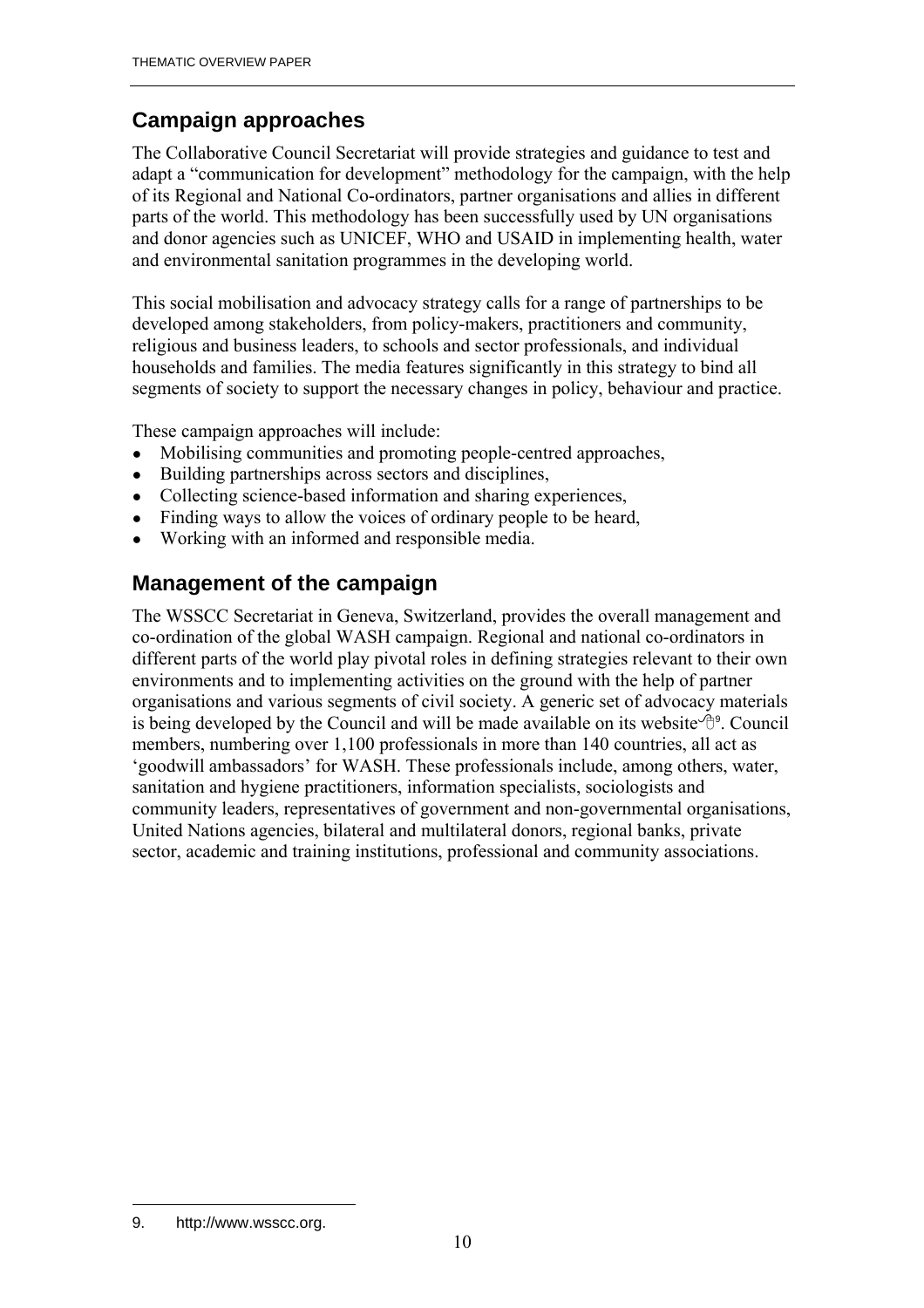## Campaign approaches

The Collaborative Council Secretariat will provide strategies and guidance to test and adapt a "communication for development" methodology for the campaign, with the help of its Regional and National Co-ordinators, partner organisations and allies in different parts of the world. This methodology has been successfully used by UN organisations and donor agencies such as UNICEF, WHO and USAID in implementing health, water and environmental sanitation programmes in the developing world.

This social mobilisation and advocacy strategy calls for a range of partnerships to be developed among stakeholders, from policy-makers, practitioners and community, religious and business leaders, to schools and sector professionals, and individual households and families. The media features significantly in this strategy to bind all segments of society to support the necessary changes in policy, behaviour and practice.

These campaign approaches will include:

- Mobilising communities and promoting people-centred approaches,
- Building partnerships across sectors and disciplines,
- Collecting science-based information and sharing experiences,
- Finding ways to allow the voices of ordinary people to be heard,
- Working with an informed and responsible media.

## Management of the campaign

The WSSCC Secretariat in Geneva, Switzerland, provides the overall management and co-ordination of the global WASH campaign. Regional and national co-ordinators in different parts of the world play pivotal roles in defining strategies relevant to their own environments and to implementing activities on the ground with the help of partner organisations and various segments of civil society. A generic set of advocacy materials is being developed by the Council and will be made available on its website[9]. Council members, numbering over 1,100 professionals in more than 140 countries, all act as 'goodwill ambassadors' for WASH. These professionals include, among others, water, sanitation and hygiene practitioners, information specialists, sociologists and community leaders, representatives of government and non-governmental organisations, United Nations agencies, bilateral and multilateral donors, regional banks, private sector, academic and training institutions, professional and community associations.

9. http://www.wsscc.org.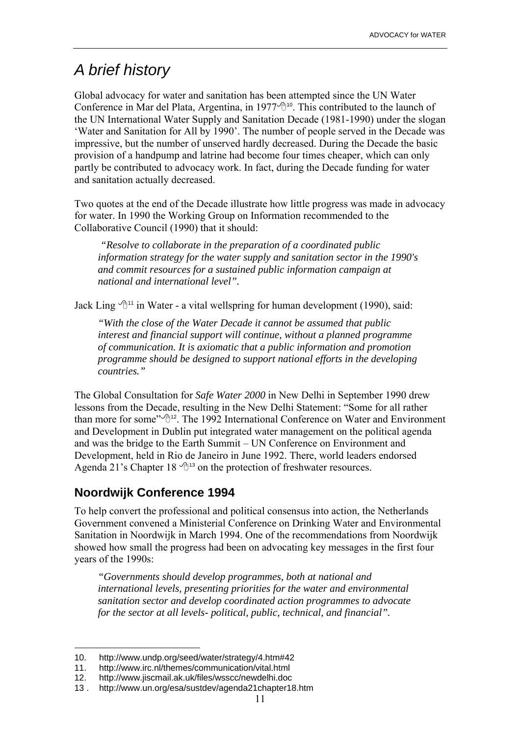# A brief history

Global advocacy for water and sanitation has been attempted since the UN Water Conference in Mar del Plata, Argentina, in 1977[10]. This contributed to the launch of the UN International Water Supply and Sanitation Decade (1981-1990) under the slogan 'Water and Sanitation for All by 1990'. The number of people served in the Decade was impressive, but the number of unserved hardly decreased. During the Decade the basic provision of a handpump and latrine had become four times cheaper, which can only partly be contributed to advocacy work. In fact, during the Decade funding for water and sanitation actually decreased.

Two quotes at the end of the Decade illustrate how little progress was made in advocacy for water. In 1990 the Working Group on Information recommended to the Collaborative Council (1990) that it should:

> *"Resolve to collaborate in the preparation of a coordinated public information strategy for the water supply and sanitation sector in the 1990's and commit resources for a sustained public information campaign at national and international level".*

Jack Ling [11] in Water - a vital wellspring for human development (1990), said:

> *"With the close of the Water Decade it cannot be assumed that public interest and financial support will continue, without a planned programme of communication. It is axiomatic that a public information and promotion programme should be designed to support national efforts in the developing countries."*

The Global Consultation for *Safe Water 2000* in New Delhi in September 1990 drew lessons from the Decade, resulting in the New Delhi Statement: "Some for all rather than more for some"[12]. The 1992 International Conference on Water and Environment and Development in Dublin put integrated water management on the political agenda and was the bridge to the Earth Summit – UN Conference on Environment and Development, held in Rio de Janeiro in June 1992. There, world leaders endorsed Agenda 21's Chapter 18 [13] on the protection of freshwater resources.

## Noordwijk Conference 1994

To help convert the professional and political consensus into action, the Netherlands Government convened a Ministerial Conference on Drinking Water and Environmental Sanitation in Noordwijk in March 1994. One of the recommendations from Noordwijk showed how small the progress had been on advocating key messages in the first four years of the 1990s:

> *"Governments should develop programmes, both at national and international levels, presenting priorities for the water and environmental sanitation sector and develop coordinated action programmes to advocate for the sector at all levels- political, public, technical, and financial".*

---

10. http://www.undp.org/seed/water/strategy/4.htm#42
11. http://www.irc.nl/themes/communication/vital.html
12. http://www.jiscmail.ak.uk/files/wsscc/newdelhi.doc
13. http://www.un.org/esa/sustdev/agenda21chapter18.htm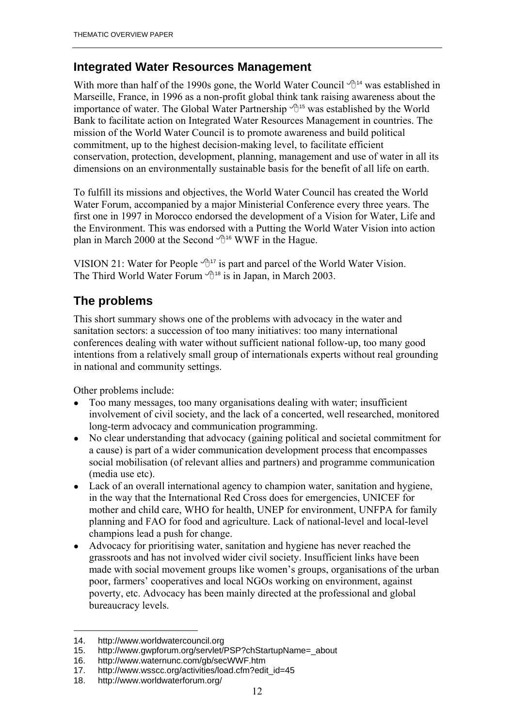## Integrated Water Resources Management

With more than half of the 1990s gone, the World Water Council [14] was established in Marseille, France, in 1996 as a non-profit global think tank raising awareness about the importance of water. The Global Water Partnership [15] was established by the World Bank to facilitate action on Integrated Water Resources Management in countries. The mission of the World Water Council is to promote awareness and build political commitment, up to the highest decision-making level, to facilitate efficient conservation, protection, development, planning, management and use of water in all its dimensions on an environmentally sustainable basis for the benefit of all life on earth.

To fulfill its missions and objectives, the World Water Council has created the World Water Forum, accompanied by a major Ministerial Conference every three years. The first one in 1997 in Morocco endorsed the development of a Vision for Water, Life and the Environment. This was endorsed with a Putting the World Water Vision into action plan in March 2000 at the Second [16] WWF in the Hague.

VISION 21: Water for People [17] is part and parcel of the World Water Vision. The Third World Water Forum [18] is in Japan, in March 2003.

## The problems

This short summary shows one of the problems with advocacy in the water and sanitation sectors: a succession of too many initiatives: too many international conferences dealing with water without sufficient national follow-up, too many good intentions from a relatively small group of internationals experts without real grounding in national and community settings.

Other problems include:

- Too many messages, too many organisations dealing with water; insufficient involvement of civil society, and the lack of a concerted, well researched, monitored long-term advocacy and communication programming.
- No clear understanding that advocacy (gaining political and societal commitment for a cause) is part of a wider communication development process that encompasses social mobilisation (of relevant allies and partners) and programme communication (media use etc).
- Lack of an overall international agency to champion water, sanitation and hygiene, in the way that the International Red Cross does for emergencies, UNICEF for mother and child care, WHO for health, UNEP for environment, UNFPA for family planning and FAO for food and agriculture. Lack of national-level and local-level champions lead a push for change.
- Advocacy for prioritising water, sanitation and hygiene has never reached the grassroots and has not involved wider civil society. Insufficient links have been made with social movement groups like women's groups, organisations of the urban poor, farmers' cooperatives and local NGOs working on environment, against poverty, etc. Advocacy has been mainly directed at the professional and global bureaucracy levels.

---

14. http://www.worldwatercouncil.org
15. http://www.gwpforum.org/servlet/PSP?chStartupName=_about
16. http://www.waternunc.com/gb/secWWF.htm
17. http://www.wsscc.org/activities/load.cfm?edit_id=45
18. http://www.worldwaterforum.org/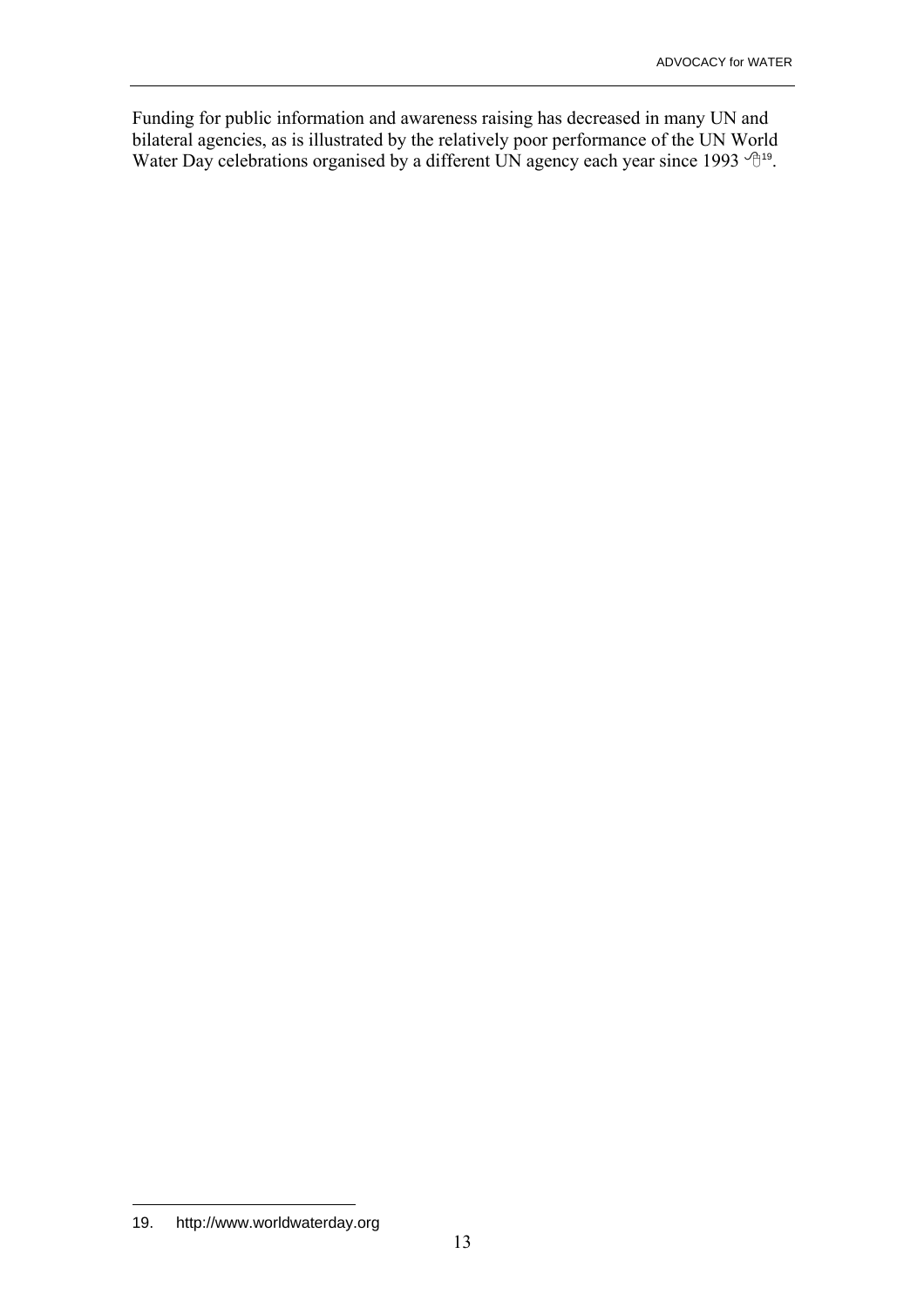Funding for public information and awareness raising has decreased in many UN and bilateral agencies, as is illustrated by the relatively poor performance of the UN World Water Day celebrations organised by a different UN agency each year since 1993 [19].

19. http://www.worldwaterday.org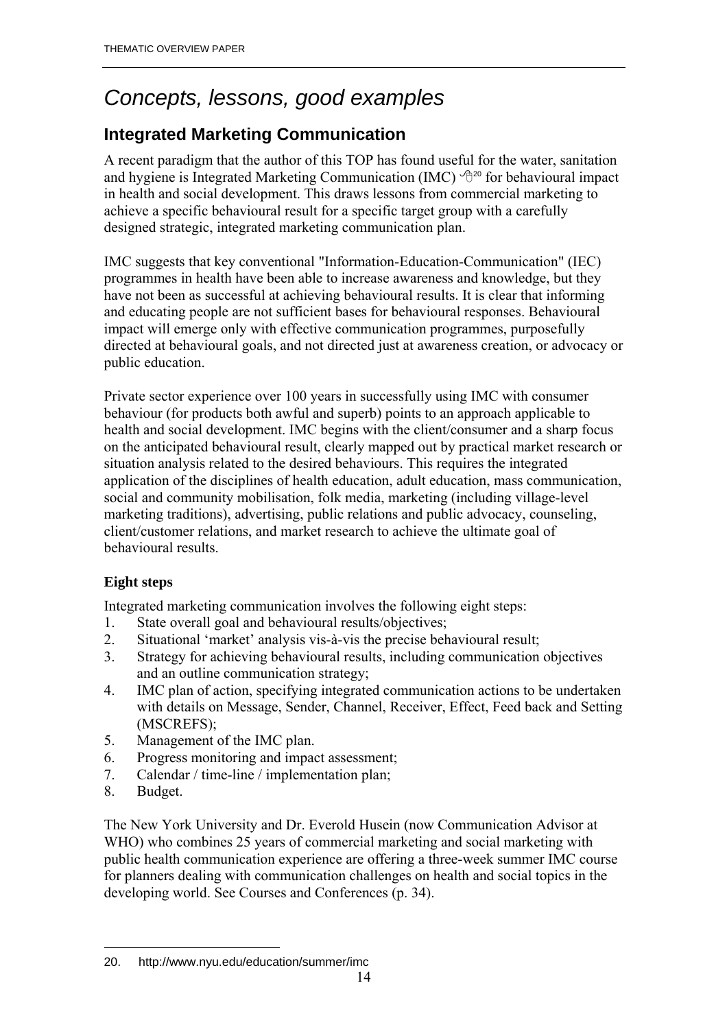# *Concepts, lessons, good examples*

## Integrated Marketing Communication

A recent paradigm that the author of this TOP has found useful for the water, sanitation and hygiene is Integrated Marketing Communication (IMC) [20] for behavioural impact in health and social development. This draws lessons from commercial marketing to achieve a specific behavioural result for a specific target group with a carefully designed strategic, integrated marketing communication plan.

IMC suggests that key conventional "Information-Education-Communication" (IEC) programmes in health have been able to increase awareness and knowledge, but they have not been as successful at achieving behavioural results. It is clear that informing and educating people are not sufficient bases for behavioural responses. Behavioural impact will emerge only with effective communication programmes, purposefully directed at behavioural goals, and not directed just at awareness creation, or advocacy or public education.

Private sector experience over 100 years in successfully using IMC with consumer behaviour (for products both awful and superb) points to an approach applicable to health and social development. IMC begins with the client/consumer and a sharp focus on the anticipated behavioural result, clearly mapped out by practical market research or situation analysis related to the desired behaviours. This requires the integrated application of the disciplines of health education, adult education, mass communication, social and community mobilisation, folk media, marketing (including village-level marketing traditions), advertising, public relations and public advocacy, counseling, client/customer relations, and market research to achieve the ultimate goal of behavioural results.

### Eight steps

Integrated marketing communication involves the following eight steps:

1. State overall goal and behavioural results/objectives;
2. Situational 'market' analysis vis-à-vis the precise behavioural result;
3. Strategy for achieving behavioural results, including communication objectives and an outline communication strategy;
4. IMC plan of action, specifying integrated communication actions to be undertaken with details on Message, Sender, Channel, Receiver, Effect, Feed back and Setting (MSCREFS);
5. Management of the IMC plan.
6. Progress monitoring and impact assessment;
7. Calendar / time-line / implementation plan;
8. Budget.

The New York University and Dr. Everold Husein (now Communication Advisor at WHO) who combines 25 years of commercial marketing and social marketing with public health communication experience are offering a three-week summer IMC course for planners dealing with communication challenges on health and social topics in the developing world. See Courses and Conferences (p. 34).

---

20. http://www.nyu.edu/education/summer/imc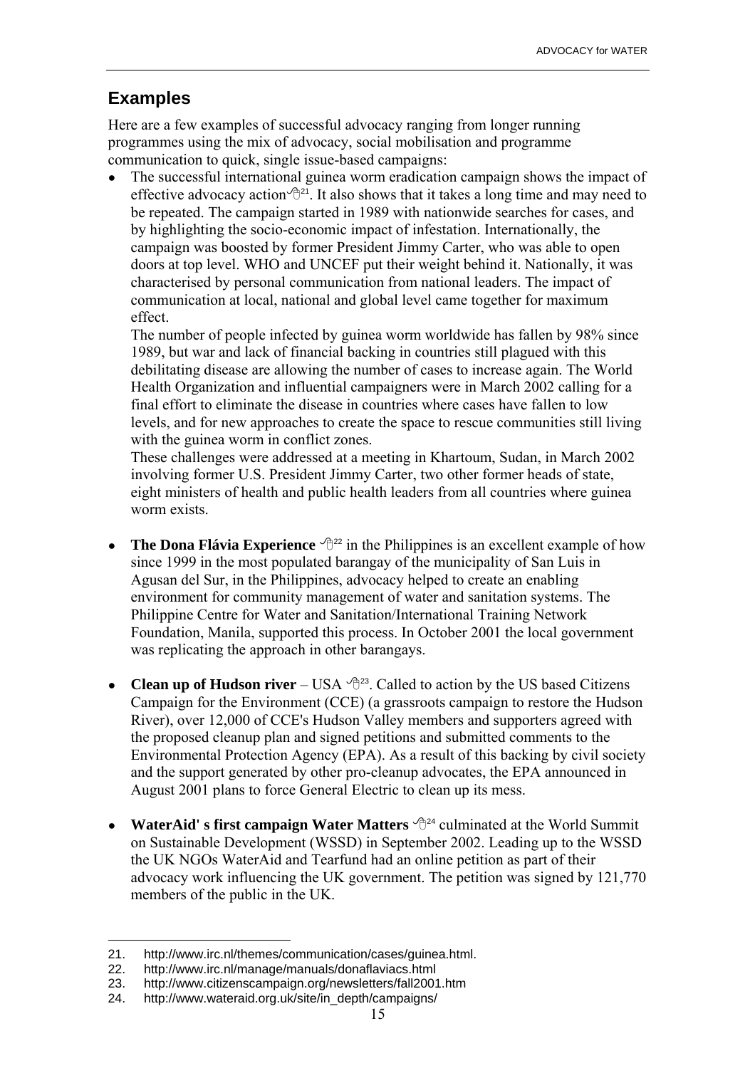## Examples

Here are a few examples of successful advocacy ranging from longer running programmes using the mix of advocacy, social mobilisation and programme communication to quick, single issue-based campaigns:

- The successful international guinea worm eradication campaign shows the impact of effective advocacy action[21]. It also shows that it takes a long time and may need to be repeated. The campaign started in 1989 with nationwide searches for cases, and by highlighting the socio-economic impact of infestation. Internationally, the campaign was boosted by former President Jimmy Carter, who was able to open doors at top level. WHO and UNCEF put their weight behind it. Nationally, it was characterised by personal communication from national leaders. The impact of communication at local, national and global level came together for maximum effect.

  The number of people infected by guinea worm worldwide has fallen by 98% since 1989, but war and lack of financial backing in countries still plagued with this debilitating disease are allowing the number of cases to increase again. The World Health Organization and influential campaigners were in March 2002 calling for a final effort to eliminate the disease in countries where cases have fallen to low levels, and for new approaches to create the space to rescue communities still living with the guinea worm in conflict zones.

  These challenges were addressed at a meeting in Khartoum, Sudan, in March 2002 involving former U.S. President Jimmy Carter, two other former heads of state, eight ministers of health and public health leaders from all countries where guinea worm exists.

- **The Dona Flávia Experience** [22] in the Philippines is an excellent example of how since 1999 in the most populated barangay of the municipality of San Luis in Agusan del Sur, in the Philippines, advocacy helped to create an enabling environment for community management of water and sanitation systems. The Philippine Centre for Water and Sanitation/International Training Network Foundation, Manila, supported this process. In October 2001 the local government was replicating the approach in other barangays.

- **Clean up of Hudson river** – USA [23]. Called to action by the US based Citizens Campaign for the Environment (CCE) (a grassroots campaign to restore the Hudson River), over 12,000 of CCE's Hudson Valley members and supporters agreed with the proposed cleanup plan and signed petitions and submitted comments to the Environmental Protection Agency (EPA). As a result of this backing by civil society and the support generated by other pro-cleanup advocates, the EPA announced in August 2001 plans to force General Electric to clean up its mess.

- **WaterAid' s first campaign Water Matters** [24] culminated at the World Summit on Sustainable Development (WSSD) in September 2002. Leading up to the WSSD the UK NGOs WaterAid and Tearfund had an online petition as part of their advocacy work influencing the UK government. The petition was signed by 121,770 members of the public in the UK.

---

21. http://www.irc.nl/themes/communication/cases/guinea.html.
22. http://www.irc.nl/manage/manuals/donaflaviacs.html
23. http://www.citizenscampaign.org/newsletters/fall2001.htm
24. http://www.wateraid.org.uk/site/in_depth/campaigns/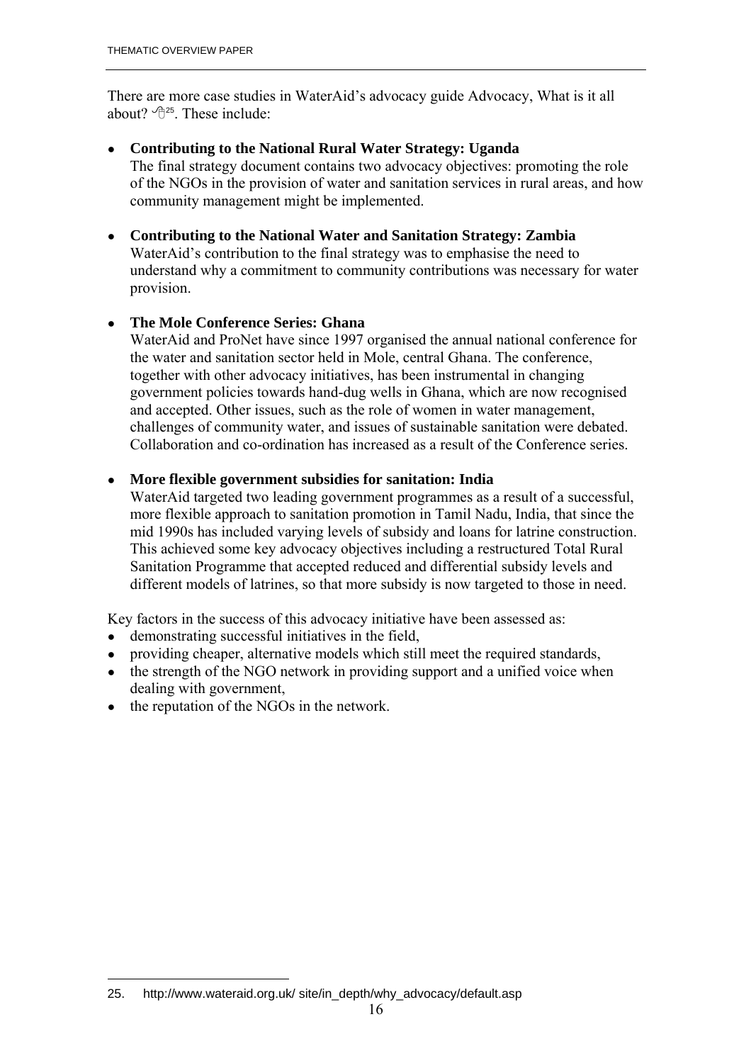There are more case studies in WaterAid's advocacy guide Advocacy, What is it all about? [25]. These include:

- **Contributing to the National Rural Water Strategy: Uganda**
  The final strategy document contains two advocacy objectives: promoting the role of the NGOs in the provision of water and sanitation services in rural areas, and how community management might be implemented.

- **Contributing to the National Water and Sanitation Strategy: Zambia**
  WaterAid's contribution to the final strategy was to emphasise the need to understand why a commitment to community contributions was necessary for water provision.

- **The Mole Conference Series: Ghana**
  WaterAid and ProNet have since 1997 organised the annual national conference for the water and sanitation sector held in Mole, central Ghana. The conference, together with other advocacy initiatives, has been instrumental in changing government policies towards hand-dug wells in Ghana, which are now recognised and accepted. Other issues, such as the role of women in water management, challenges of community water, and issues of sustainable sanitation were debated. Collaboration and co-ordination has increased as a result of the Conference series.

- **More flexible government subsidies for sanitation: India**
  WaterAid targeted two leading government programmes as a result of a successful, more flexible approach to sanitation promotion in Tamil Nadu, India, that since the mid 1990s has included varying levels of subsidy and loans for latrine construction. This achieved some key advocacy objectives including a restructured Total Rural Sanitation Programme that accepted reduced and differential subsidy levels and different models of latrines, so that more subsidy is now targeted to those in need.

Key factors in the success of this advocacy initiative have been assessed as:

- demonstrating successful initiatives in the field,
- providing cheaper, alternative models which still meet the required standards,
- the strength of the NGO network in providing support and a unified voice when dealing with government,
- the reputation of the NGOs in the network.

---

25. http://www.wateraid.org.uk/ site/in_depth/why_advocacy/default.asp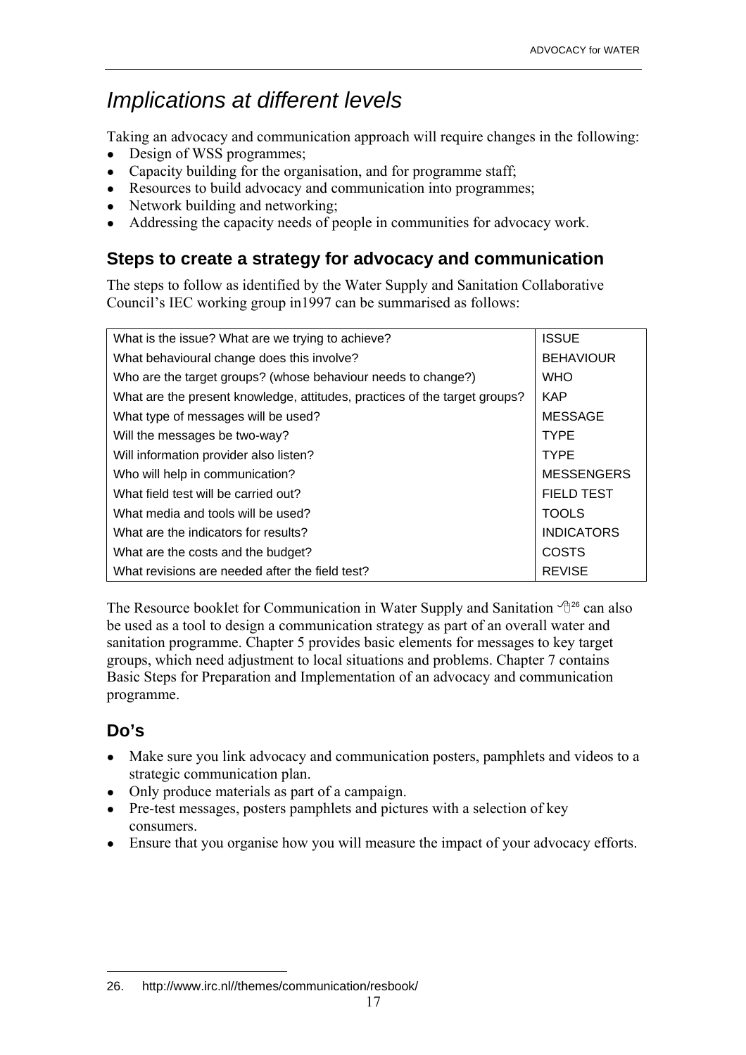# *Implications at different levels*

Taking an advocacy and communication approach will require changes in the following:

- Design of WSS programmes;
- Capacity building for the organisation, and for programme staff;
- Resources to build advocacy and communication into programmes;
- Network building and networking;
- Addressing the capacity needs of people in communities for advocacy work.

## Steps to create a strategy for advocacy and communication

The steps to follow as identified by the Water Supply and Sanitation Collaborative Council's IEC working group in1997 can be summarised as follows:

| | |
|---|---|
| What is the issue? What are we trying to achieve? | ISSUE |
| What behavioural change does this involve? | BEHAVIOUR |
| Who are the target groups? (whose behaviour needs to change?) | WHO |
| What are the present knowledge, attitudes, practices of the target groups? | KAP |
| What type of messages will be used? | MESSAGE |
| Will the messages be two-way? | TYPE |
| Will information provider also listen? | TYPE |
| Who will help in communication? | MESSENGERS |
| What field test will be carried out? | FIELD TEST |
| What media and tools will be used? | TOOLS |
| What are the indicators for results? | INDICATORS |
| What are the costs and the budget? | COSTS |
| What revisions are needed after the field test? | REVISE |

The Resource booklet for Communication in Water Supply and Sanitation [26] can also be used as a tool to design a communication strategy as part of an overall water and sanitation programme. Chapter 5 provides basic elements for messages to key target groups, which need adjustment to local situations and problems. Chapter 7 contains Basic Steps for Preparation and Implementation of an advocacy and communication programme.

## Do's

- Make sure you link advocacy and communication posters, pamphlets and videos to a strategic communication plan.
- Only produce materials as part of a campaign.
- Pre-test messages, posters pamphlets and pictures with a selection of key consumers.
- Ensure that you organise how you will measure the impact of your advocacy efforts.

26. http://www.irc.nl//themes/communication/resbook/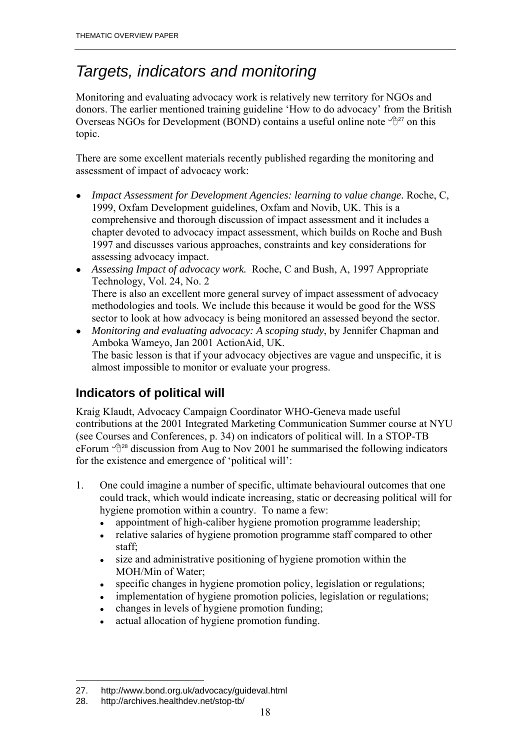# *Targets, indicators and monitoring*

Monitoring and evaluating advocacy work is relatively new territory for NGOs and donors. The earlier mentioned training guideline 'How to do advocacy' from the British Overseas NGOs for Development (BOND) contains a useful online note [27] on this topic.

There are some excellent materials recently published regarding the monitoring and assessment of impact of advocacy work:

- *Impact Assessment for Development Agencies: learning to value change.* Roche, C, 1999, Oxfam Development guidelines, Oxfam and Novib, UK. This is a comprehensive and thorough discussion of impact assessment and it includes a chapter devoted to advocacy impact assessment, which builds on Roche and Bush 1997 and discusses various approaches, constraints and key considerations for assessing advocacy impact.
- *Assessing Impact of advocacy work.* Roche, C and Bush, A, 1997 Appropriate Technology, Vol. 24, No. 2
  There is also an excellent more general survey of impact assessment of advocacy methodologies and tools. We include this because it would be good for the WSS sector to look at how advocacy is being monitored an assessed beyond the sector.
- *Monitoring and evaluating advocacy: A scoping study*, by Jennifer Chapman and Amboka Wameyo, Jan 2001 ActionAid, UK.
  The basic lesson is that if your advocacy objectives are vague and unspecific, it is almost impossible to monitor or evaluate your progress.

## Indicators of political will

Kraig Klaudt, Advocacy Campaign Coordinator WHO-Geneva made useful contributions at the 2001 Integrated Marketing Communication Summer course at NYU (see Courses and Conferences, p. 34) on indicators of political will. In a STOP-TB eForum [28] discussion from Aug to Nov 2001 he summarised the following indicators for the existence and emergence of 'political will':

1. One could imagine a number of specific, ultimate behavioural outcomes that one could track, which would indicate increasing, static or decreasing political will for hygiene promotion within a country. To name a few:
   - appointment of high-caliber hygiene promotion programme leadership;
   - relative salaries of hygiene promotion programme staff compared to other staff;
   - size and administrative positioning of hygiene promotion within the MOH/Min of Water;
   - specific changes in hygiene promotion policy, legislation or regulations;
   - implementation of hygiene promotion policies, legislation or regulations;
   - changes in levels of hygiene promotion funding;
   - actual allocation of hygiene promotion funding.

---

27. http://www.bond.org.uk/advocacy/guideval.html
28. http://archives.healthdev.net/stop-tb/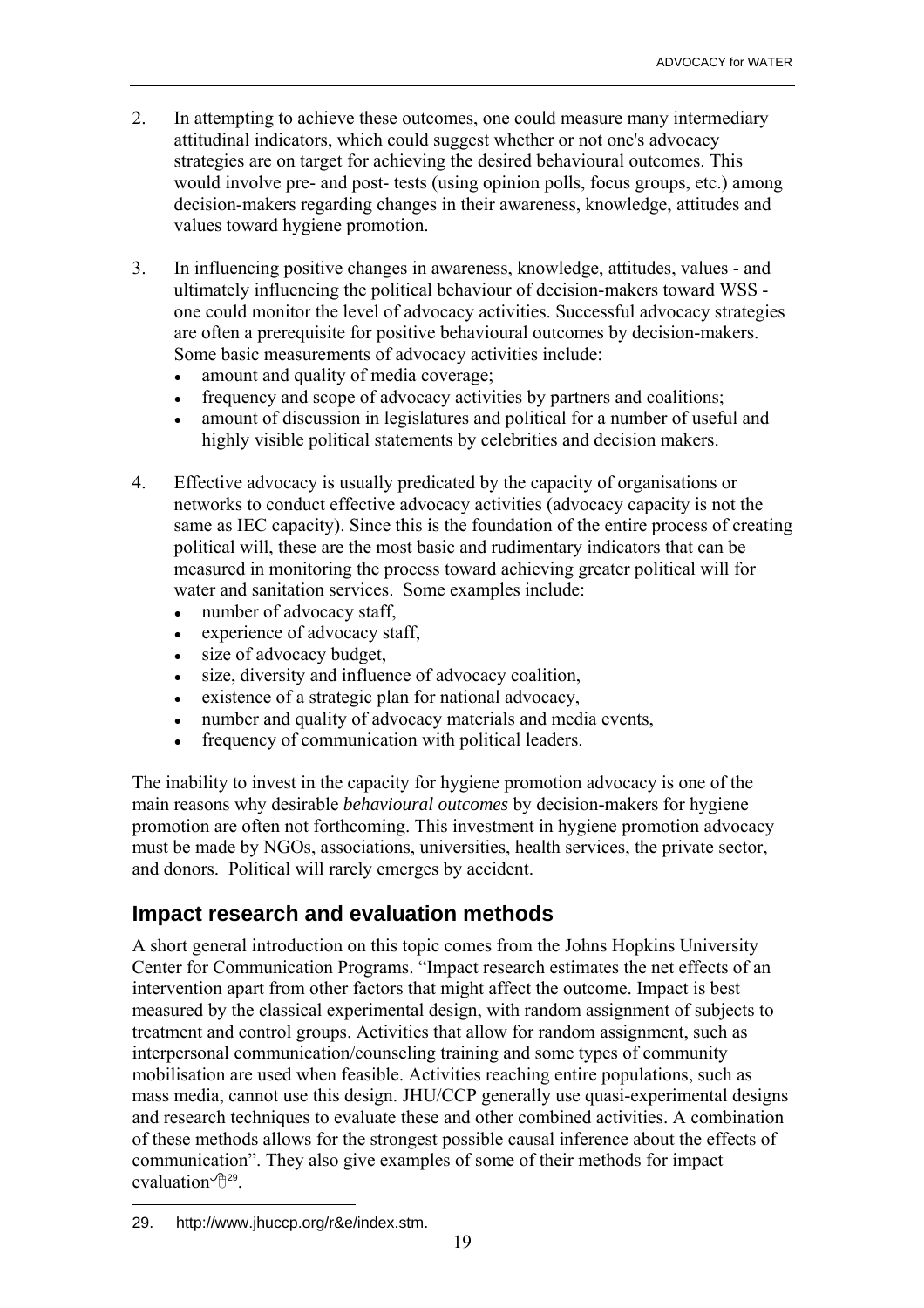2. In attempting to achieve these outcomes, one could measure many intermediary attitudinal indicators, which could suggest whether or not one's advocacy strategies are on target for achieving the desired behavioural outcomes. This would involve pre- and post- tests (using opinion polls, focus groups, etc.) among decision-makers regarding changes in their awareness, knowledge, attitudes and values toward hygiene promotion.

3. In influencing positive changes in awareness, knowledge, attitudes, values - and ultimately influencing the political behaviour of decision-makers toward WSS - one could monitor the level of advocacy activities. Successful advocacy strategies are often a prerequisite for positive behavioural outcomes by decision-makers. Some basic measurements of advocacy activities include:
   - amount and quality of media coverage;
   - frequency and scope of advocacy activities by partners and coalitions;
   - amount of discussion in legislatures and political for a number of useful and highly visible political statements by celebrities and decision makers.

4. Effective advocacy is usually predicated by the capacity of organisations or networks to conduct effective advocacy activities (advocacy capacity is not the same as IEC capacity). Since this is the foundation of the entire process of creating political will, these are the most basic and rudimentary indicators that can be measured in monitoring the process toward achieving greater political will for water and sanitation services. Some examples include:
   - number of advocacy staff,
   - experience of advocacy staff,
   - size of advocacy budget,
   - size, diversity and influence of advocacy coalition,
   - existence of a strategic plan for national advocacy,
   - number and quality of advocacy materials and media events,
   - frequency of communication with political leaders.

The inability to invest in the capacity for hygiene promotion advocacy is one of the main reasons why desirable *behavioural outcomes* by decision-makers for hygiene promotion are often not forthcoming. This investment in hygiene promotion advocacy must be made by NGOs, associations, universities, health services, the private sector, and donors. Political will rarely emerges by accident.

## Impact research and evaluation methods

A short general introduction on this topic comes from the Johns Hopkins University Center for Communication Programs. "Impact research estimates the net effects of an intervention apart from other factors that might affect the outcome. Impact is best measured by the classical experimental design, with random assignment of subjects to treatment and control groups. Activities that allow for random assignment, such as interpersonal communication/counseling training and some types of community mobilisation are used when feasible. Activities reaching entire populations, such as mass media, cannot use this design. JHU/CCP generally use quasi-experimental designs and research techniques to evaluate these and other combined activities. A combination of these methods allows for the strongest possible causal inference about the effects of communication". They also give examples of some of their methods for impact evaluation[29].

---

29. http://www.jhuccp.org/r&e/index.stm.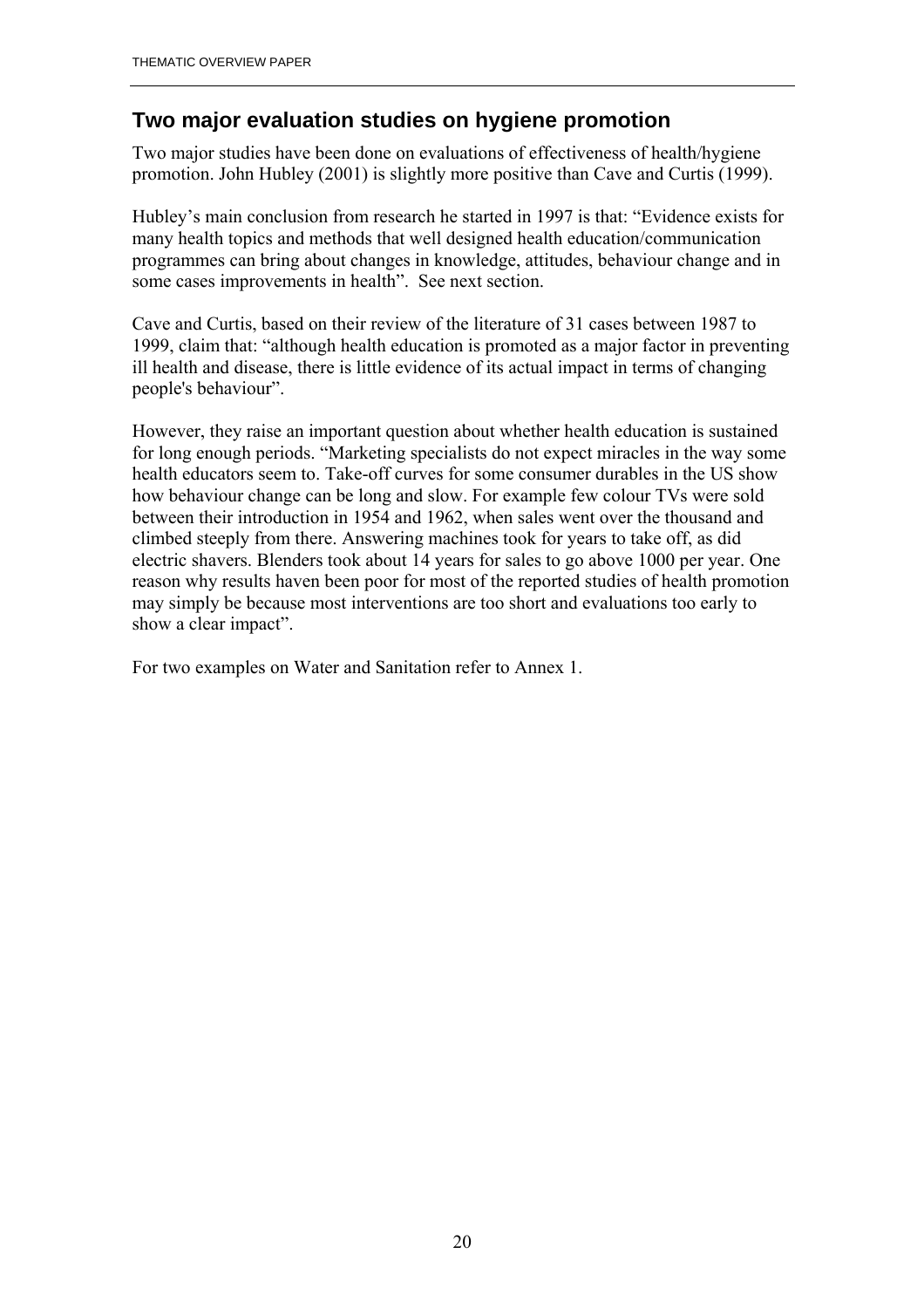## Two major evaluation studies on hygiene promotion

Two major studies have been done on evaluations of effectiveness of health/hygiene promotion. John Hubley (2001) is slightly more positive than Cave and Curtis (1999).

Hubley's main conclusion from research he started in 1997 is that: "Evidence exists for many health topics and methods that well designed health education/communication programmes can bring about changes in knowledge, attitudes, behaviour change and in some cases improvements in health". See next section.

Cave and Curtis, based on their review of the literature of 31 cases between 1987 to 1999, claim that: "although health education is promoted as a major factor in preventing ill health and disease, there is little evidence of its actual impact in terms of changing people's behaviour".

However, they raise an important question about whether health education is sustained for long enough periods. "Marketing specialists do not expect miracles in the way some health educators seem to. Take-off curves for some consumer durables in the US show how behaviour change can be long and slow. For example few colour TVs were sold between their introduction in 1954 and 1962, when sales went over the thousand and climbed steeply from there. Answering machines took for years to take off, as did electric shavers. Blenders took about 14 years for sales to go above 1000 per year. One reason why results haven been poor for most of the reported studies of health promotion may simply be because most interventions are too short and evaluations too early to show a clear impact".

For two examples on Water and Sanitation refer to Annex 1.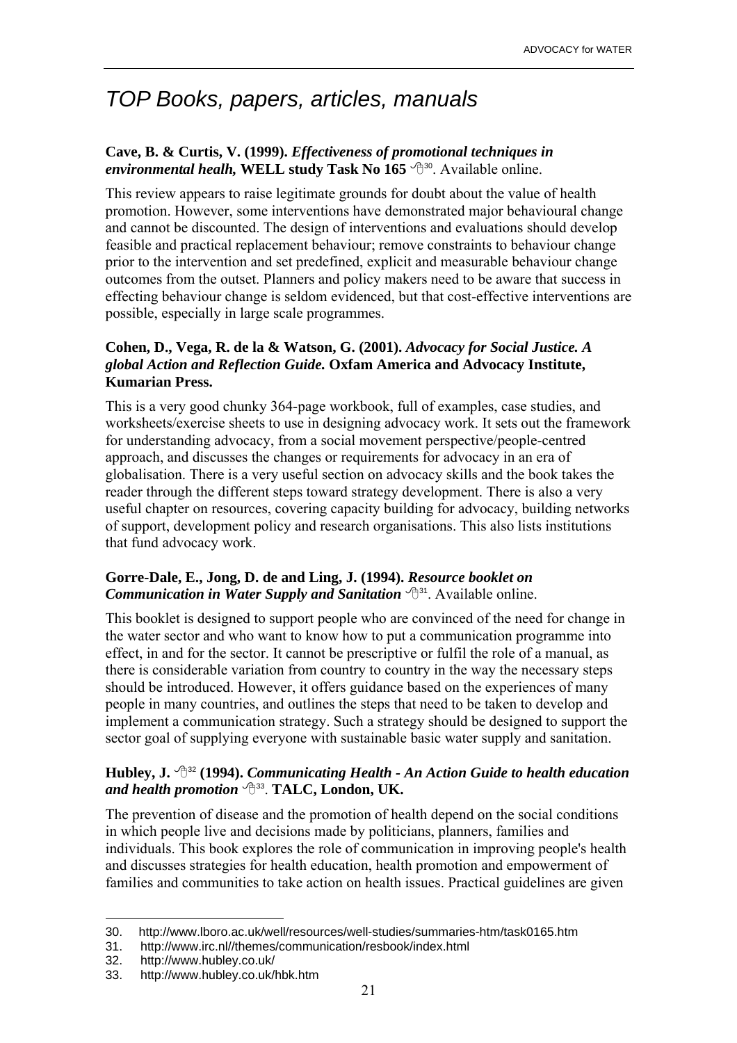# *TOP Books, papers, articles, manuals*

**Cave, B. & Curtis, V. (1999).** ***Effectiveness of promotional techniques in environmental healh,*** **WELL study Task No 165** [30]. Available online.

This review appears to raise legitimate grounds for doubt about the value of health promotion. However, some interventions have demonstrated major behavioural change and cannot be discounted. The design of interventions and evaluations should develop feasible and practical replacement behaviour; remove constraints to behaviour change prior to the intervention and set predefined, explicit and measurable behaviour change outcomes from the outset. Planners and policy makers need to be aware that success in effecting behaviour change is seldom evidenced, but that cost-effective interventions are possible, especially in large scale programmes.

**Cohen, D., Vega, R. de la & Watson, G. (2001).** ***Advocacy for Social Justice. A global Action and Reflection Guide.*** **Oxfam America and Advocacy Institute, Kumarian Press.**

This is a very good chunky 364-page workbook, full of examples, case studies, and worksheets/exercise sheets to use in designing advocacy work. It sets out the framework for understanding advocacy, from a social movement perspective/people-centred approach, and discusses the changes or requirements for advocacy in an era of globalisation. There is a very useful section on advocacy skills and the book takes the reader through the different steps toward strategy development. There is also a very useful chapter on resources, covering capacity building for advocacy, building networks of support, development policy and research organisations. This also lists institutions that fund advocacy work.

**Gorre-Dale, E., Jong, D. de and Ling, J. (1994).** ***Resource booklet on Communication in Water Supply and Sanitation*** [31]. Available online.

This booklet is designed to support people who are convinced of the need for change in the water sector and who want to know how to put a communication programme into effect, in and for the sector. It cannot be prescriptive or fulfil the role of a manual, as there is considerable variation from country to country in the way the necessary steps should be introduced. However, it offers guidance based on the experiences of many people in many countries, and outlines the steps that need to be taken to develop and implement a communication strategy. Such a strategy should be designed to support the sector goal of supplying everyone with sustainable basic water supply and sanitation.

**Hubley, J.** [32] **(1994).** ***Communicating Health - An Action Guide to health education and health promotion*** [33]. **TALC, London, UK.**

The prevention of disease and the promotion of health depend on the social conditions in which people live and decisions made by politicians, planners, families and individuals. This book explores the role of communication in improving people's health and discusses strategies for health education, health promotion and empowerment of families and communities to take action on health issues. Practical guidelines are given

---

30. http://www.lboro.ac.uk/well/resources/well-studies/summaries-htm/task0165.htm
31. http://www.irc.nl//themes/communication/resbook/index.html
32. http://www.hubley.co.uk/
33. http://www.hubley.co.uk/hbk.htm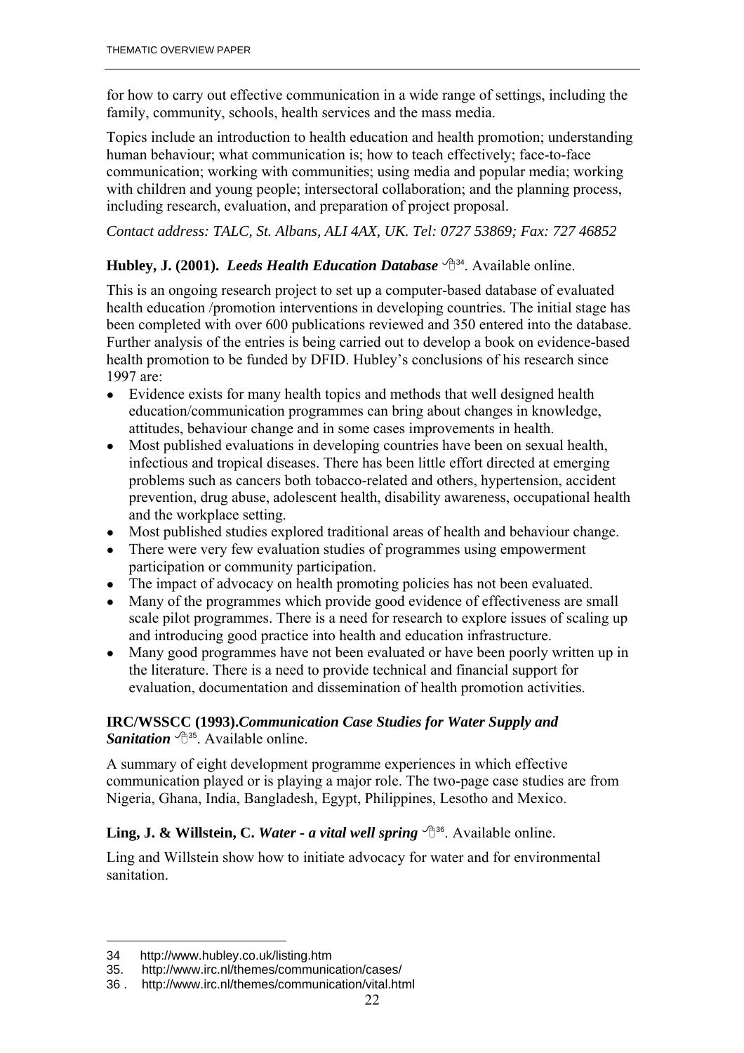for how to carry out effective communication in a wide range of settings, including the family, community, schools, health services and the mass media.

Topics include an introduction to health education and health promotion; understanding human behaviour; what communication is; how to teach effectively; face-to-face communication; working with communities; using media and popular media; working with children and young people; intersectoral collaboration; and the planning process, including research, evaluation, and preparation of project proposal.

*Contact address: TALC, St. Albans, ALI 4AX, UK. Tel: 0727 53869; Fax: 727 46852*

**Hubley, J. (2001).** ***Leeds Health Education Database*** [34]. Available online.

This is an ongoing research project to set up a computer-based database of evaluated health education /promotion interventions in developing countries. The initial stage has been completed with over 600 publications reviewed and 350 entered into the database. Further analysis of the entries is being carried out to develop a book on evidence-based health promotion to be funded by DFID. Hubley's conclusions of his research since 1997 are:

- Evidence exists for many health topics and methods that well designed health education/communication programmes can bring about changes in knowledge, attitudes, behaviour change and in some cases improvements in health.
- Most published evaluations in developing countries have been on sexual health, infectious and tropical diseases. There has been little effort directed at emerging problems such as cancers both tobacco-related and others, hypertension, accident prevention, drug abuse, adolescent health, disability awareness, occupational health and the workplace setting.
- Most published studies explored traditional areas of health and behaviour change.
- There were very few evaluation studies of programmes using empowerment participation or community participation.
- The impact of advocacy on health promoting policies has not been evaluated.
- Many of the programmes which provide good evidence of effectiveness are small scale pilot programmes. There is a need for research to explore issues of scaling up and introducing good practice into health and education infrastructure.
- Many good programmes have not been evaluated or have been poorly written up in the literature. There is a need to provide technical and financial support for evaluation, documentation and dissemination of health promotion activities.

**IRC/WSSCC (1993).*****Communication Case Studies for Water Supply and Sanitation*** [35]. Available online.

A summary of eight development programme experiences in which effective communication played or is playing a major role. The two-page case studies are from Nigeria, Ghana, India, Bangladesh, Egypt, Philippines, Lesotho and Mexico.

**Ling, J. & Willstein, C.** ***Water - a vital well spring*** [36]. Available online.

Ling and Willstein show how to initiate advocacy for water and for environmental sanitation.

---

34 http://www.hubley.co.uk/listing.htm

35. http://www.irc.nl/themes/communication/cases/

36 . http://www.irc.nl/themes/communication/vital.html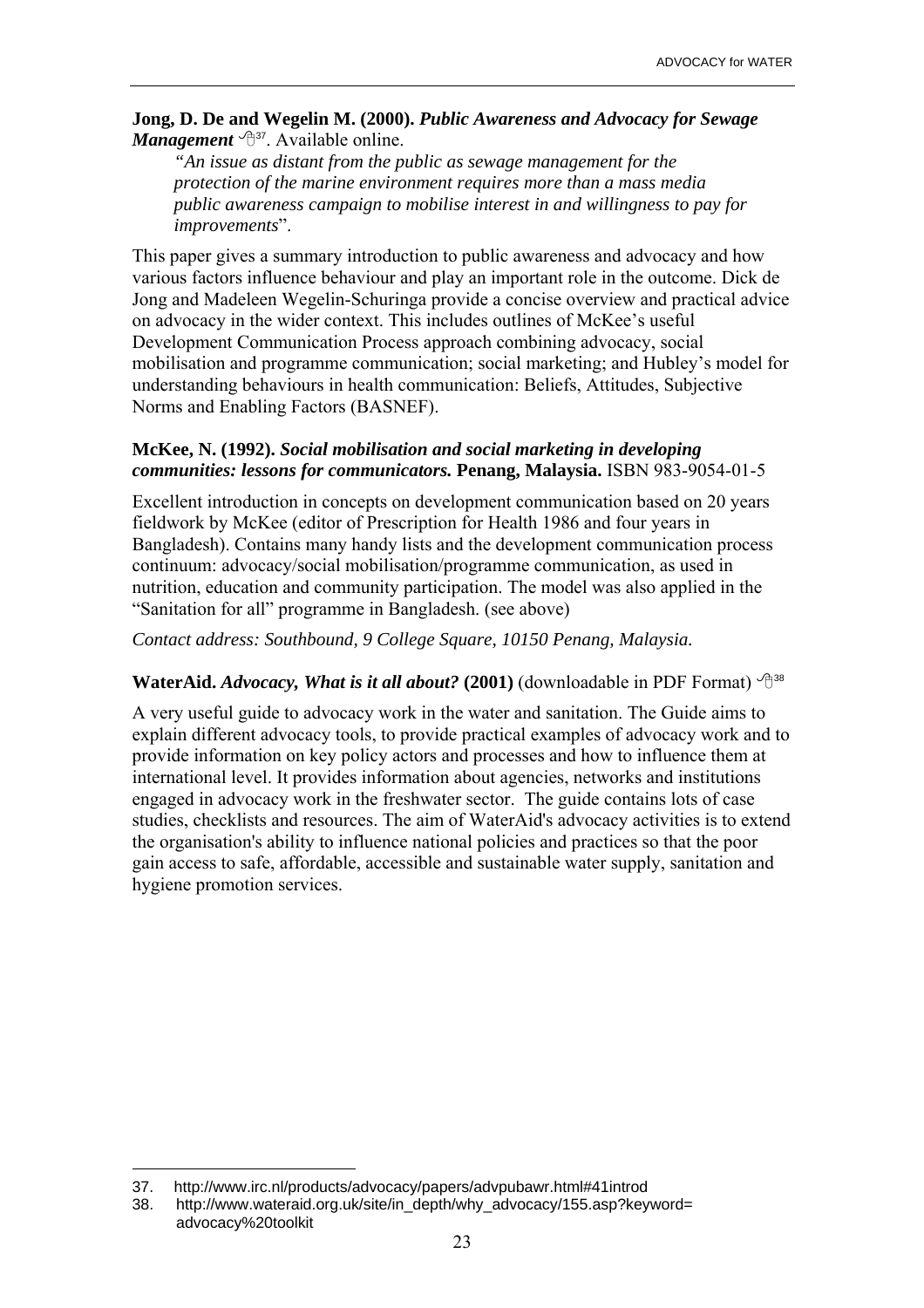**Jong, D. De and Wegelin M. (2000).** ***Public Awareness and Advocacy for Sewage Management*** [37]. Available online.

> *"An issue as distant from the public as sewage management for the protection of the marine environment requires more than a mass media public awareness campaign to mobilise interest in and willingness to pay for improvements*".

This paper gives a summary introduction to public awareness and advocacy and how various factors influence behaviour and play an important role in the outcome. Dick de Jong and Madeleen Wegelin-Schuringa provide a concise overview and practical advice on advocacy in the wider context. This includes outlines of McKee's useful Development Communication Process approach combining advocacy, social mobilisation and programme communication; social marketing; and Hubley's model for understanding behaviours in health communication: Beliefs, Attitudes, Subjective Norms and Enabling Factors (BASNEF).

**McKee, N. (1992).** ***Social mobilisation and social marketing in developing communities: lessons for communicators.*** **Penang, Malaysia.** ISBN 983-9054-01-5

Excellent introduction in concepts on development communication based on 20 years fieldwork by McKee (editor of Prescription for Health 1986 and four years in Bangladesh). Contains many handy lists and the development communication process continuum: advocacy/social mobilisation/programme communication, as used in nutrition, education and community participation. The model was also applied in the "Sanitation for all" programme in Bangladesh. (see above)

*Contact address: Southbound, 9 College Square, 10150 Penang, Malaysia.*

**WaterAid.** ***Advocacy, What is it all about?*** **(2001)** (downloadable in PDF Format) [38]

A very useful guide to advocacy work in the water and sanitation. The Guide aims to explain different advocacy tools, to provide practical examples of advocacy work and to provide information on key policy actors and processes and how to influence them at international level. It provides information about agencies, networks and institutions engaged in advocacy work in the freshwater sector. The guide contains lots of case studies, checklists and resources. The aim of WaterAid's advocacy activities is to extend the organisation's ability to influence national policies and practices so that the poor gain access to safe, affordable, accessible and sustainable water supply, sanitation and hygiene promotion services.

---

37. http://www.irc.nl/products/advocacy/papers/advpubawr.html#41introd
38. http://www.wateraid.org.uk/site/in_depth/why_advocacy/155.asp?keyword=advocacy%20toolkit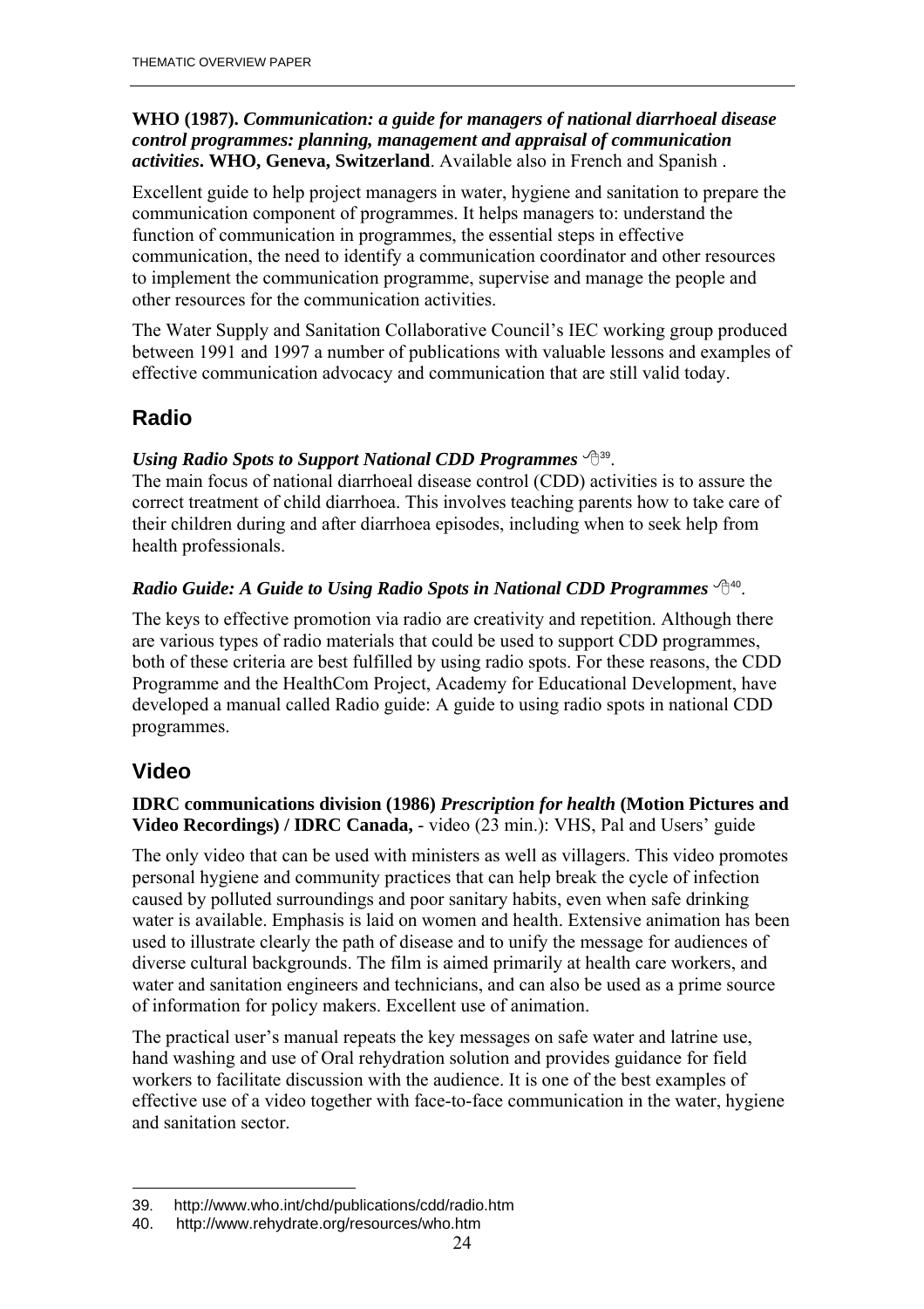**WHO (1987).** ***Communication: a guide for managers of national diarrhoeal disease control programmes: planning, management and appraisal of communication activities*****. WHO, Geneva, Switzerland**. Available also in French and Spanish .

Excellent guide to help project managers in water, hygiene and sanitation to prepare the communication component of programmes. It helps managers to: understand the function of communication in programmes, the essential steps in effective communication, the need to identify a communication coordinator and other resources to implement the communication programme, supervise and manage the people and other resources for the communication activities.

The Water Supply and Sanitation Collaborative Council's IEC working group produced between 1991 and 1997 a number of publications with valuable lessons and examples of effective communication advocacy and communication that are still valid today.

## Radio

***Using Radio Spots to Support National CDD Programmes*** [39].

The main focus of national diarrhoeal disease control (CDD) activities is to assure the correct treatment of child diarrhoea. This involves teaching parents how to take care of their children during and after diarrhoea episodes, including when to seek help from health professionals.

***Radio Guide: A Guide to Using Radio Spots in National CDD Programmes*** [40].

The keys to effective promotion via radio are creativity and repetition. Although there are various types of radio materials that could be used to support CDD programmes, both of these criteria are best fulfilled by using radio spots. For these reasons, the CDD Programme and the HealthCom Project, Academy for Educational Development, have developed a manual called Radio guide: A guide to using radio spots in national CDD programmes.

## Video

**IDRC communications division (1986)** ***Prescription for health*** **(Motion Pictures and Video Recordings) / IDRC Canada,** - video (23 min.): VHS, Pal and Users' guide

The only video that can be used with ministers as well as villagers. This video promotes personal hygiene and community practices that can help break the cycle of infection caused by polluted surroundings and poor sanitary habits, even when safe drinking water is available. Emphasis is laid on women and health. Extensive animation has been used to illustrate clearly the path of disease and to unify the message for audiences of diverse cultural backgrounds. The film is aimed primarily at health care workers, and water and sanitation engineers and technicians, and can also be used as a prime source of information for policy makers. Excellent use of animation.

The practical user's manual repeats the key messages on safe water and latrine use, hand washing and use of Oral rehydration solution and provides guidance for field workers to facilitate discussion with the audience. It is one of the best examples of effective use of a video together with face-to-face communication in the water, hygiene and sanitation sector.

39. http://www.who.int/chd/publications/cdd/radio.htm
40. http://www.rehydrate.org/resources/who.htm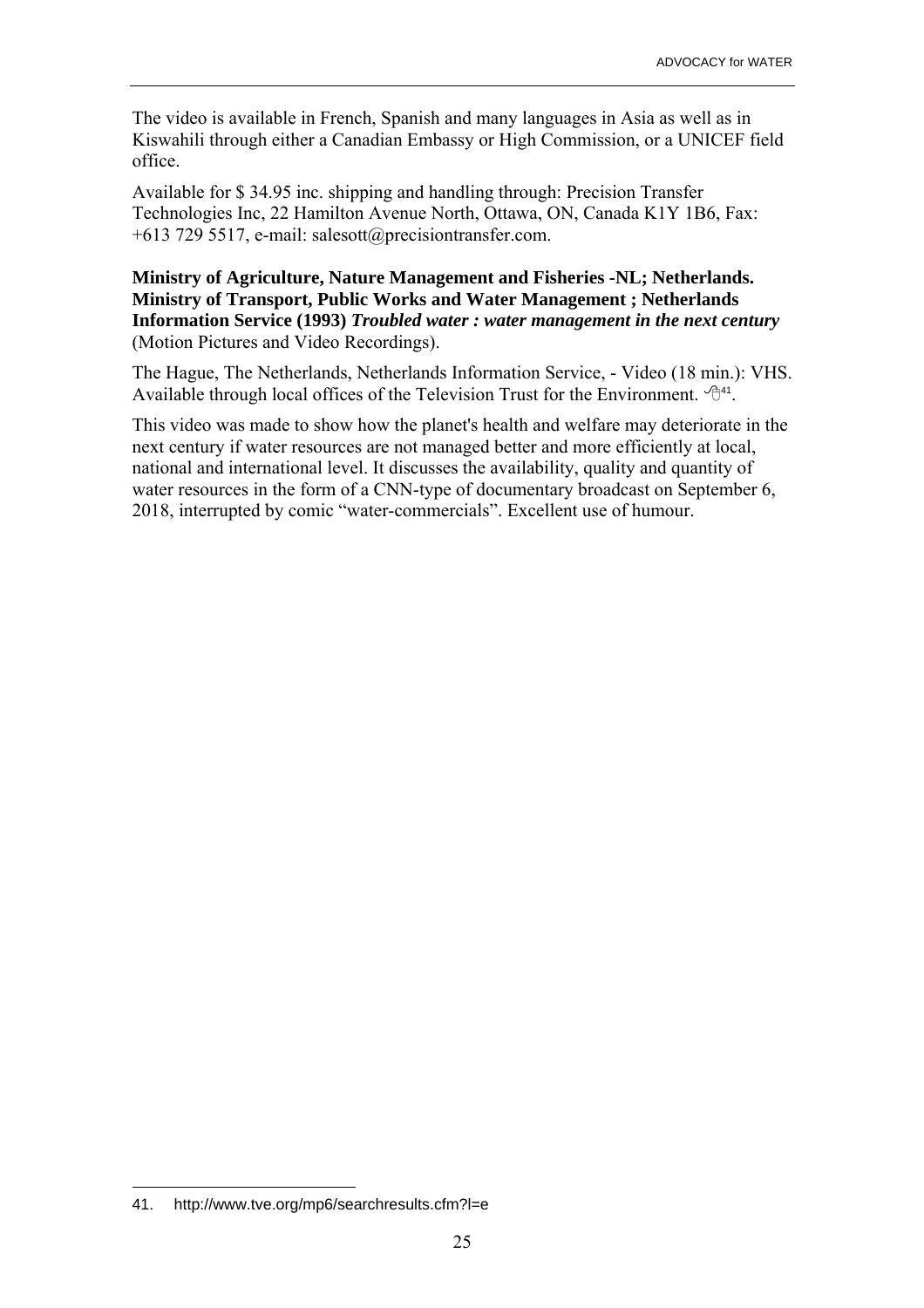The video is available in French, Spanish and many languages in Asia as well as in Kiswahili through either a Canadian Embassy or High Commission, or a UNICEF field office.

Available for $ 34.95 inc. shipping and handling through: Precision Transfer Technologies Inc, 22 Hamilton Avenue North, Ottawa, ON, Canada K1Y 1B6, Fax: +613 729 5517, e-mail: salesott@precisiontransfer.com.

**Ministry of Agriculture, Nature Management and Fisheries -NL; Netherlands. Ministry of Transport, Public Works and Water Management ; Netherlands Information Service (1993)** ***Troubled water : water management in the next century*** (Motion Pictures and Video Recordings).

The Hague, The Netherlands, Netherlands Information Service, - Video (18 min.): VHS. Available through local offices of the Television Trust for the Environment. [41].

This video was made to show how the planet's health and welfare may deteriorate in the next century if water resources are not managed better and more efficiently at local, national and international level. It discusses the availability, quality and quantity of water resources in the form of a CNN-type of documentary broadcast on September 6, 2018, interrupted by comic “water-commercials”. Excellent use of humour.

---

41. http://www.tve.org/mp6/searchresults.cfm?l=e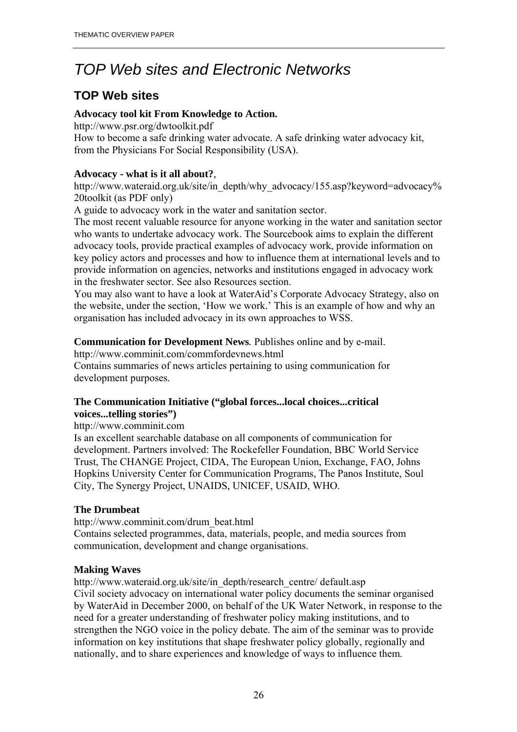# *TOP Web sites and Electronic Networks*

## TOP Web sites

**Advocacy tool kit From Knowledge to Action.**

http://www.psr.org/dwtoolkit.pdf

How to become a safe drinking water advocate. A safe drinking water advocacy kit, from the Physicians For Social Responsibility (USA).

**Advocacy - what is it all about?**,

http://www.wateraid.org.uk/site/in_depth/why_advocacy/155.asp?keyword=advocacy%20toolkit (as PDF only)

A guide to advocacy work in the water and sanitation sector.

The most recent valuable resource for anyone working in the water and sanitation sector who wants to undertake advocacy work. The Sourcebook aims to explain the different advocacy tools, provide practical examples of advocacy work, provide information on key policy actors and processes and how to influence them at international levels and to provide information on agencies, networks and institutions engaged in advocacy work in the freshwater sector. See also Resources section.

You may also want to have a look at WaterAid's Corporate Advocacy Strategy, also on the website, under the section, 'How we work.' This is an example of how and why an organisation has included advocacy in its own approaches to WSS.

**Communication for Development News**. Publishes online and by e-mail.

http://www.comminit.com/commfordevnews.html

Contains summaries of news articles pertaining to using communication for development purposes.

**The Communication Initiative ("global forces...local choices...critical voices...telling stories")**

http://www.comminit.com

Is an excellent searchable database on all components of communication for development. Partners involved: The Rockefeller Foundation, BBC World Service Trust, The CHANGE Project, CIDA, The European Union, Exchange, FAO, Johns Hopkins University Center for Communication Programs, The Panos Institute, Soul City, The Synergy Project, UNAIDS, UNICEF, USAID, WHO.

**The Drumbeat**

http://www.comminit.com/drum_beat.html

Contains selected programmes, data, materials, people, and media sources from communication, development and change organisations.

**Making Waves**

http://www.wateraid.org.uk/site/in_depth/research_centre/ default.asp

Civil society advocacy on international water policy documents the seminar organised by WaterAid in December 2000, on behalf of the UK Water Network, in response to the need for a greater understanding of freshwater policy making institutions, and to strengthen the NGO voice in the policy debate. The aim of the seminar was to provide information on key institutions that shape freshwater policy globally, regionally and nationally, and to share experiences and knowledge of ways to influence them.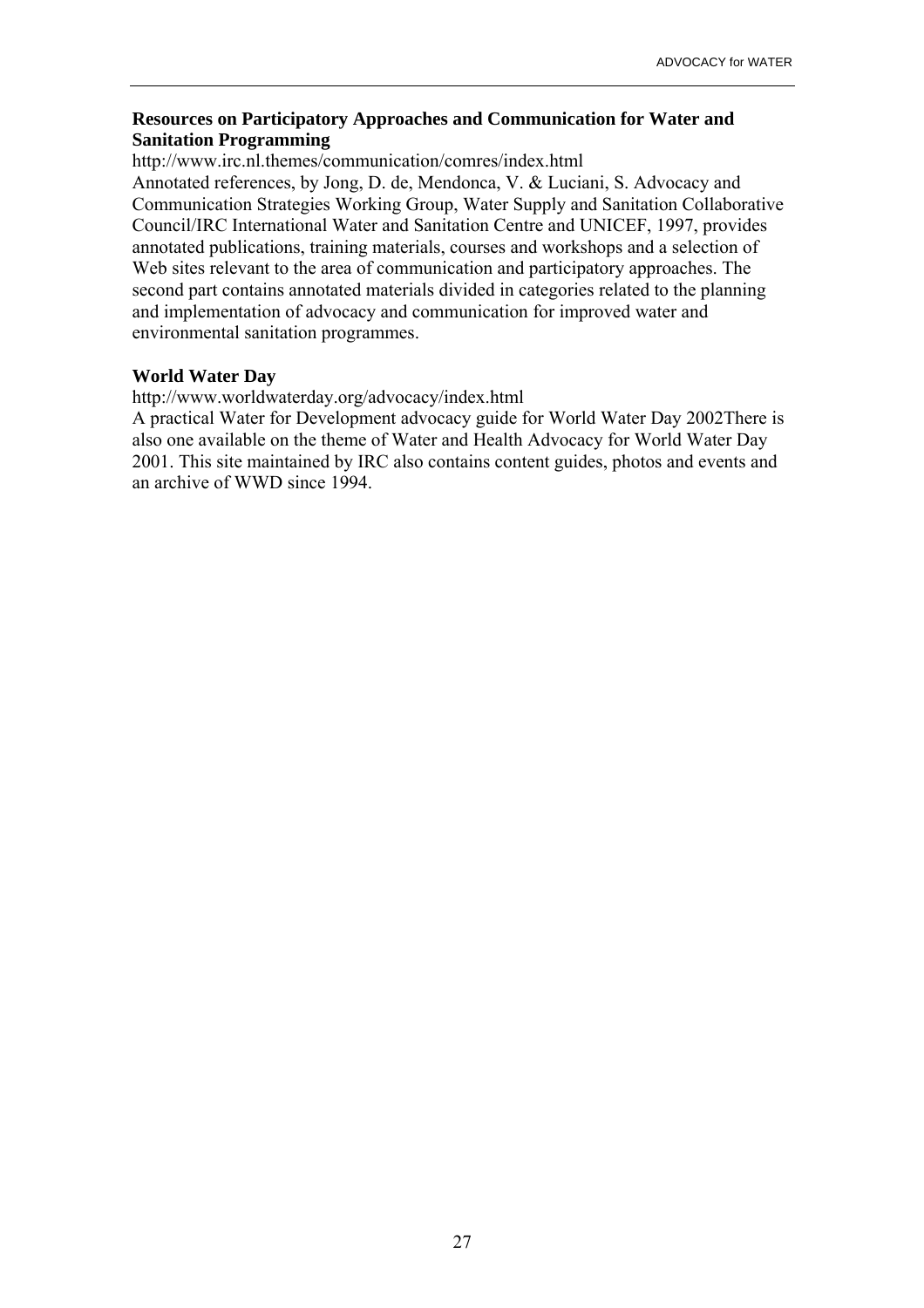**Resources on Participatory Approaches and Communication for Water and Sanitation Programming**

http://www.irc.nl.themes/communication/comres/index.html

Annotated references, by Jong, D. de, Mendonca, V. & Luciani, S. Advocacy and Communication Strategies Working Group, Water Supply and Sanitation Collaborative Council/IRC International Water and Sanitation Centre and UNICEF, 1997, provides annotated publications, training materials, courses and workshops and a selection of Web sites relevant to the area of communication and participatory approaches. The second part contains annotated materials divided in categories related to the planning and implementation of advocacy and communication for improved water and environmental sanitation programmes.

**World Water Day**

http://www.worldwaterday.org/advocacy/index.html

A practical Water for Development advocacy guide for World Water Day 2002There is also one available on the theme of Water and Health Advocacy for World Water Day 2001. This site maintained by IRC also contains content guides, photos and events and an archive of WWD since 1994.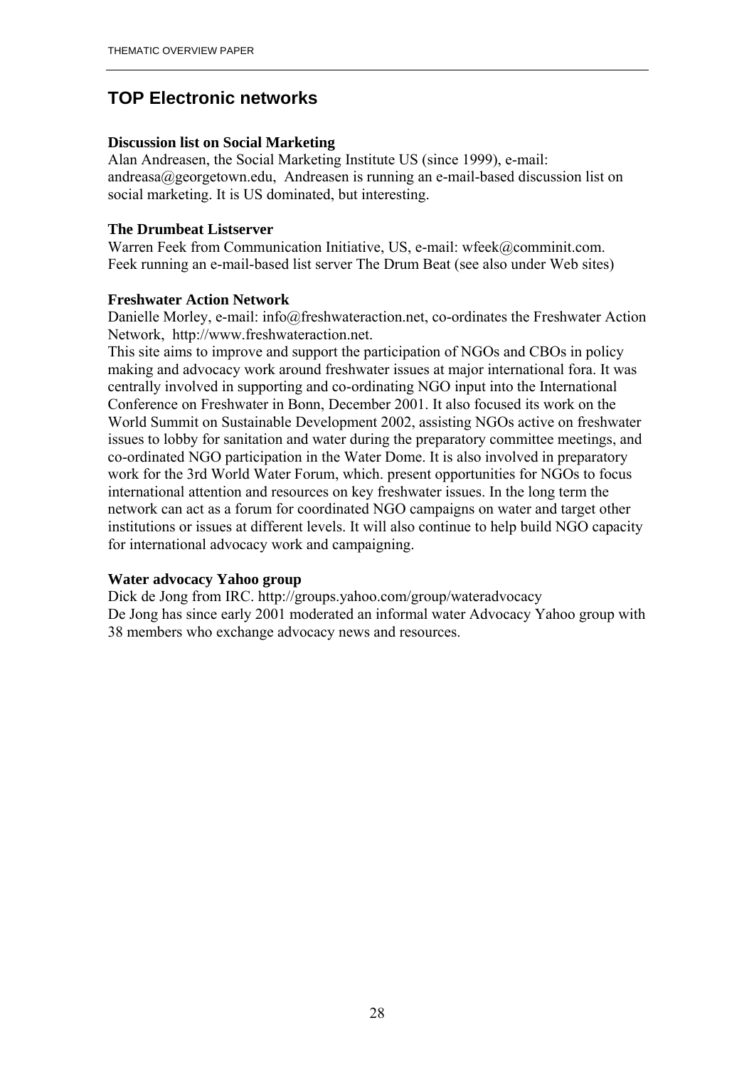## TOP Electronic networks

**Discussion list on Social Marketing**
Alan Andreasen, the Social Marketing Institute US (since 1999), e-mail: andreasa@georgetown.edu, Andreasen is running an e-mail-based discussion list on social marketing. It is US dominated, but interesting.

**The Drumbeat Listserver**
Warren Feek from Communication Initiative, US, e-mail: wfeek@comminit.com. Feek running an e-mail-based list server The Drum Beat (see also under Web sites)

**Freshwater Action Network**
Danielle Morley, e-mail: info@freshwateraction.net, co-ordinates the Freshwater Action Network, http://www.freshwateraction.net.
This site aims to improve and support the participation of NGOs and CBOs in policy making and advocacy work around freshwater issues at major international fora. It was centrally involved in supporting and co-ordinating NGO input into the International Conference on Freshwater in Bonn, December 2001. It also focused its work on the World Summit on Sustainable Development 2002, assisting NGOs active on freshwater issues to lobby for sanitation and water during the preparatory committee meetings, and co-ordinated NGO participation in the Water Dome. It is also involved in preparatory work for the 3rd World Water Forum, which. present opportunities for NGOs to focus international attention and resources on key freshwater issues. In the long term the network can act as a forum for coordinated NGO campaigns on water and target other institutions or issues at different levels. It will also continue to help build NGO capacity for international advocacy work and campaigning.

**Water advocacy Yahoo group**
Dick de Jong from IRC. http://groups.yahoo.com/group/wateradvocacy
De Jong has since early 2001 moderated an informal water Advocacy Yahoo group with 38 members who exchange advocacy news and resources.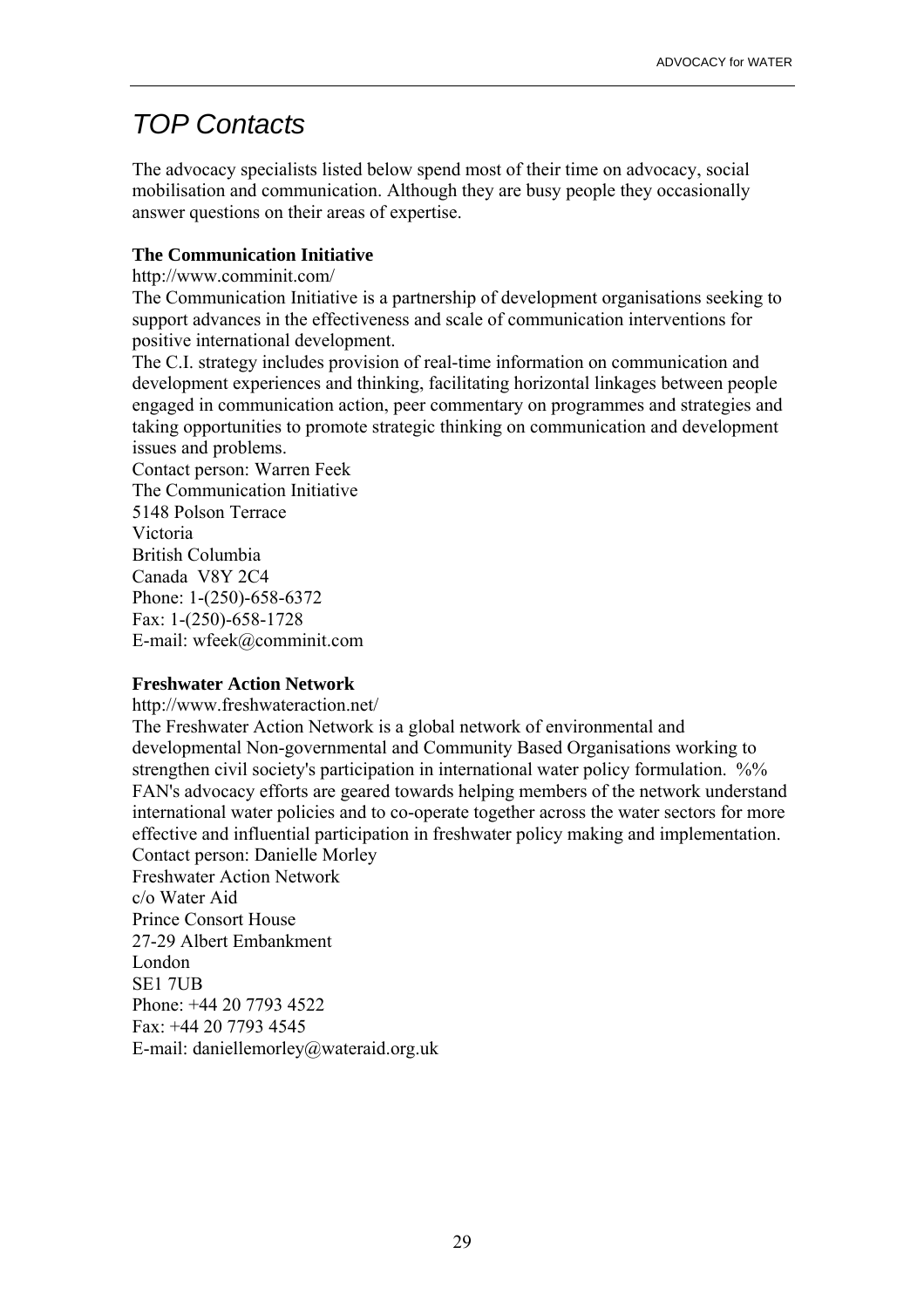# *TOP Contacts*

The advocacy specialists listed below spend most of their time on advocacy, social mobilisation and communication. Although they are busy people they occasionally answer questions on their areas of expertise.

**The Communication Initiative**

http://www.comminit.com/

The Communication Initiative is a partnership of development organisations seeking to support advances in the effectiveness and scale of communication interventions for positive international development.

The C.I. strategy includes provision of real-time information on communication and development experiences and thinking, facilitating horizontal linkages between people engaged in communication action, peer commentary on programmes and strategies and taking opportunities to promote strategic thinking on communication and development issues and problems.

Contact person: Warren Feek
The Communication Initiative
5148 Polson Terrace
Victoria
British Columbia
Canada V8Y 2C4
Phone: 1-(250)-658-6372
Fax: 1-(250)-658-1728
E-mail: wfeek@comminit.com

**Freshwater Action Network**

http://www.freshwateraction.net/

The Freshwater Action Network is a global network of environmental and developmental Non-governmental and Community Based Organisations working to strengthen civil society's participation in international water policy formulation. %% FAN's advocacy efforts are geared towards helping members of the network understand international water policies and to co-operate together across the water sectors for more effective and influential participation in freshwater policy making and implementation.

Contact person: Danielle Morley
Freshwater Action Network
c/o Water Aid
Prince Consort House
27-29 Albert Embankment
London
SE1 7UB
Phone: +44 20 7793 4522
Fax: +44 20 7793 4545
E-mail: daniellemorley@wateraid.org.uk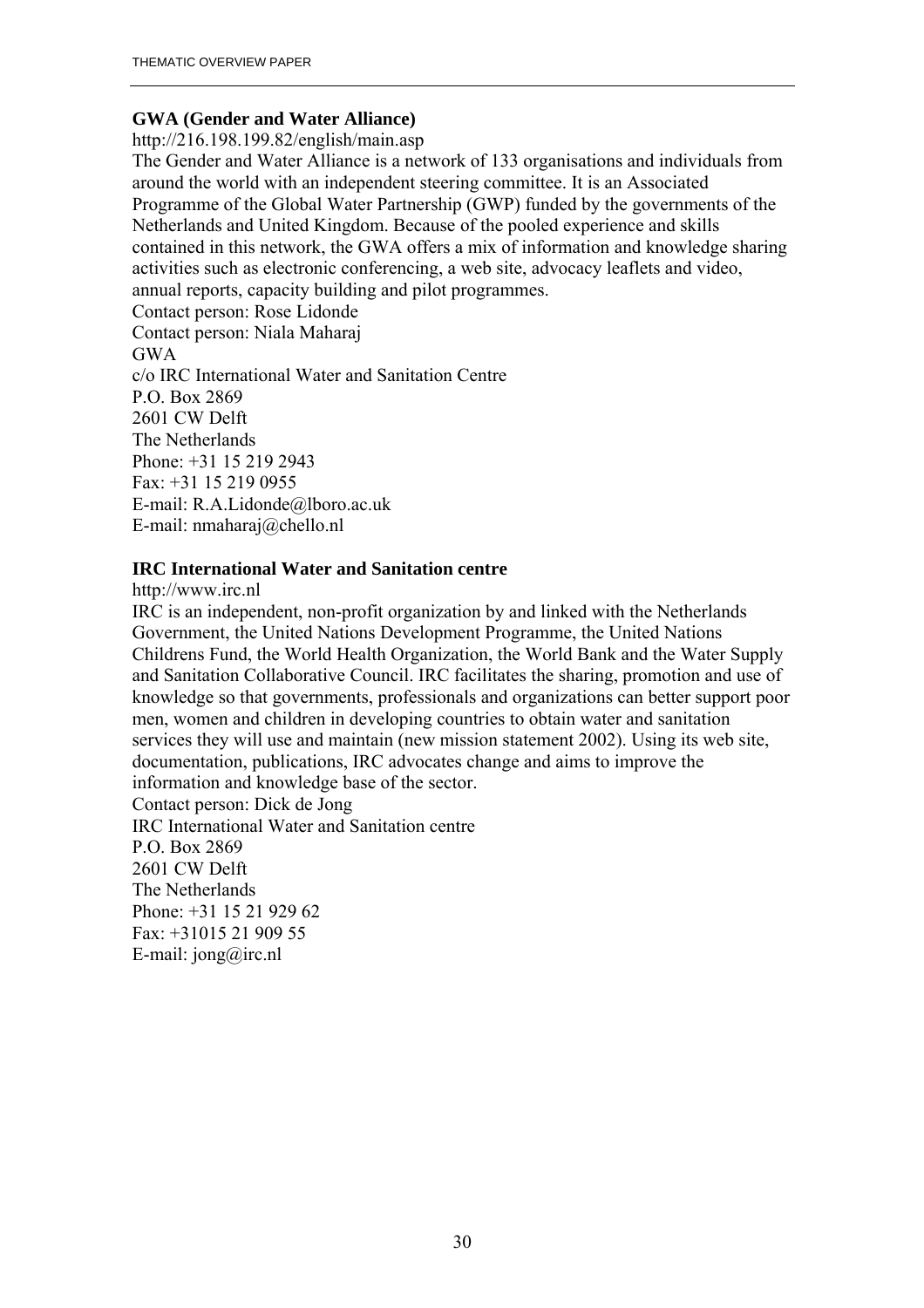**GWA (Gender and Water Alliance)**

http://216.198.199.82/english/main.asp

The Gender and Water Alliance is a network of 133 organisations and individuals from around the world with an independent steering committee. It is an Associated Programme of the Global Water Partnership (GWP) funded by the governments of the Netherlands and United Kingdom. Because of the pooled experience and skills contained in this network, the GWA offers a mix of information and knowledge sharing activities such as electronic conferencing, a web site, advocacy leaflets and video, annual reports, capacity building and pilot programmes.

Contact person: Rose Lidonde
Contact person: Niala Maharaj
GWA
c/o IRC International Water and Sanitation Centre
P.O. Box 2869
2601 CW Delft
The Netherlands
Phone: +31 15 219 2943
Fax: +31 15 219 0955
E-mail: R.A.Lidonde@lboro.ac.uk
E-mail: nmaharaj@chello.nl

**IRC International Water and Sanitation centre**

http://www.irc.nl

IRC is an independent, non-profit organization by and linked with the Netherlands Government, the United Nations Development Programme, the United Nations Childrens Fund, the World Health Organization, the World Bank and the Water Supply and Sanitation Collaborative Council. IRC facilitates the sharing, promotion and use of knowledge so that governments, professionals and organizations can better support poor men, women and children in developing countries to obtain water and sanitation services they will use and maintain (new mission statement 2002). Using its web site, documentation, publications, IRC advocates change and aims to improve the information and knowledge base of the sector.

Contact person: Dick de Jong
IRC International Water and Sanitation centre
P.O. Box 2869
2601 CW Delft
The Netherlands
Phone: +31 15 21 929 62
Fax: +31015 21 909 55
E-mail: jong@irc.nl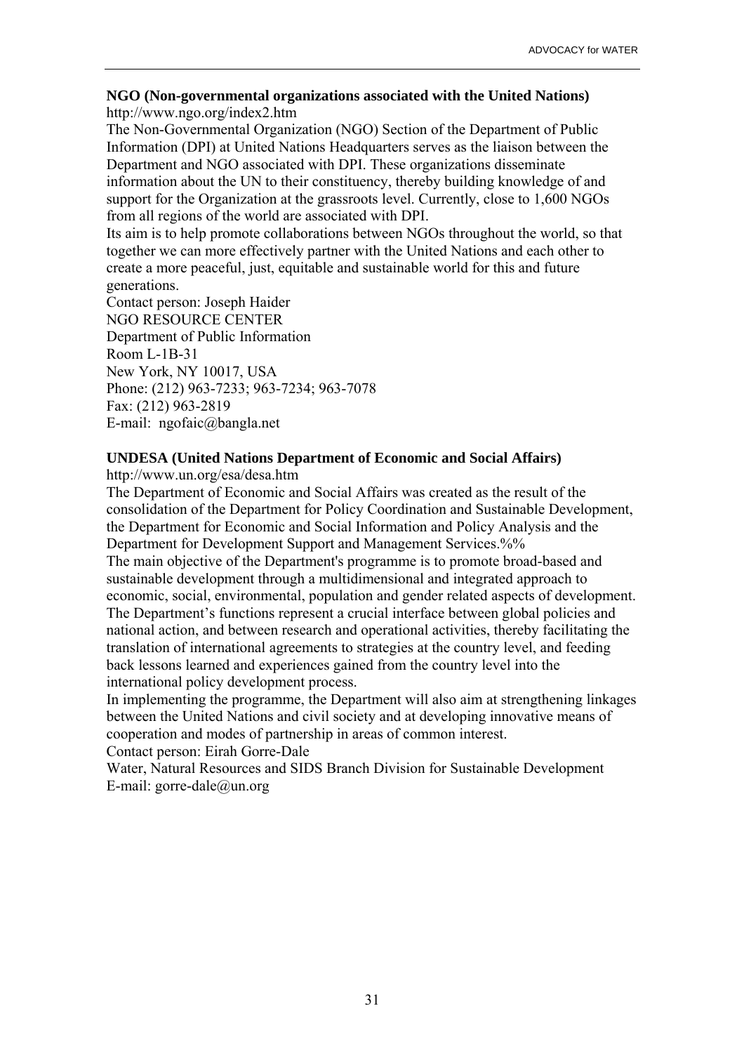**NGO (Non-governmental organizations associated with the United Nations)**
http://www.ngo.org/index2.htm

The Non-Governmental Organization (NGO) Section of the Department of Public Information (DPI) at United Nations Headquarters serves as the liaison between the Department and NGO associated with DPI. These organizations disseminate information about the UN to their constituency, thereby building knowledge of and support for the Organization at the grassroots level. Currently, close to 1,600 NGOs from all regions of the world are associated with DPI.

Its aim is to help promote collaborations between NGOs throughout the world, so that together we can more effectively partner with the United Nations and each other to create a more peaceful, just, equitable and sustainable world for this and future generations.

Contact person: Joseph Haider
NGO RESOURCE CENTER
Department of Public Information
Room L-1B-31
New York, NY 10017, USA
Phone: (212) 963-7233; 963-7234; 963-7078
Fax: (212) 963-2819
E-mail: ngofaic@bangla.net

**UNDESA (United Nations Department of Economic and Social Affairs)**
http://www.un.org/esa/desa.htm

The Department of Economic and Social Affairs was created as the result of the consolidation of the Department for Policy Coordination and Sustainable Development, the Department for Economic and Social Information and Policy Analysis and the Department for Development Support and Management Services.%%

The main objective of the Department's programme is to promote broad-based and sustainable development through a multidimensional and integrated approach to economic, social, environmental, population and gender related aspects of development. The Department's functions represent a crucial interface between global policies and national action, and between research and operational activities, thereby facilitating the translation of international agreements to strategies at the country level, and feeding back lessons learned and experiences gained from the country level into the international policy development process.

In implementing the programme, the Department will also aim at strengthening linkages between the United Nations and civil society and at developing innovative means of cooperation and modes of partnership in areas of common interest.

Contact person: Eirah Gorre-Dale
Water, Natural Resources and SIDS Branch Division for Sustainable Development
E-mail: gorre-dale@un.org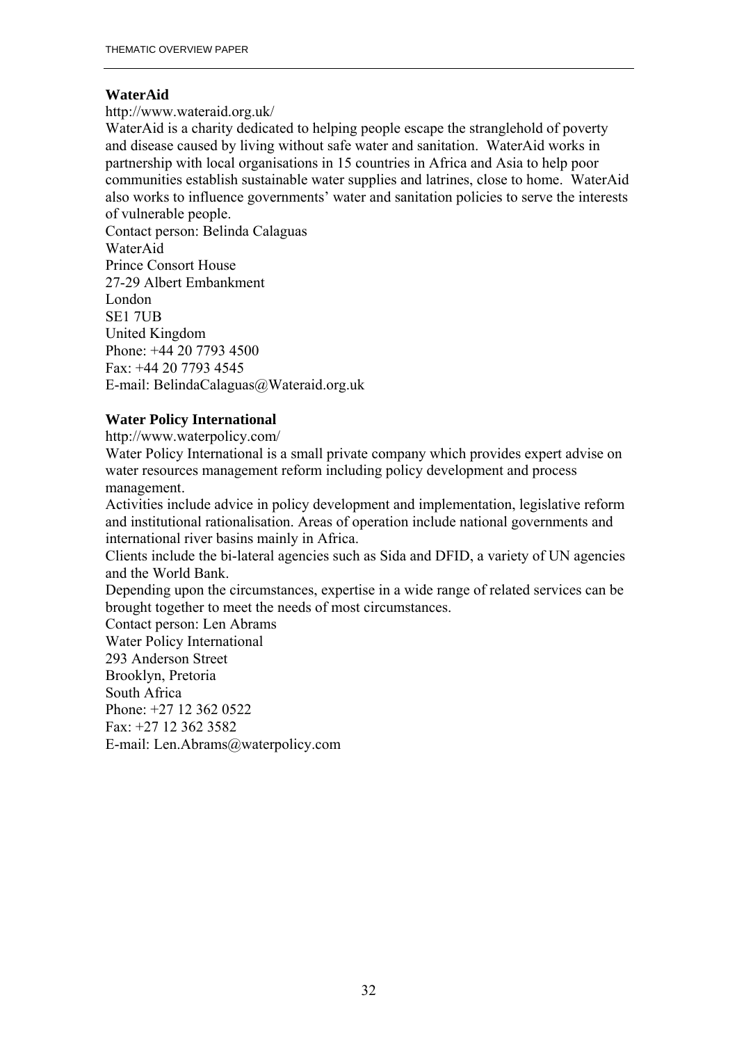**WaterAid**

http://www.wateraid.org.uk/

WaterAid is a charity dedicated to helping people escape the stranglehold of poverty and disease caused by living without safe water and sanitation. WaterAid works in partnership with local organisations in 15 countries in Africa and Asia to help poor communities establish sustainable water supplies and latrines, close to home. WaterAid also works to influence governments' water and sanitation policies to serve the interests of vulnerable people.

Contact person: Belinda Calaguas
WaterAid
Prince Consort House
27-29 Albert Embankment
London
SE1 7UB
United Kingdom
Phone: +44 20 7793 4500
Fax: +44 20 7793 4545
E-mail: BelindaCalaguas@Wateraid.org.uk

**Water Policy International**

http://www.waterpolicy.com/

Water Policy International is a small private company which provides expert advise on water resources management reform including policy development and process management.

Activities include advice in policy development and implementation, legislative reform and institutional rationalisation. Areas of operation include national governments and international river basins mainly in Africa.

Clients include the bi-lateral agencies such as Sida and DFID, a variety of UN agencies and the World Bank.

Depending upon the circumstances, expertise in a wide range of related services can be brought together to meet the needs of most circumstances.

Contact person: Len Abrams
Water Policy International
293 Anderson Street
Brooklyn, Pretoria
South Africa
Phone: +27 12 362 0522
Fax: +27 12 362 3582
E-mail: Len.Abrams@waterpolicy.com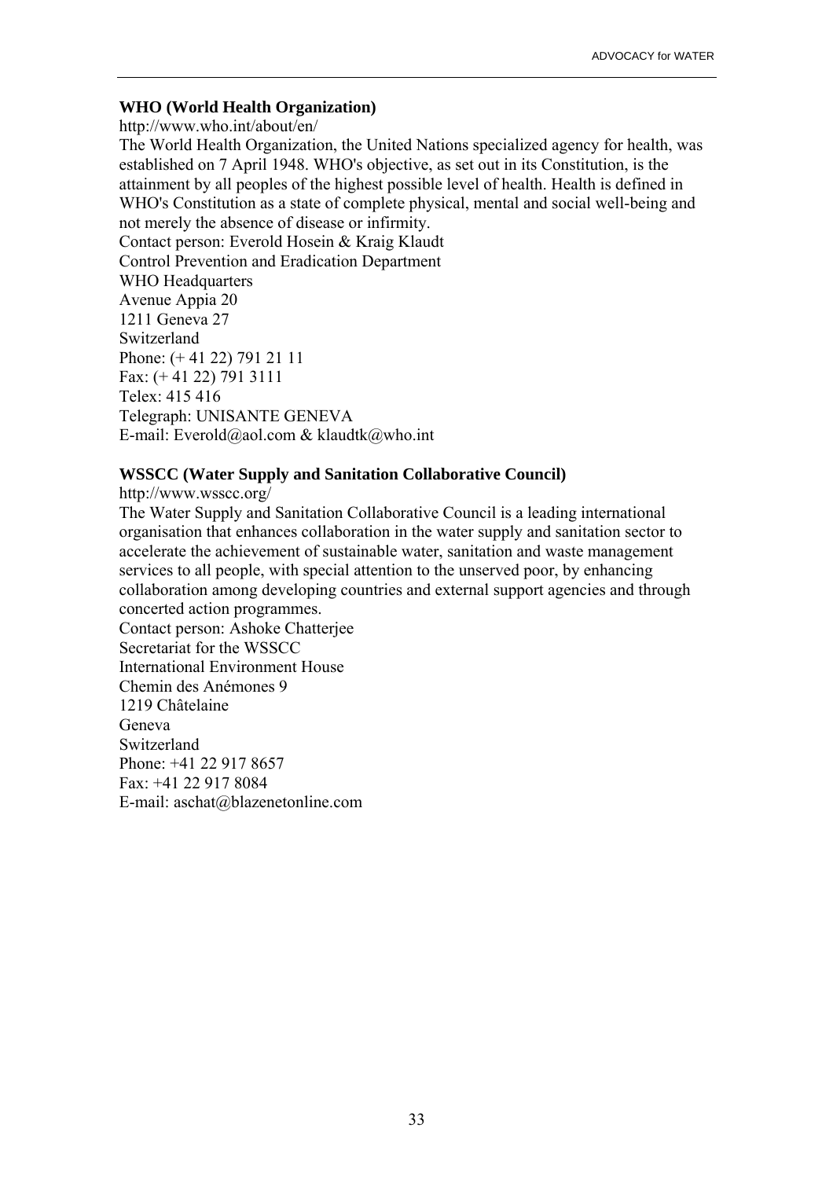**WHO (World Health Organization)**
http://www.who.int/about/en/
The World Health Organization, the United Nations specialized agency for health, was established on 7 April 1948. WHO's objective, as set out in its Constitution, is the attainment by all peoples of the highest possible level of health. Health is defined in WHO's Constitution as a state of complete physical, mental and social well-being and not merely the absence of disease or infirmity.
Contact person: Everold Hosein & Kraig Klaudt
Control Prevention and Eradication Department
WHO Headquarters
Avenue Appia 20
1211 Geneva 27
Switzerland
Phone: (+ 41 22) 791 21 11
Fax: (+ 41 22) 791 3111
Telex: 415 416
Telegraph: UNISANTE GENEVA
E-mail: Everold@aol.com & klaudtk@who.int

**WSSCC (Water Supply and Sanitation Collaborative Council)**
http://www.wsscc.org/
The Water Supply and Sanitation Collaborative Council is a leading international organisation that enhances collaboration in the water supply and sanitation sector to accelerate the achievement of sustainable water, sanitation and waste management services to all people, with special attention to the unserved poor, by enhancing collaboration among developing countries and external support agencies and through concerted action programmes.
Contact person: Ashoke Chatterjee
Secretariat for the WSSCC
International Environment House
Chemin des Anémones 9
1219 Châtelaine
Geneva
Switzerland
Phone: +41 22 917 8657
Fax: +41 22 917 8084
E-mail: aschat@blazenetonline.com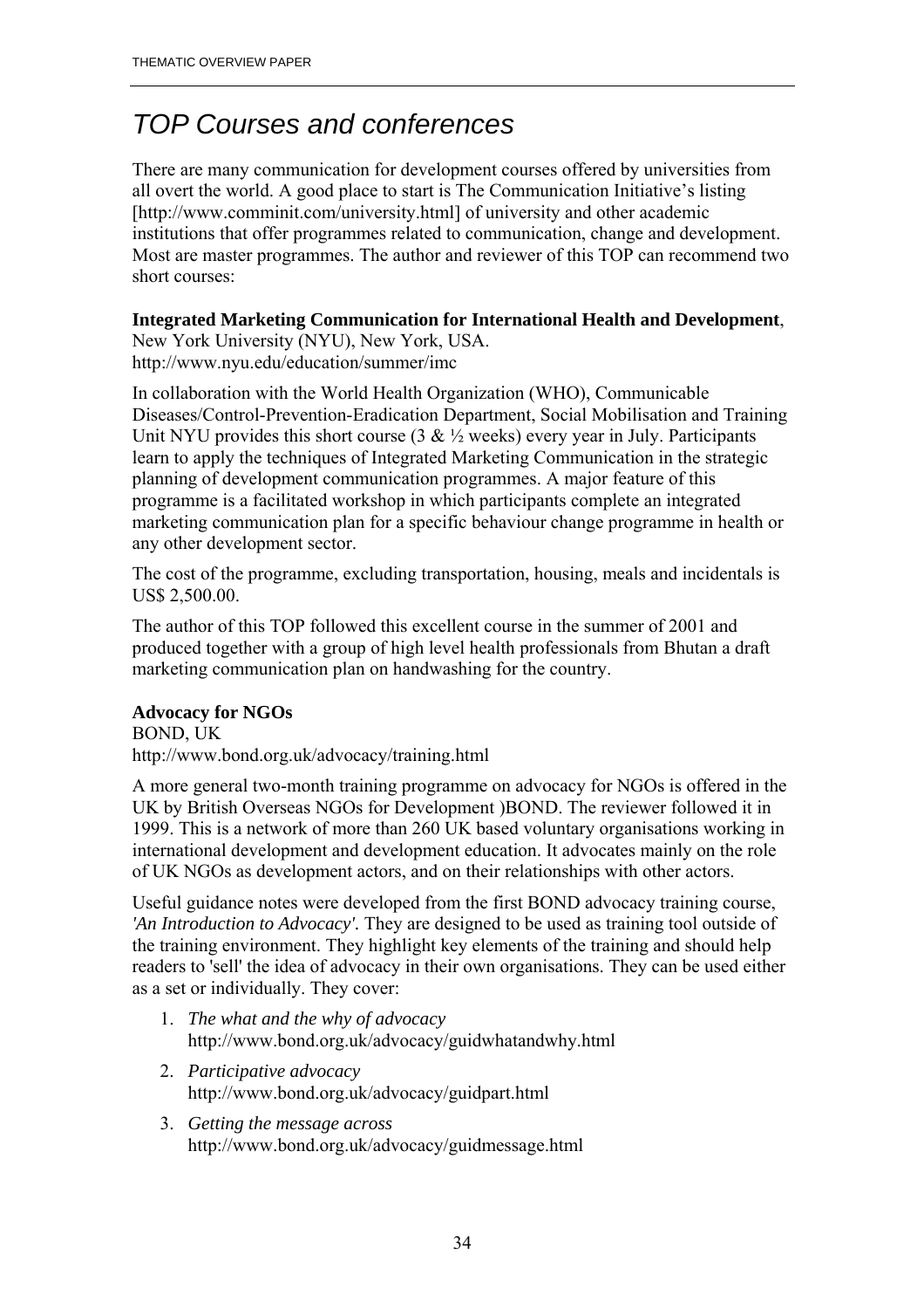## *TOP Courses and conferences*

There are many communication for development courses offered by universities from all overt the world. A good place to start is The Communication Initiative's listing [http://www.comminit.com/university.html] of university and other academic institutions that offer programmes related to communication, change and development. Most are master programmes. The author and reviewer of this TOP can recommend two short courses:

**Integrated Marketing Communication for International Health and Development**, New York University (NYU), New York, USA.
http://www.nyu.edu/education/summer/imc

In collaboration with the World Health Organization (WHO), Communicable Diseases/Control-Prevention-Eradication Department, Social Mobilisation and Training Unit NYU provides this short course (3 & ½ weeks) every year in July. Participants learn to apply the techniques of Integrated Marketing Communication in the strategic planning of development communication programmes. A major feature of this programme is a facilitated workshop in which participants complete an integrated marketing communication plan for a specific behaviour change programme in health or any other development sector.

The cost of the programme, excluding transportation, housing, meals and incidentals is US$ 2,500.00.

The author of this TOP followed this excellent course in the summer of 2001 and produced together with a group of high level health professionals from Bhutan a draft marketing communication plan on handwashing for the country.

**Advocacy for NGOs**
BOND, UK
http://www.bond.org.uk/advocacy/training.html

A more general two-month training programme on advocacy for NGOs is offered in the UK by British Overseas NGOs for Development )BOND. The reviewer followed it in 1999. This is a network of more than 260 UK based voluntary organisations working in international development and development education. It advocates mainly on the role of UK NGOs as development actors, and on their relationships with other actors.

Useful guidance notes were developed from the first BOND advocacy training course, *'An Introduction to Advocacy'.* They are designed to be used as training tool outside of the training environment. They highlight key elements of the training and should help readers to 'sell' the idea of advocacy in their own organisations. They can be used either as a set or individually. They cover:

1. *The what and the why of advocacy*
   http://www.bond.org.uk/advocacy/guidwhatandwhy.html
2. *Participative advocacy*
   http://www.bond.org.uk/advocacy/guidpart.html
3. *Getting the message across*
   http://www.bond.org.uk/advocacy/guidmessage.html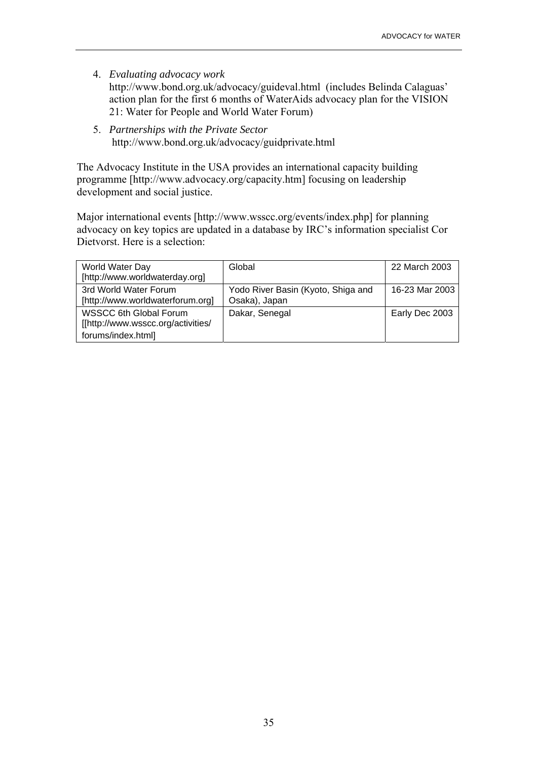4. *Evaluating advocacy work*
   http://www.bond.org.uk/advocacy/guideval.html (includes Belinda Calaguas' action plan for the first 6 months of WaterAids advocacy plan for the VISION 21: Water for People and World Water Forum)

5. *Partnerships with the Private Sector*
   http://www.bond.org.uk/advocacy/guidprivate.html

The Advocacy Institute in the USA provides an international capacity building programme [http://www.advocacy.org/capacity.htm] focusing on leadership development and social justice.

Major international events [http://www.wsscc.org/events/index.php] for planning advocacy on key topics are updated in a database by IRC's information specialist Cor Dietvorst. Here is a selection:

| | | |
|---|---|---|
| World Water Day [http://www.worldwaterday.org] | Global | 22 March 2003 |
| 3rd World Water Forum [http://www.worldwaterforum.org] | Yodo River Basin (Kyoto, Shiga and Osaka), Japan | 16-23 Mar 2003 |
| WSSCC 6th Global Forum [[http://www.wsscc.org/activities/forums/index.html] | Dakar, Senegal | Early Dec 2003 |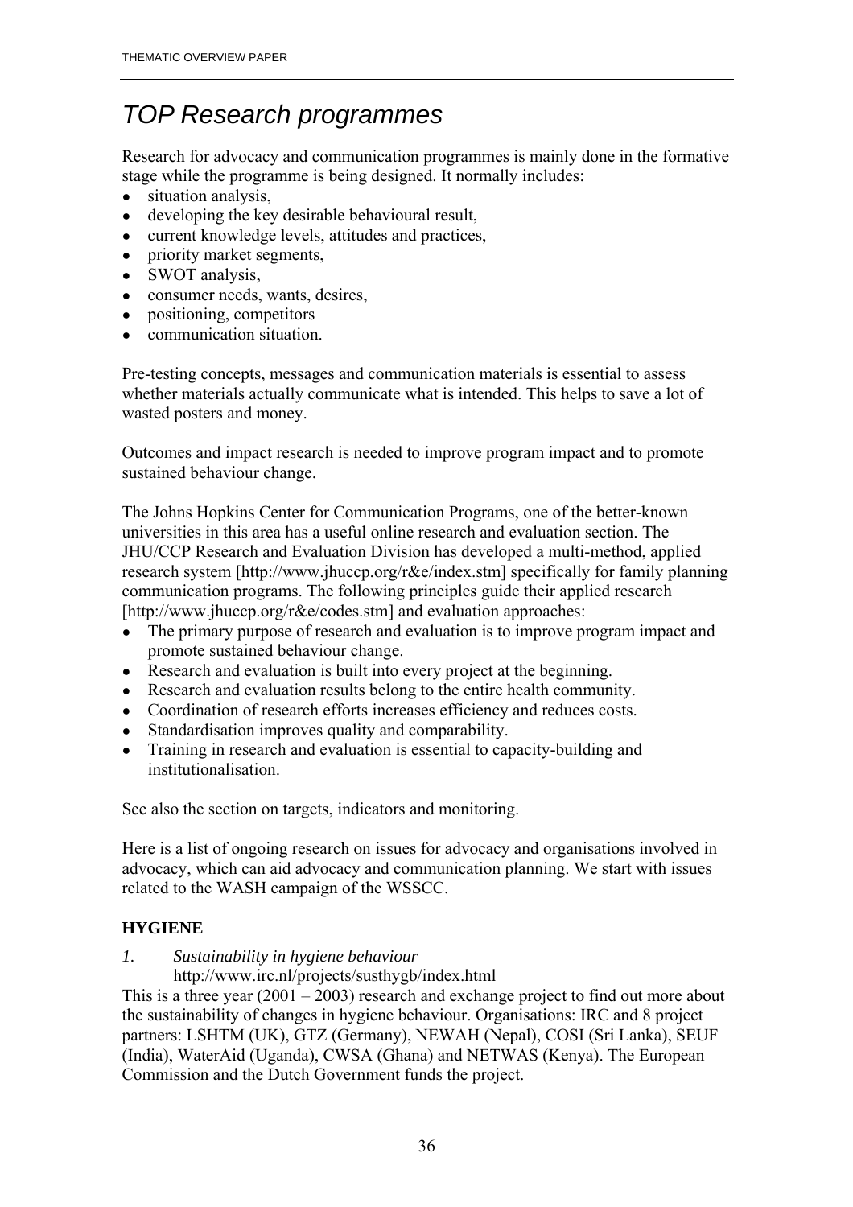# *TOP Research programmes*

Research for advocacy and communication programmes is mainly done in the formative stage while the programme is being designed. It normally includes:

- situation analysis,
- developing the key desirable behavioural result,
- current knowledge levels, attitudes and practices,
- priority market segments,
- SWOT analysis,
- consumer needs, wants, desires,
- positioning, competitors
- communication situation.

Pre-testing concepts, messages and communication materials is essential to assess whether materials actually communicate what is intended. This helps to save a lot of wasted posters and money.

Outcomes and impact research is needed to improve program impact and to promote sustained behaviour change.

The Johns Hopkins Center for Communication Programs, one of the better-known universities in this area has a useful online research and evaluation section. The JHU/CCP Research and Evaluation Division has developed a multi-method, applied research system [http://www.jhuccp.org/r&e/index.stm] specifically for family planning communication programs. The following principles guide their applied research [http://www.jhuccp.org/r&e/codes.stm] and evaluation approaches:

- The primary purpose of research and evaluation is to improve program impact and promote sustained behaviour change.
- Research and evaluation is built into every project at the beginning.
- Research and evaluation results belong to the entire health community.
- Coordination of research efforts increases efficiency and reduces costs.
- Standardisation improves quality and comparability.
- Training in research and evaluation is essential to capacity-building and institutionalisation.

See also the section on targets, indicators and monitoring.

Here is a list of ongoing research on issues for advocacy and organisations involved in advocacy, which can aid advocacy and communication planning. We start with issues related to the WASH campaign of the WSSCC.

**HYGIENE**

1. *Sustainability in hygiene behaviour*
   http://www.irc.nl/projects/susthygb/index.html

This is a three year (2001 – 2003) research and exchange project to find out more about the sustainability of changes in hygiene behaviour. Organisations: IRC and 8 project partners: LSHTM (UK), GTZ (Germany), NEWAH (Nepal), COSI (Sri Lanka), SEUF (India), WaterAid (Uganda), CWSA (Ghana) and NETWAS (Kenya). The European Commission and the Dutch Government funds the project.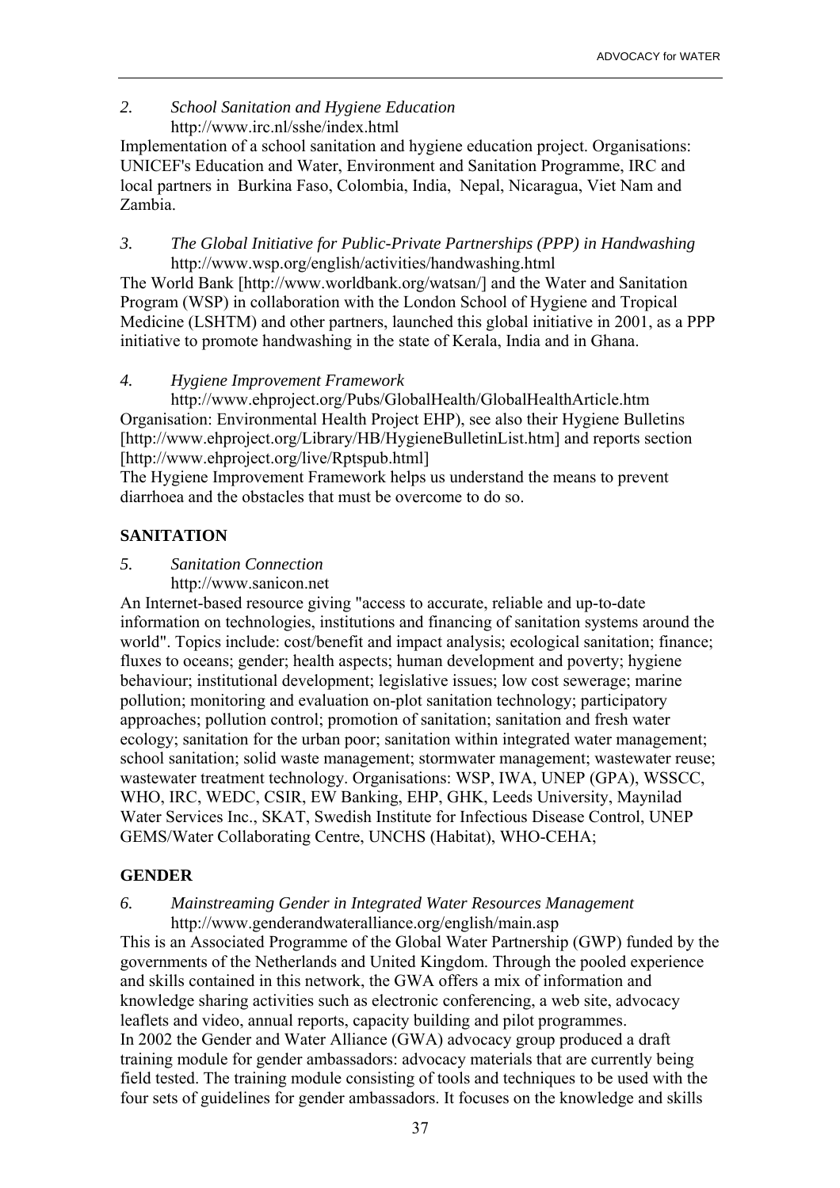*2. School Sanitation and Hygiene Education*
http://www.irc.nl/sshe/index.html

Implementation of a school sanitation and hygiene education project. Organisations: UNICEF's Education and Water, Environment and Sanitation Programme, IRC and local partners in Burkina Faso, Colombia, India, Nepal, Nicaragua, Viet Nam and Zambia.

*3. The Global Initiative for Public-Private Partnerships (PPP) in Handwashing*
http://www.wsp.org/english/activities/handwashing.html

The World Bank [http://www.worldbank.org/watsan/] and the Water and Sanitation Program (WSP) in collaboration with the London School of Hygiene and Tropical Medicine (LSHTM) and other partners, launched this global initiative in 2001, as a PPP initiative to promote handwashing in the state of Kerala, India and in Ghana.

*4. Hygiene Improvement Framework*
http://www.ehproject.org/Pubs/GlobalHealth/GlobalHealthArticle.htm

Organisation: Environmental Health Project EHP), see also their Hygiene Bulletins [http://www.ehproject.org/Library/HB/HygieneBulletinList.htm] and reports section [http://www.ehproject.org/live/Rptspub.html]

The Hygiene Improvement Framework helps us understand the means to prevent diarrhoea and the obstacles that must be overcome to do so.

## SANITATION

*5. Sanitation Connection*
http://www.sanicon.net

An Internet-based resource giving "access to accurate, reliable and up-to-date information on technologies, institutions and financing of sanitation systems around the world". Topics include: cost/benefit and impact analysis; ecological sanitation; finance; fluxes to oceans; gender; health aspects; human development and poverty; hygiene behaviour; institutional development; legislative issues; low cost sewerage; marine pollution; monitoring and evaluation on-plot sanitation technology; participatory approaches; pollution control; promotion of sanitation; sanitation and fresh water ecology; sanitation for the urban poor; sanitation within integrated water management; school sanitation; solid waste management; stormwater management; wastewater reuse; wastewater treatment technology. Organisations: WSP, IWA, UNEP (GPA), WSSCC, WHO, IRC, WEDC, CSIR, EW Banking, EHP, GHK, Leeds University, Maynilad Water Services Inc., SKAT, Swedish Institute for Infectious Disease Control, UNEP GEMS/Water Collaborating Centre, UNCHS (Habitat), WHO-CEHA;

## GENDER

*6. Mainstreaming Gender in Integrated Water Resources Management*
http://www.genderandwateralliance.org/english/main.asp

This is an Associated Programme of the Global Water Partnership (GWP) funded by the governments of the Netherlands and United Kingdom. Through the pooled experience and skills contained in this network, the GWA offers a mix of information and knowledge sharing activities such as electronic conferencing, a web site, advocacy leaflets and video, annual reports, capacity building and pilot programmes.

In 2002 the Gender and Water Alliance (GWA) advocacy group produced a draft training module for gender ambassadors: advocacy materials that are currently being field tested. The training module consisting of tools and techniques to be used with the four sets of guidelines for gender ambassadors. It focuses on the knowledge and skills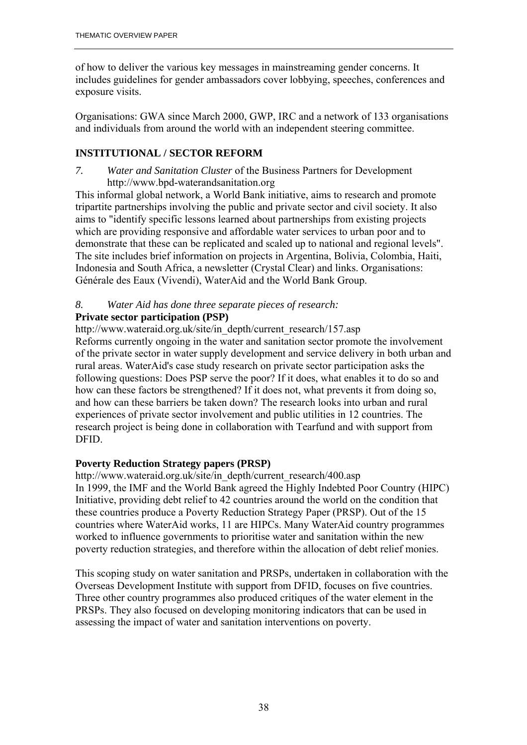of how to deliver the various key messages in mainstreaming gender concerns. It includes guidelines for gender ambassadors cover lobbying, speeches, conferences and exposure visits.

Organisations: GWA since March 2000, GWP, IRC and a network of 133 organisations and individuals from around the world with an independent steering committee.

## INSTITUTIONAL / SECTOR REFORM

*7. Water and Sanitation Cluster* of the Business Partners for Development http://www.bpd-waterandsanitation.org

This informal global network, a World Bank initiative, aims to research and promote tripartite partnerships involving the public and private sector and civil society. It also aims to "identify specific lessons learned about partnerships from existing projects which are providing responsive and affordable water services to urban poor and to demonstrate that these can be replicated and scaled up to national and regional levels". The site includes brief information on projects in Argentina, Bolivia, Colombia, Haiti, Indonesia and South Africa, a newsletter (Crystal Clear) and links. Organisations: Générale des Eaux (Vivendi), WaterAid and the World Bank Group.

*8. Water Aid has done three separate pieces of research:*

**Private sector participation (PSP)**

http://www.wateraid.org.uk/site/in_depth/current_research/157.asp

Reforms currently ongoing in the water and sanitation sector promote the involvement of the private sector in water supply development and service delivery in both urban and rural areas. WaterAid's case study research on private sector participation asks the following questions: Does PSP serve the poor? If it does, what enables it to do so and how can these factors be strengthened? If it does not, what prevents it from doing so, and how can these barriers be taken down? The research looks into urban and rural experiences of private sector involvement and public utilities in 12 countries. The research project is being done in collaboration with Tearfund and with support from DFID.

**Poverty Reduction Strategy papers (PRSP)**

http://www.wateraid.org.uk/site/in_depth/current_research/400.asp

In 1999, the IMF and the World Bank agreed the Highly Indebted Poor Country (HIPC) Initiative, providing debt relief to 42 countries around the world on the condition that these countries produce a Poverty Reduction Strategy Paper (PRSP). Out of the 15 countries where WaterAid works, 11 are HIPCs. Many WaterAid country programmes worked to influence governments to prioritise water and sanitation within the new poverty reduction strategies, and therefore within the allocation of debt relief monies.

This scoping study on water sanitation and PRSPs, undertaken in collaboration with the Overseas Development Institute with support from DFID, focuses on five countries. Three other country programmes also produced critiques of the water element in the PRSPs. They also focused on developing monitoring indicators that can be used in assessing the impact of water and sanitation interventions on poverty.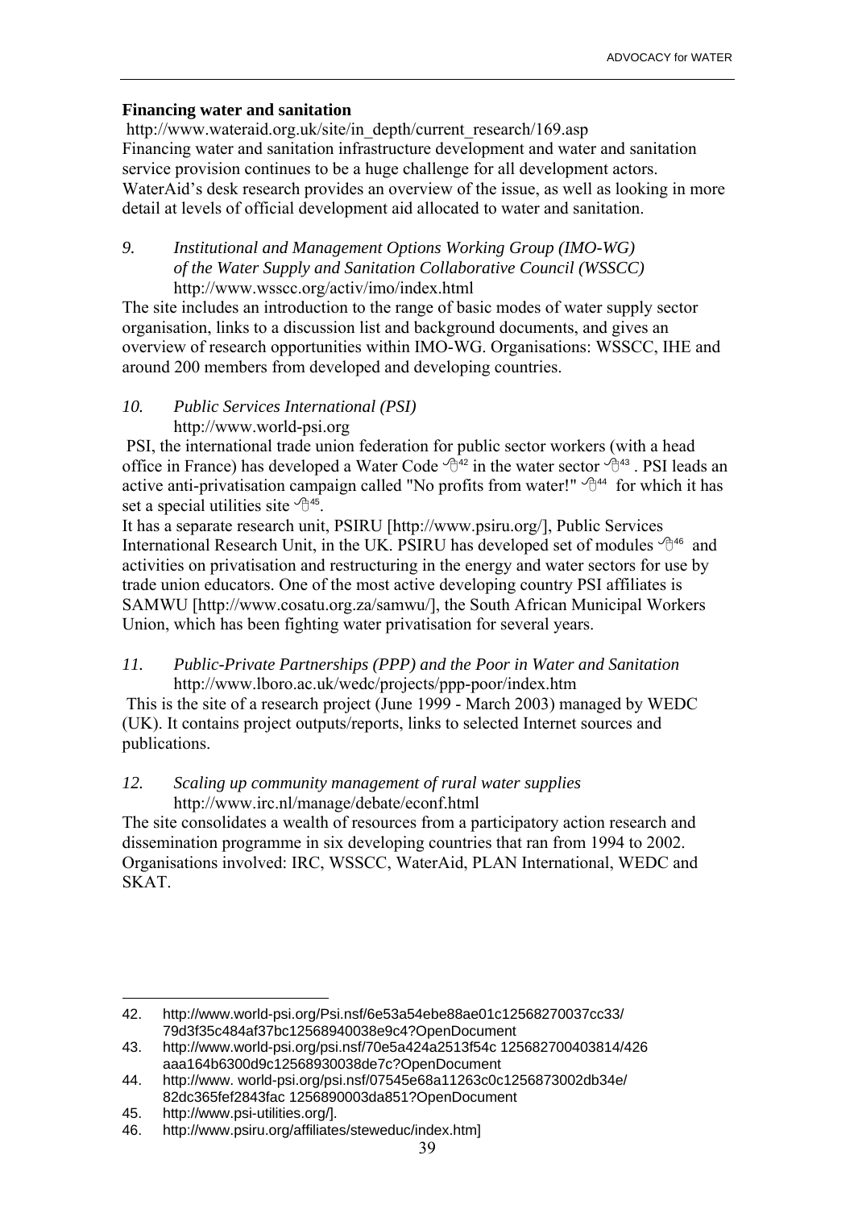**Financing water and sanitation**

http://www.wateraid.org.uk/site/in_depth/current_research/169.asp

Financing water and sanitation infrastructure development and water and sanitation service provision continues to be a huge challenge for all development actors. WaterAid's desk research provides an overview of the issue, as well as looking in more detail at levels of official development aid allocated to water and sanitation.

*9. Institutional and Management Options Working Group (IMO-WG) of the Water Supply and Sanitation Collaborative Council (WSSCC)*

http://www.wsscc.org/activ/imo/index.html

The site includes an introduction to the range of basic modes of water supply sector organisation, links to a discussion list and background documents, and gives an overview of research opportunities within IMO-WG. Organisations: WSSCC, IHE and around 200 members from developed and developing countries.

*10. Public Services International (PSI)*

http://www.world-psi.org

PSI, the international trade union federation for public sector workers (with a head office in France) has developed a Water Code [42] in the water sector [43]. PSI leads an active anti-privatisation campaign called "No profits from water!" [44] for which it has set a special utilities site [45].

It has a separate research unit, PSIRU [http://www.psiru.org/], Public Services International Research Unit, in the UK. PSIRU has developed set of modules [46] and activities on privatisation and restructuring in the energy and water sectors for use by trade union educators. One of the most active developing country PSI affiliates is SAMWU [http://www.cosatu.org.za/samwu/], the South African Municipal Workers Union, which has been fighting water privatisation for several years.

*11. Public-Private Partnerships (PPP) and the Poor in Water and Sanitation*

http://www.lboro.ac.uk/wedc/projects/ppp-poor/index.htm

This is the site of a research project (June 1999 - March 2003) managed by WEDC (UK). It contains project outputs/reports, links to selected Internet sources and publications.

*12. Scaling up community management of rural water supplies*

http://www.irc.nl/manage/debate/econf.html

The site consolidates a wealth of resources from a participatory action research and dissemination programme in six developing countries that ran from 1994 to 2002. Organisations involved: IRC, WSSCC, WaterAid, PLAN International, WEDC and SKAT.

---

42. http://www.world-psi.org/Psi.nsf/6e53a54ebe88ae01c12568270037cc33/79d3f35c484af37bc12568940038e9c4?OpenDocument
43. http://www.world-psi.org/psi.nsf/70e5a424a2513f54c 125682700403814/426aaa164b6300d9c12568930038de7c?OpenDocument
44. http://www. world-psi.org/psi.nsf/07545e68a11263c0c1256873002db34e/82dc365fef2843fac 1256890003da851?OpenDocument
45. http://www.psi-utilities.org/].
46. http://www.psiru.org/affiliates/steweduc/index.htm]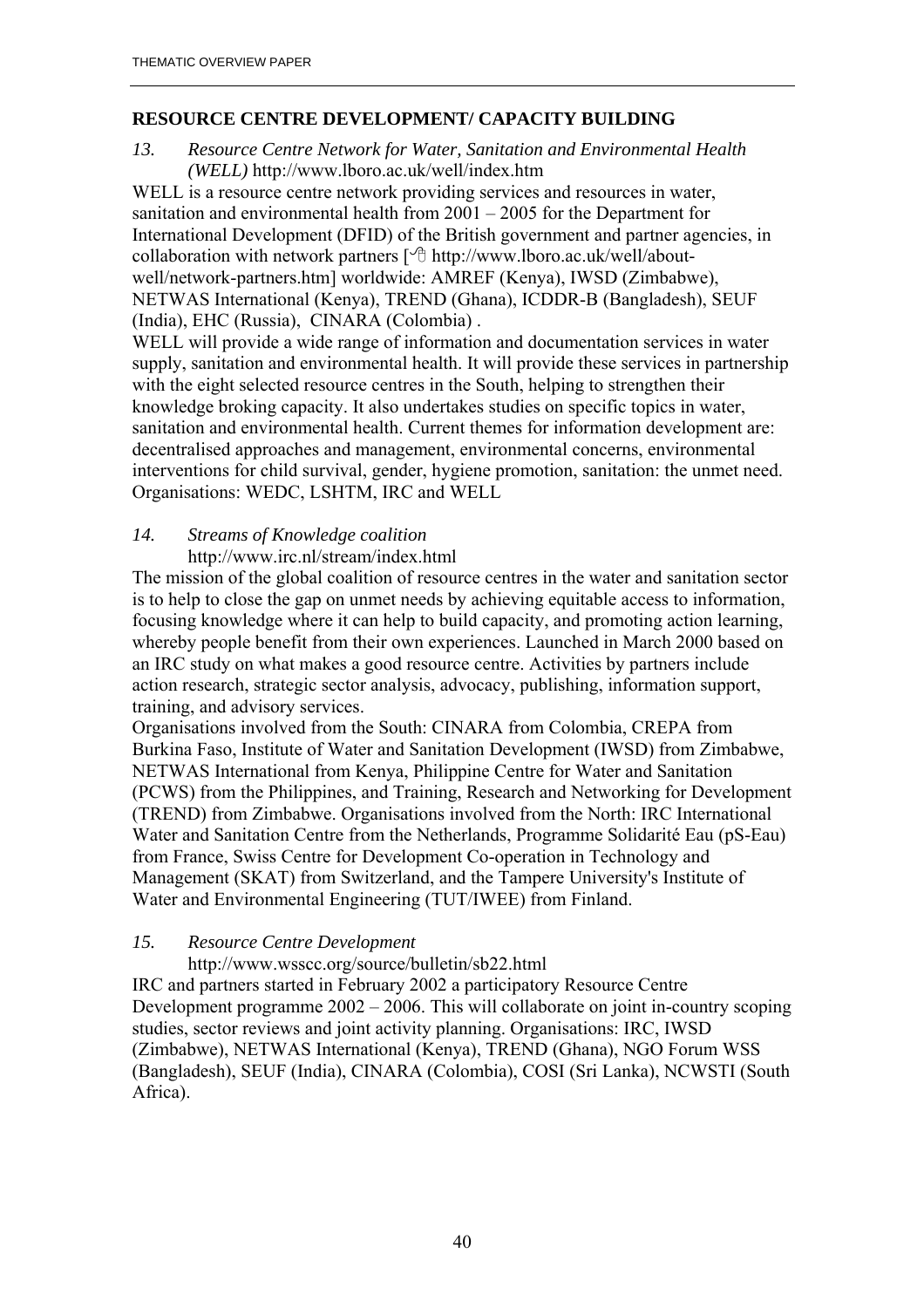## RESOURCE CENTRE DEVELOPMENT/ CAPACITY BUILDING

*13. Resource Centre Network for Water, Sanitation and Environmental Health (WELL)* http://www.lboro.ac.uk/well/index.htm

WELL is a resource centre network providing services and resources in water, sanitation and environmental health from 2001 – 2005 for the Department for International Development (DFID) of the British government and partner agencies, in collaboration with network partners [🖰 http://www.lboro.ac.uk/well/about-well/network-partners.htm] worldwide: AMREF (Kenya), IWSD (Zimbabwe), NETWAS International (Kenya), TREND (Ghana), ICDDR-B (Bangladesh), SEUF (India), EHC (Russia), CINARA (Colombia) .

WELL will provide a wide range of information and documentation services in water supply, sanitation and environmental health. It will provide these services in partnership with the eight selected resource centres in the South, helping to strengthen their knowledge broking capacity. It also undertakes studies on specific topics in water, sanitation and environmental health. Current themes for information development are: decentralised approaches and management, environmental concerns, environmental interventions for child survival, gender, hygiene promotion, sanitation: the unmet need. Organisations: WEDC, LSHTM, IRC and WELL

*14. Streams of Knowledge coalition*
http://www.irc.nl/stream/index.html

The mission of the global coalition of resource centres in the water and sanitation sector is to help to close the gap on unmet needs by achieving equitable access to information, focusing knowledge where it can help to build capacity, and promoting action learning, whereby people benefit from their own experiences. Launched in March 2000 based on an IRC study on what makes a good resource centre. Activities by partners include action research, strategic sector analysis, advocacy, publishing, information support, training, and advisory services.

Organisations involved from the South: CINARA from Colombia, CREPA from Burkina Faso, Institute of Water and Sanitation Development (IWSD) from Zimbabwe, NETWAS International from Kenya, Philippine Centre for Water and Sanitation (PCWS) from the Philippines, and Training, Research and Networking for Development (TREND) from Zimbabwe. Organisations involved from the North: IRC International Water and Sanitation Centre from the Netherlands, Programme Solidarité Eau (pS-Eau) from France, Swiss Centre for Development Co-operation in Technology and Management (SKAT) from Switzerland, and the Tampere University's Institute of Water and Environmental Engineering (TUT/IWEE) from Finland.

*15. Resource Centre Development*
http://www.wsscc.org/source/bulletin/sb22.html

IRC and partners started in February 2002 a participatory Resource Centre Development programme 2002 – 2006. This will collaborate on joint in-country scoping studies, sector reviews and joint activity planning. Organisations: IRC, IWSD (Zimbabwe), NETWAS International (Kenya), TREND (Ghana), NGO Forum WSS (Bangladesh), SEUF (India), CINARA (Colombia), COSI (Sri Lanka), NCWSTI (South Africa).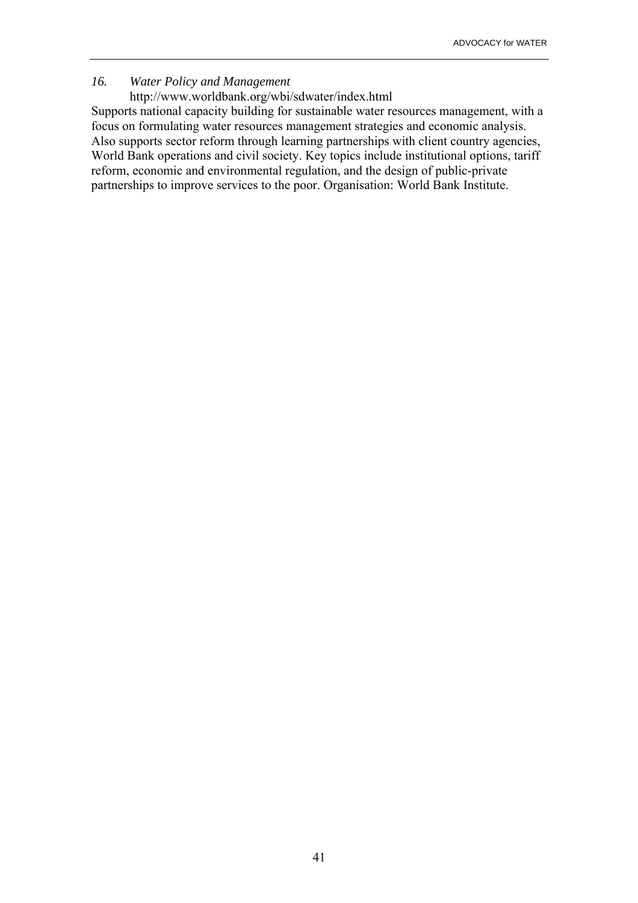*16. Water Policy and Management*

http://www.worldbank.org/wbi/sdwater/index.html

Supports national capacity building for sustainable water resources management, with a focus on formulating water resources management strategies and economic analysis. Also supports sector reform through learning partnerships with client country agencies, World Bank operations and civil society. Key topics include institutional options, tariff reform, economic and environmental regulation, and the design of public-private partnerships to improve services to the poor. Organisation: World Bank Institute.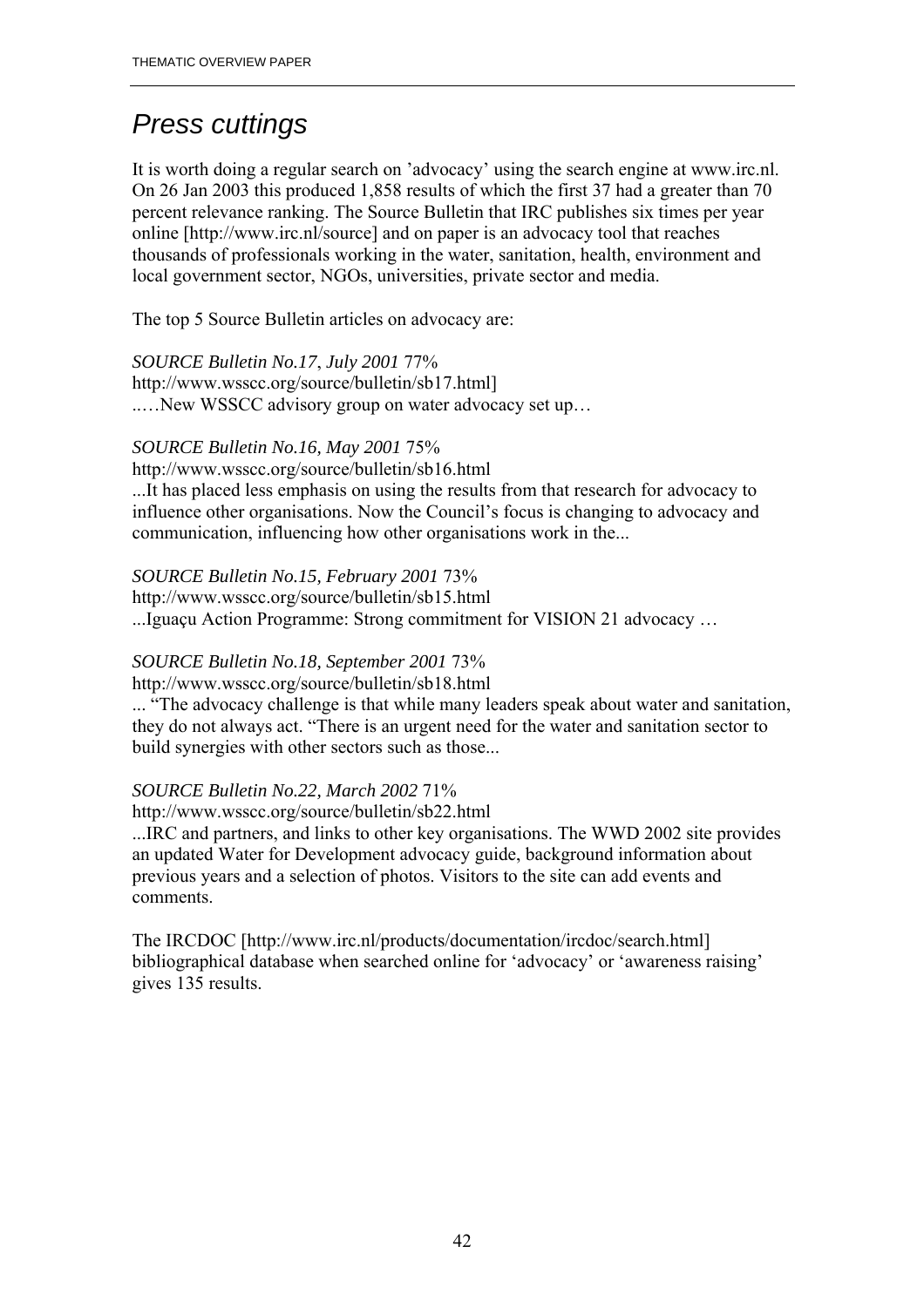## *Press cuttings*

It is worth doing a regular search on 'advocacy' using the search engine at www.irc.nl. On 26 Jan 2003 this produced 1,858 results of which the first 37 had a greater than 70 percent relevance ranking. The Source Bulletin that IRC publishes six times per year online [http://www.irc.nl/source] and on paper is an advocacy tool that reaches thousands of professionals working in the water, sanitation, health, environment and local government sector, NGOs, universities, private sector and media.

The top 5 Source Bulletin articles on advocacy are:

*SOURCE Bulletin No.17, July 2001* 77%
http://www.wsscc.org/source/bulletin/sb17.html]
..…New WSSCC advisory group on water advocacy set up…

*SOURCE Bulletin No.16, May 2001* 75%
http://www.wsscc.org/source/bulletin/sb16.html
...It has placed less emphasis on using the results from that research for advocacy to influence other organisations. Now the Council's focus is changing to advocacy and communication, influencing how other organisations work in the...

*SOURCE Bulletin No.15, February 2001* 73%
http://www.wsscc.org/source/bulletin/sb15.html
...Iguaçu Action Programme: Strong commitment for VISION 21 advocacy …

*SOURCE Bulletin No.18, September 2001* 73%
http://www.wsscc.org/source/bulletin/sb18.html
... "The advocacy challenge is that while many leaders speak about water and sanitation, they do not always act. "There is an urgent need for the water and sanitation sector to build synergies with other sectors such as those...

*SOURCE Bulletin No.22, March 2002* 71%
http://www.wsscc.org/source/bulletin/sb22.html
...IRC and partners, and links to other key organisations. The WWD 2002 site provides an updated Water for Development advocacy guide, background information about previous years and a selection of photos. Visitors to the site can add events and comments.

The IRCDOC [http://www.irc.nl/products/documentation/ircdoc/search.html] bibliographical database when searched online for 'advocacy' or 'awareness raising' gives 135 results.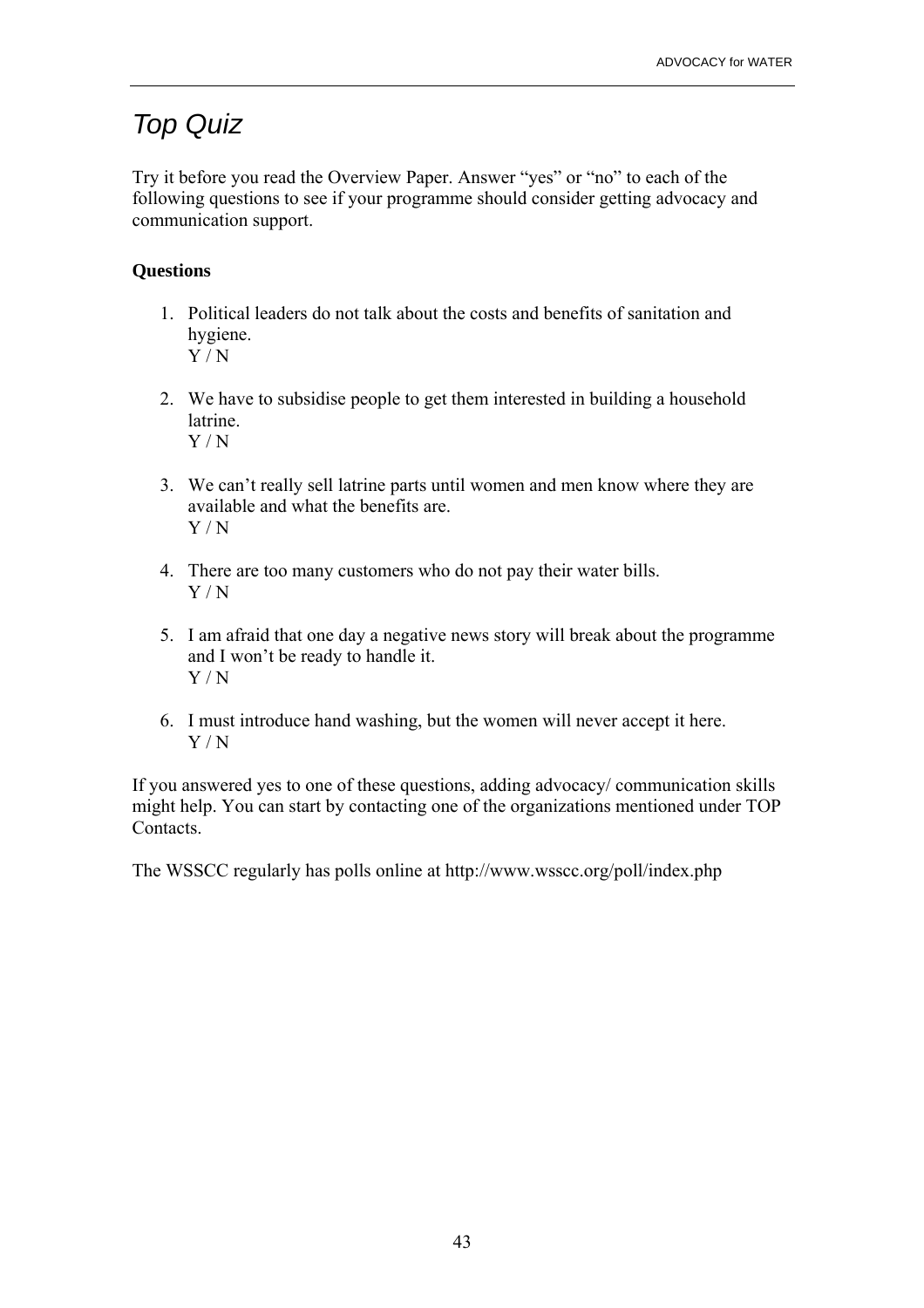# *Top Quiz*

Try it before you read the Overview Paper. Answer "yes" or "no" to each of the following questions to see if your programme should consider getting advocacy and communication support.

**Questions**

1. Political leaders do not talk about the costs and benefits of sanitation and hygiene.
   Y / N

2. We have to subsidise people to get them interested in building a household latrine.
   Y / N

3. We can't really sell latrine parts until women and men know where they are available and what the benefits are.
   Y / N

4. There are too many customers who do not pay their water bills.
   Y / N

5. I am afraid that one day a negative news story will break about the programme and I won't be ready to handle it.
   Y / N

6. I must introduce hand washing, but the women will never accept it here.
   Y / N

If you answered yes to one of these questions, adding advocacy/ communication skills might help. You can start by contacting one of the organizations mentioned under TOP Contacts.

The WSSCC regularly has polls online at http://www.wsscc.org/poll/index.php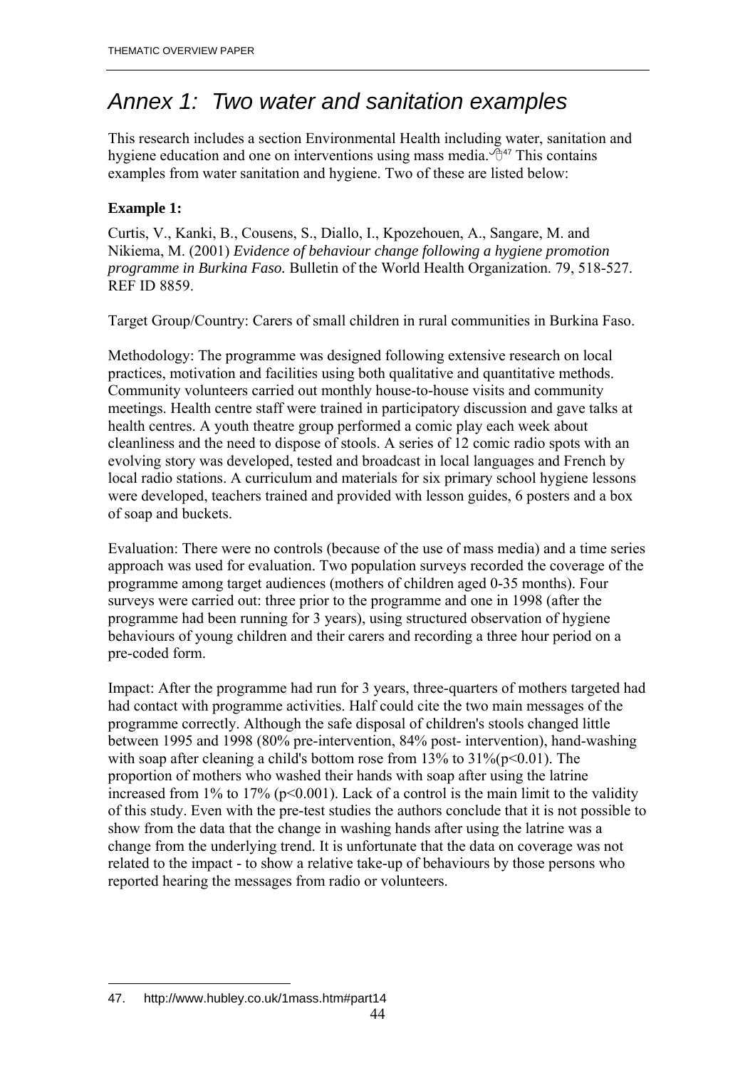# Annex 1: Two water and sanitation examples

This research includes a section Environmental Health including water, sanitation and hygiene education and one on interventions using mass media.[47] This contains examples from water sanitation and hygiene. Two of these are listed below:

**Example 1:**

Curtis, V., Kanki, B., Cousens, S., Diallo, I., Kpozehouen, A., Sangare, M. and Nikiema, M. (2001) *Evidence of behaviour change following a hygiene promotion programme in Burkina Faso.* Bulletin of the World Health Organization. 79, 518-527. REF ID 8859.

Target Group/Country: Carers of small children in rural communities in Burkina Faso.

Methodology: The programme was designed following extensive research on local practices, motivation and facilities using both qualitative and quantitative methods. Community volunteers carried out monthly house-to-house visits and community meetings. Health centre staff were trained in participatory discussion and gave talks at health centres. A youth theatre group performed a comic play each week about cleanliness and the need to dispose of stools. A series of 12 comic radio spots with an evolving story was developed, tested and broadcast in local languages and French by local radio stations. A curriculum and materials for six primary school hygiene lessons were developed, teachers trained and provided with lesson guides, 6 posters and a box of soap and buckets.

Evaluation: There were no controls (because of the use of mass media) and a time series approach was used for evaluation. Two population surveys recorded the coverage of the programme among target audiences (mothers of children aged 0-35 months). Four surveys were carried out: three prior to the programme and one in 1998 (after the programme had been running for 3 years), using structured observation of hygiene behaviours of young children and their carers and recording a three hour period on a pre-coded form.

Impact: After the programme had run for 3 years, three-quarters of mothers targeted had had contact with programme activities. Half could cite the two main messages of the programme correctly. Although the safe disposal of children's stools changed little between 1995 and 1998 (80% pre-intervention, 84% post- intervention), hand-washing with soap after cleaning a child's bottom rose from 13% to 31%($p<0.01$). The proportion of mothers who washed their hands with soap after using the latrine increased from 1% to 17% ($p<0.001$). Lack of a control is the main limit to the validity of this study. Even with the pre-test studies the authors conclude that it is not possible to show from the data that the change in washing hands after using the latrine was a change from the underlying trend. It is unfortunate that the data on coverage was not related to the impact - to show a relative take-up of behaviours by those persons who reported hearing the messages from radio or volunteers.

---

47. http://www.hubley.co.uk/1mass.htm#part14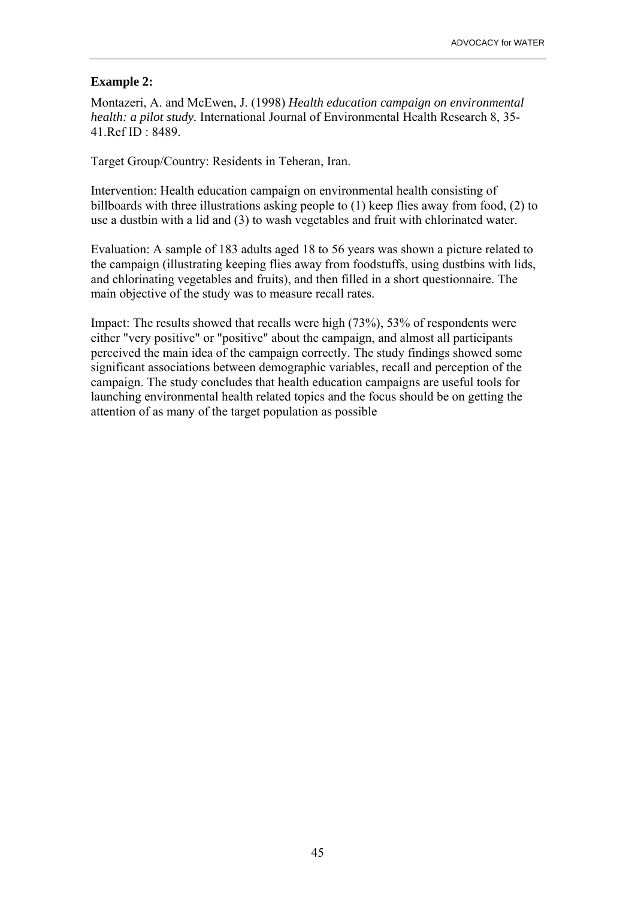**Example 2:**

Montazeri, A. and McEwen, J. (1998) *Health education campaign on environmental health: a pilot study.* International Journal of Environmental Health Research 8, 35-41.Ref ID : 8489.

Target Group/Country: Residents in Teheran, Iran.

Intervention: Health education campaign on environmental health consisting of billboards with three illustrations asking people to (1) keep flies away from food, (2) to use a dustbin with a lid and (3) to wash vegetables and fruit with chlorinated water.

Evaluation: A sample of 183 adults aged 18 to 56 years was shown a picture related to the campaign (illustrating keeping flies away from foodstuffs, using dustbins with lids, and chlorinating vegetables and fruits), and then filled in a short questionnaire. The main objective of the study was to measure recall rates.

Impact: The results showed that recalls were high (73%), 53% of respondents were either "very positive" or "positive" about the campaign, and almost all participants perceived the main idea of the campaign correctly. The study findings showed some significant associations between demographic variables, recall and perception of the campaign. The study concludes that health education campaigns are useful tools for launching environmental health related topics and the focus should be on getting the attention of as many of the target population as possible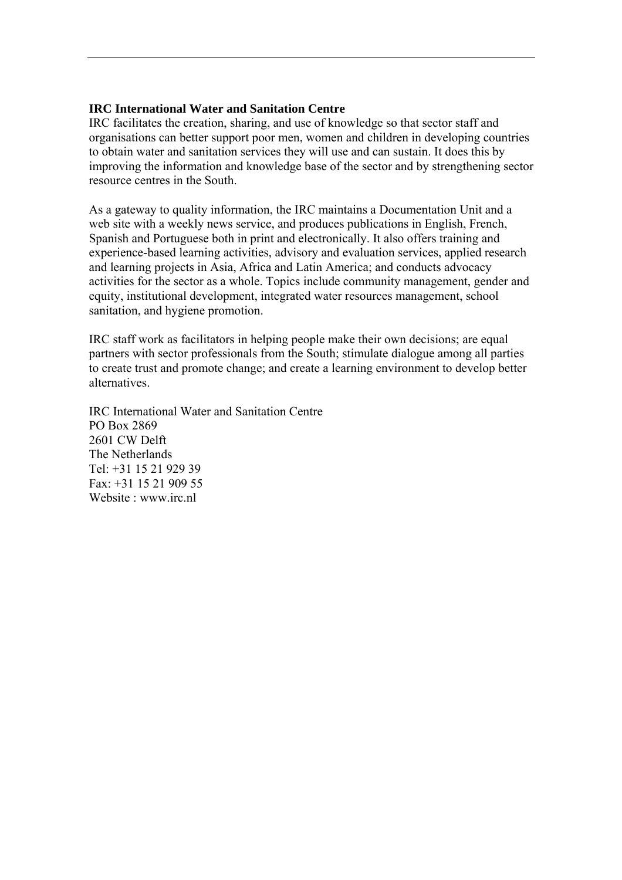**IRC International Water and Sanitation Centre**

IRC facilitates the creation, sharing, and use of knowledge so that sector staff and organisations can better support poor men, women and children in developing countries to obtain water and sanitation services they will use and can sustain. It does this by improving the information and knowledge base of the sector and by strengthening sector resource centres in the South.

As a gateway to quality information, the IRC maintains a Documentation Unit and a web site with a weekly news service, and produces publications in English, French, Spanish and Portuguese both in print and electronically. It also offers training and experience-based learning activities, advisory and evaluation services, applied research and learning projects in Asia, Africa and Latin America; and conducts advocacy activities for the sector as a whole. Topics include community management, gender and equity, institutional development, integrated water resources management, school sanitation, and hygiene promotion.

IRC staff work as facilitators in helping people make their own decisions; are equal partners with sector professionals from the South; stimulate dialogue among all parties to create trust and promote change; and create a learning environment to develop better alternatives.

IRC International Water and Sanitation Centre
PO Box 2869
2601 CW Delft
The Netherlands
Tel: +31 15 21 929 39
Fax: +31 15 21 909 55
Website : www.irc.nl